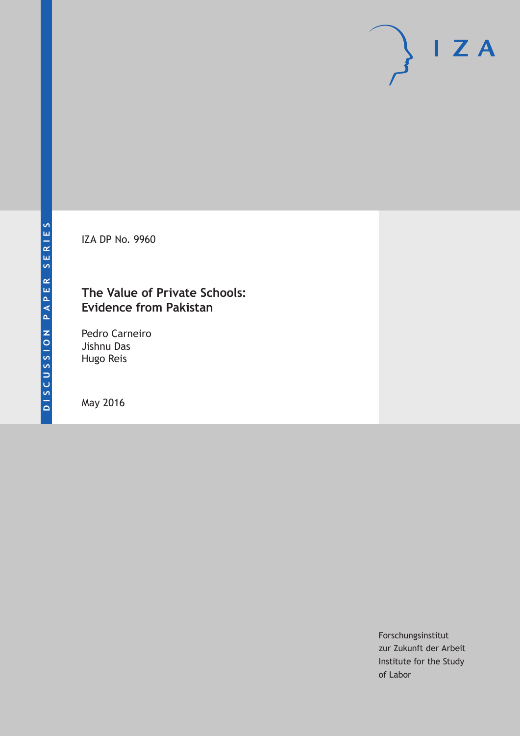DISCUSSION PAPER SERIES

IZA DP No. 9960

# The Value of Private Schools: Evidence from Pakistan

Pedro Carneiro
Jishnu Das
Hugo Reis

May 2016

Forschungsinstitut
zur Zukunft der Arbeit
Institute for the Study
of Labor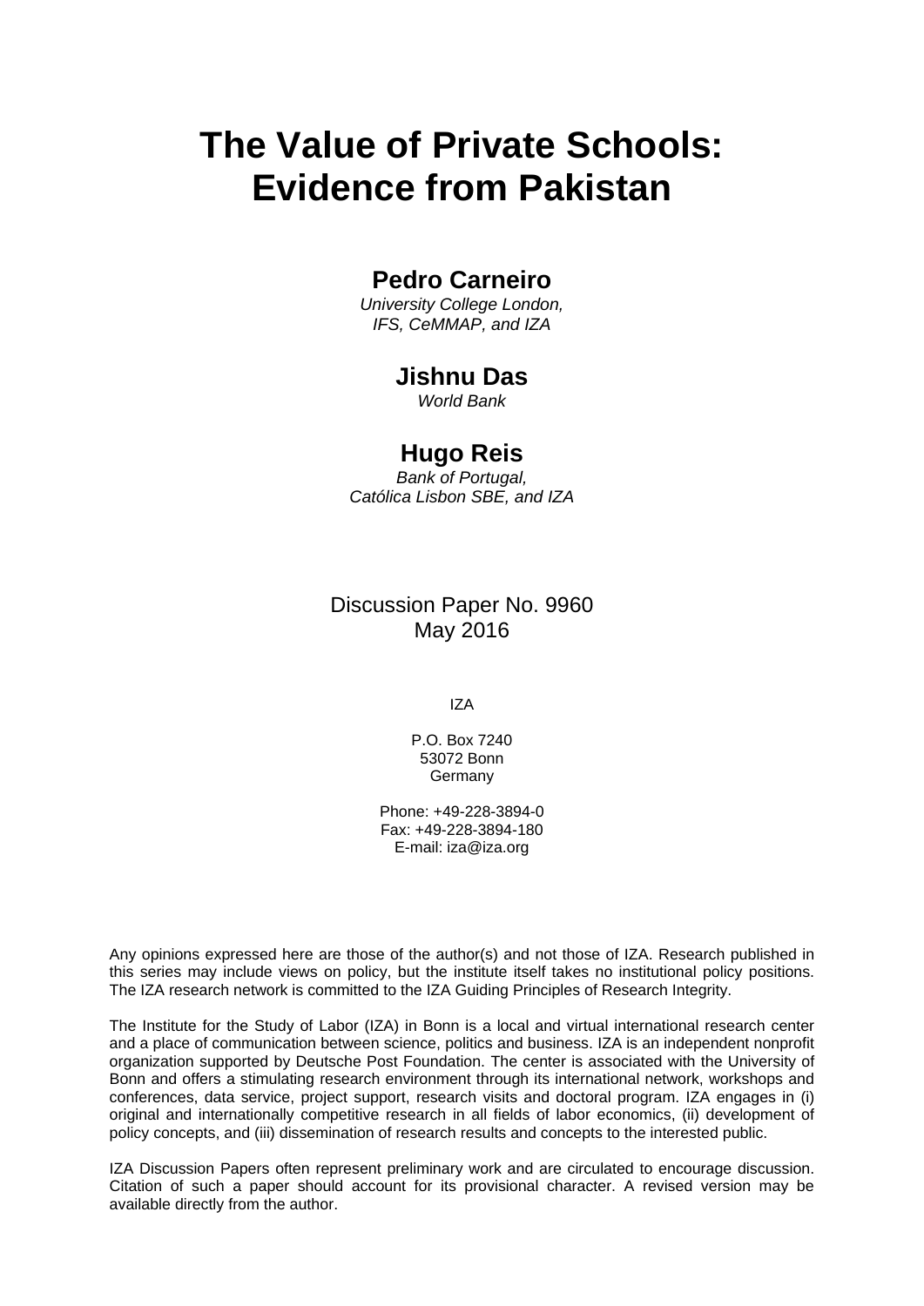# The Value of Private Schools: Evidence from Pakistan

**Pedro Carneiro**

*University College London, IFS, CeMMAP, and IZA*

**Jishnu Das**

*World Bank*

**Hugo Reis**

*Bank of Portugal, Católica Lisbon SBE, and IZA*

Discussion Paper No. 9960
May 2016

IZA

P.O. Box 7240
53072 Bonn
Germany

Phone: +49-228-3894-0
Fax: +49-228-3894-180
E-mail: iza@iza.org

Any opinions expressed here are those of the author(s) and not those of IZA. Research published in this series may include views on policy, but the institute itself takes no institutional policy positions. The IZA research network is committed to the IZA Guiding Principles of Research Integrity.

The Institute for the Study of Labor (IZA) in Bonn is a local and virtual international research center and a place of communication between science, politics and business. IZA is an independent nonprofit organization supported by Deutsche Post Foundation. The center is associated with the University of Bonn and offers a stimulating research environment through its international network, workshops and conferences, data service, project support, research visits and doctoral program. IZA engages in (i) original and internationally competitive research in all fields of labor economics, (ii) development of policy concepts, and (iii) dissemination of research results and concepts to the interested public.

IZA Discussion Papers often represent preliminary work and are circulated to encourage discussion. Citation of such a paper should account for its provisional character. A revised version may be available directly from the author.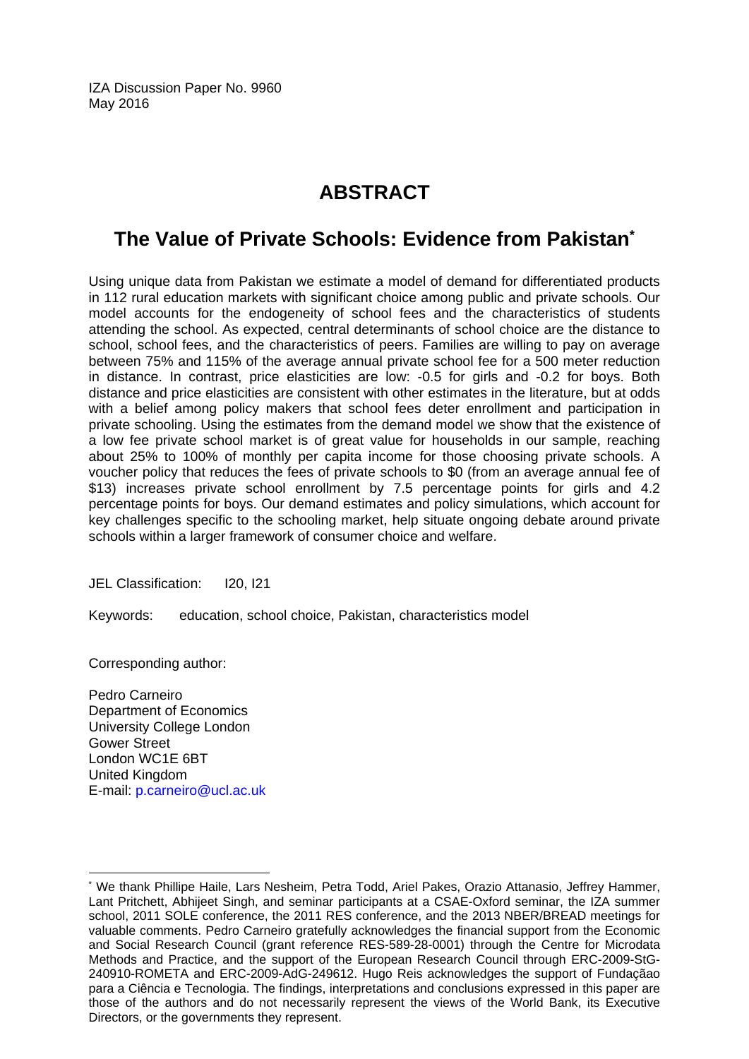IZA Discussion Paper No. 9960
May 2016

# ABSTRACT

## The Value of Private Schools: Evidence from Pakistan*

Using unique data from Pakistan we estimate a model of demand for differentiated products in 112 rural education markets with significant choice among public and private schools. Our model accounts for the endogeneity of school fees and the characteristics of students attending the school. As expected, central determinants of school choice are the distance to school, school fees, and the characteristics of peers. Families are willing to pay on average between 75% and 115% of the average annual private school fee for a 500 meter reduction in distance. In contrast, price elasticities are low: -0.5 for girls and -0.2 for boys. Both distance and price elasticities are consistent with other estimates in the literature, but at odds with a belief among policy makers that school fees deter enrollment and participation in private schooling. Using the estimates from the demand model we show that the existence of a low fee private school market is of great value for households in our sample, reaching about 25% to 100% of monthly per capita income for those choosing private schools. A voucher policy that reduces the fees of private schools to \$0 (from an average annual fee of \$13) increases private school enrollment by 7.5 percentage points for girls and 4.2 percentage points for boys. Our demand estimates and policy simulations, which account for key challenges specific to the schooling market, help situate ongoing debate around private schools within a larger framework of consumer choice and welfare.

JEL Classification: I20, I21

Keywords: education, school choice, Pakistan, characteristics model

Corresponding author:

Pedro Carneiro
Department of Economics
University College London
Gower Street
London WC1E 6BT
United Kingdom
E-mail: p.carneiro@ucl.ac.uk

---

* We thank Phillipe Haile, Lars Nesheim, Petra Todd, Ariel Pakes, Orazio Attanasio, Jeffrey Hammer, Lant Pritchett, Abhijeet Singh, and seminar participants at a CSAE-Oxford seminar, the IZA summer school, 2011 SOLE conference, the 2011 RES conference, and the 2013 NBER/BREAD meetings for valuable comments. Pedro Carneiro gratefully acknowledges the financial support from the Economic and Social Research Council (grant reference RES-589-28-0001) through the Centre for Microdata Methods and Practice, and the support of the European Research Council through ERC-2009-StG-240910-ROMETA and ERC-2009-AdG-249612. Hugo Reis acknowledges the support of Fundaçãao para a Ciência e Tecnologia. The findings, interpretations and conclusions expressed in this paper are those of the authors and do not necessarily represent the views of the World Bank, its Executive Directors, or the governments they represent.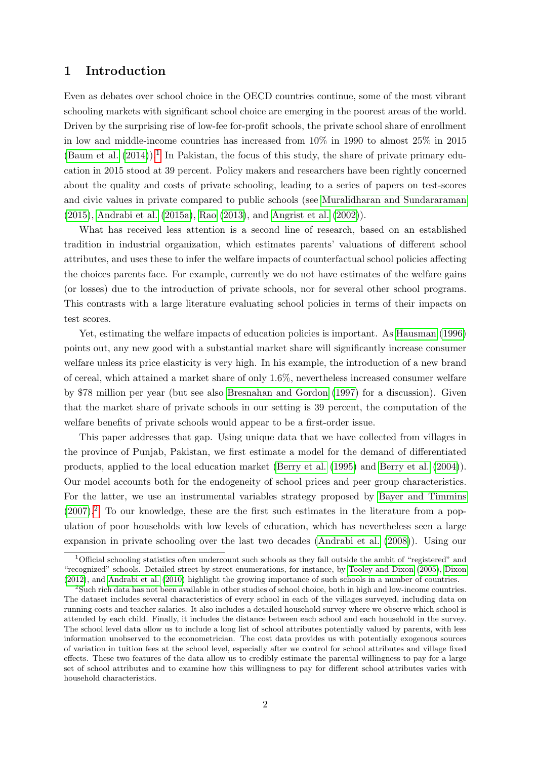## 1 Introduction

Even as debates over school choice in the OECD countries continue, some of the most vibrant schooling markets with significant school choice are emerging in the poorest areas of the world. Driven by the surprising rise of low-fee for-profit schools, the private school share of enrollment in low and middle-income countries has increased from 10% in 1990 to almost 25% in 2015 (Baum et al. (2014)).[1] In Pakistan, the focus of this study, the share of private primary education in 2015 stood at 39 percent. Policy makers and researchers have been rightly concerned about the quality and costs of private schooling, leading to a series of papers on test-scores and civic values in private compared to public schools (see Muralidharan and Sundararaman (2015), Andrabi et al. (2015a), Rao (2013), and Angrist et al. (2002)).

What has received less attention is a second line of research, based on an established tradition in industrial organization, which estimates parents' valuations of different school attributes, and uses these to infer the welfare impacts of counterfactual school policies affecting the choices parents face. For example, currently we do not have estimates of the welfare gains (or losses) due to the introduction of private schools, nor for several other school programs. This contrasts with a large literature evaluating school policies in terms of their impacts on test scores.

Yet, estimating the welfare impacts of education policies is important. As Hausman (1996) points out, any new good with a substantial market share will significantly increase consumer welfare unless its price elasticity is very high. In his example, the introduction of a new brand of cereal, which attained a market share of only 1.6%, nevertheless increased consumer welfare by \$78 million per year (but see also Bresnahan and Gordon (1997) for a discussion). Given that the market share of private schools in our setting is 39 percent, the computation of the welfare benefits of private schools would appear to be a first-order issue.

This paper addresses that gap. Using unique data that we have collected from villages in the province of Punjab, Pakistan, we first estimate a model for the demand of differentiated products, applied to the local education market (Berry et al. (1995) and Berry et al. (2004)). Our model accounts both for the endogeneity of school prices and peer group characteristics. For the latter, we use an instrumental variables strategy proposed by Bayer and Timmins (2007).[2] To our knowledge, these are the first such estimates in the literature from a population of poor households with low levels of education, which has nevertheless seen a large expansion in private schooling over the last two decades (Andrabi et al. (2008)). Using our

[1] Official schooling statistics often undercount such schools as they fall outside the ambit of "registered" and "recognized" schools. Detailed street-by-street enumerations, for instance, by Tooley and Dixon (2005), Dixon (2012), and Andrabi et al. (2010) highlight the growing importance of such schools in a number of countries.

[2] Such rich data has not been available in other studies of school choice, both in high and low-income countries. The dataset includes several characteristics of every school in each of the villages surveyed, including data on running costs and teacher salaries. It also includes a detailed household survey where we observe which school is attended by each child. Finally, it includes the distance between each school and each household in the survey. The school level data allow us to include a long list of school attributes potentially valued by parents, with less information unobserved to the econometrician. The cost data provides us with potentially exogenous sources of variation in tuition fees at the school level, especially after we control for school attributes and village fixed effects. These two features of the data allow us to credibly estimate the parental willingness to pay for a large set of school attributes and to examine how this willingness to pay for different school attributes varies with household characteristics.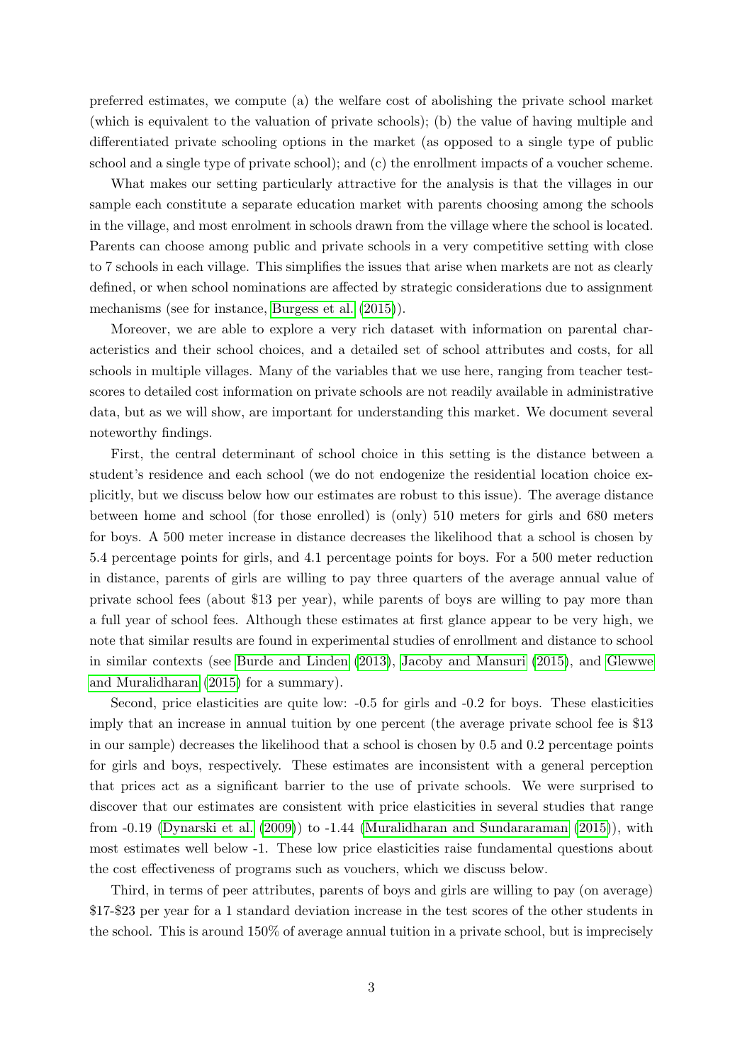preferred estimates, we compute (a) the welfare cost of abolishing the private school market (which is equivalent to the valuation of private schools); (b) the value of having multiple and differentiated private schooling options in the market (as opposed to a single type of public school and a single type of private school); and (c) the enrollment impacts of a voucher scheme.

What makes our setting particularly attractive for the analysis is that the villages in our sample each constitute a separate education market with parents choosing among the schools in the village, and most enrolment in schools drawn from the village where the school is located. Parents can choose among public and private schools in a very competitive setting with close to 7 schools in each village. This simplifies the issues that arise when markets are not as clearly defined, or when school nominations are affected by strategic considerations due to assignment mechanisms (see for instance, Burgess et al. (2015)).

Moreover, we are able to explore a very rich dataset with information on parental characteristics and their school choices, and a detailed set of school attributes and costs, for all schools in multiple villages. Many of the variables that we use here, ranging from teacher test-scores to detailed cost information on private schools are not readily available in administrative data, but as we will show, are important for understanding this market. We document several noteworthy findings.

First, the central determinant of school choice in this setting is the distance between a student's residence and each school (we do not endogenize the residential location choice explicitly, but we discuss below how our estimates are robust to this issue). The average distance between home and school (for those enrolled) is (only) 510 meters for girls and 680 meters for boys. A 500 meter increase in distance decreases the likelihood that a school is chosen by 5.4 percentage points for girls, and 4.1 percentage points for boys. For a 500 meter reduction in distance, parents of girls are willing to pay three quarters of the average annual value of private school fees (about $13 per year), while parents of boys are willing to pay more than a full year of school fees. Although these estimates at first glance appear to be very high, we note that similar results are found in experimental studies of enrollment and distance to school in similar contexts (see Burde and Linden (2013), Jacoby and Mansuri (2015), and Glewwe and Muralidharan (2015) for a summary).

Second, price elasticities are quite low: -0.5 for girls and -0.2 for boys. These elasticities imply that an increase in annual tuition by one percent (the average private school fee is $13 in our sample) decreases the likelihood that a school is chosen by 0.5 and 0.2 percentage points for girls and boys, respectively. These estimates are inconsistent with a general perception that prices act as a significant barrier to the use of private schools. We were surprised to discover that our estimates are consistent with price elasticities in several studies that range from -0.19 (Dynarski et al. (2009)) to -1.44 (Muralidharan and Sundararaman (2015)), with most estimates well below -1. These low price elasticities raise fundamental questions about the cost effectiveness of programs such as vouchers, which we discuss below.

Third, in terms of peer attributes, parents of boys and girls are willing to pay (on average) $17-$23 per year for a 1 standard deviation increase in the test scores of the other students in the school. This is around 150% of average annual tuition in a private school, but is imprecisely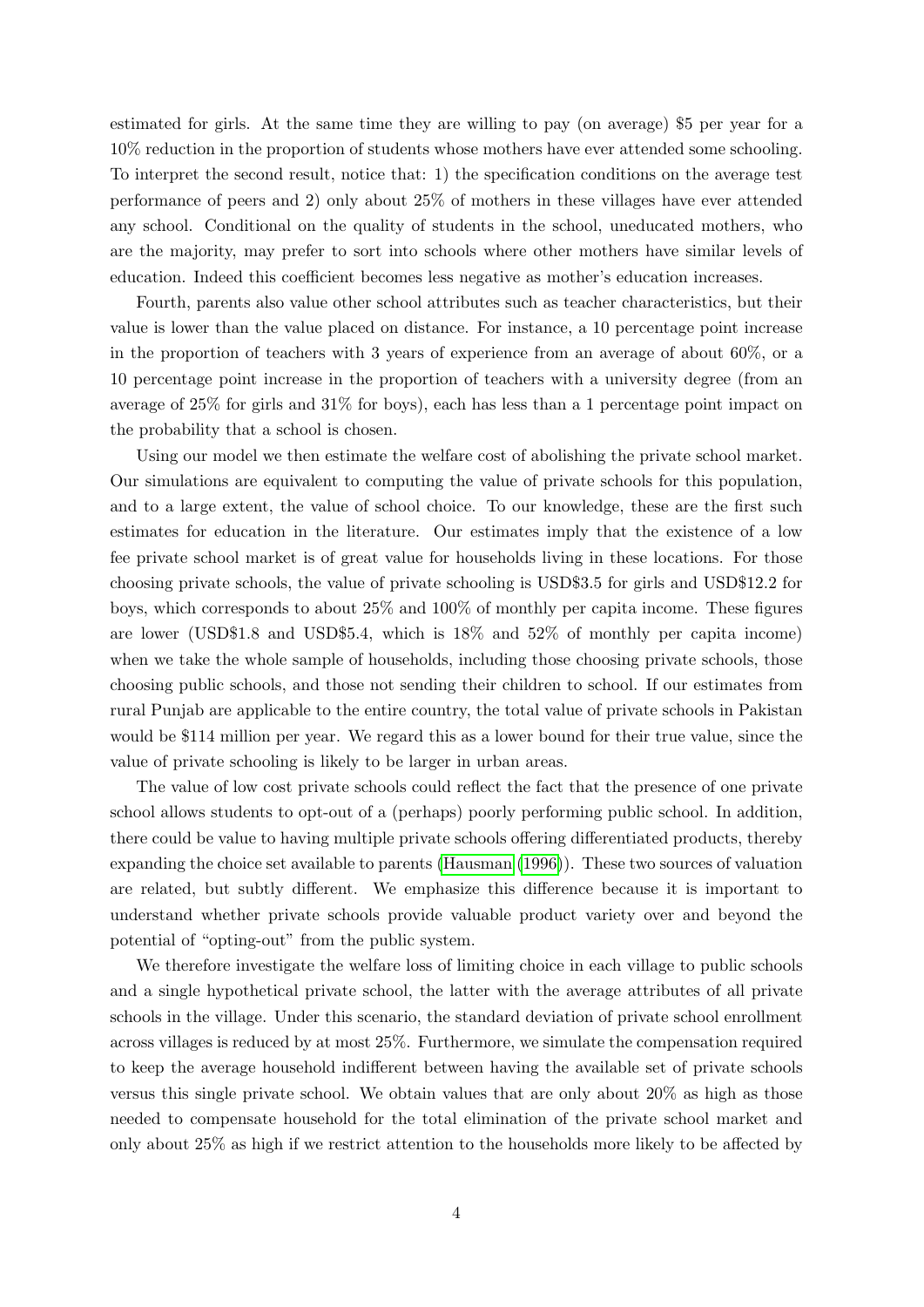estimated for girls. At the same time they are willing to pay (on average) \$5 per year for a 10% reduction in the proportion of students whose mothers have ever attended some schooling. To interpret the second result, notice that: 1) the specification conditions on the average test performance of peers and 2) only about 25% of mothers in these villages have ever attended any school. Conditional on the quality of students in the school, uneducated mothers, who are the majority, may prefer to sort into schools where other mothers have similar levels of education. Indeed this coefficient becomes less negative as mother's education increases.

Fourth, parents also value other school attributes such as teacher characteristics, but their value is lower than the value placed on distance. For instance, a 10 percentage point increase in the proportion of teachers with 3 years of experience from an average of about 60%, or a 10 percentage point increase in the proportion of teachers with a university degree (from an average of 25% for girls and 31% for boys), each has less than a 1 percentage point impact on the probability that a school is chosen.

Using our model we then estimate the welfare cost of abolishing the private school market. Our simulations are equivalent to computing the value of private schools for this population, and to a large extent, the value of school choice. To our knowledge, these are the first such estimates for education in the literature. Our estimates imply that the existence of a low fee private school market is of great value for households living in these locations. For those choosing private schools, the value of private schooling is USD\$3.5 for girls and USD\$12.2 for boys, which corresponds to about 25% and 100% of monthly per capita income. These figures are lower (USD\$1.8 and USD\$5.4, which is 18% and 52% of monthly per capita income) when we take the whole sample of households, including those choosing private schools, those choosing public schools, and those not sending their children to school. If our estimates from rural Punjab are applicable to the entire country, the total value of private schools in Pakistan would be \$114 million per year. We regard this as a lower bound for their true value, since the value of private schooling is likely to be larger in urban areas.

The value of low cost private schools could reflect the fact that the presence of one private school allows students to opt-out of a (perhaps) poorly performing public school. In addition, there could be value to having multiple private schools offering differentiated products, thereby expanding the choice set available to parents (Hausman (1996)). These two sources of valuation are related, but subtly different. We emphasize this difference because it is important to understand whether private schools provide valuable product variety over and beyond the potential of "opting-out" from the public system.

We therefore investigate the welfare loss of limiting choice in each village to public schools and a single hypothetical private school, the latter with the average attributes of all private schools in the village. Under this scenario, the standard deviation of private school enrollment across villages is reduced by at most 25%. Furthermore, we simulate the compensation required to keep the average household indifferent between having the available set of private schools versus this single private school. We obtain values that are only about 20% as high as those needed to compensate household for the total elimination of the private school market and only about 25% as high if we restrict attention to the households more likely to be affected by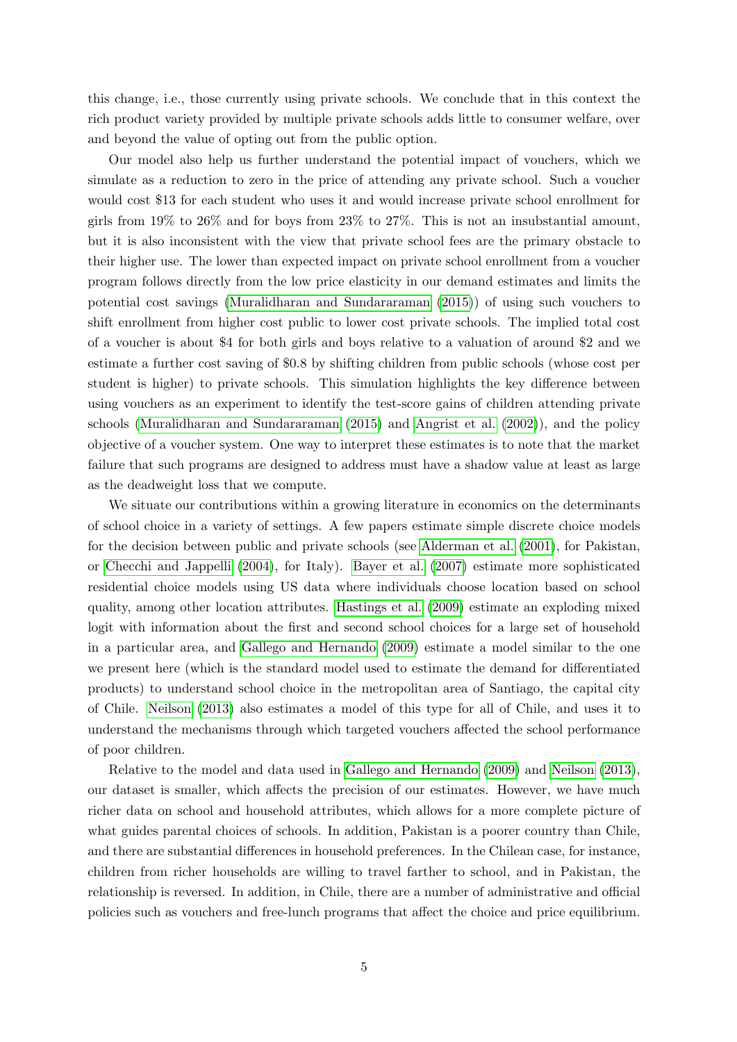this change, i.e., those currently using private schools. We conclude that in this context the rich product variety provided by multiple private schools adds little to consumer welfare, over and beyond the value of opting out from the public option.

Our model also help us further understand the potential impact of vouchers, which we simulate as a reduction to zero in the price of attending any private school. Such a voucher would cost \$13 for each student who uses it and would increase private school enrollment for girls from 19% to 26% and for boys from 23% to 27%. This is not an insubstantial amount, but it is also inconsistent with the view that private school fees are the primary obstacle to their higher use. The lower than expected impact on private school enrollment from a voucher program follows directly from the low price elasticity in our demand estimates and limits the potential cost savings (Muralidharan and Sundararaman (2015)) of using such vouchers to shift enrollment from higher cost public to lower cost private schools. The implied total cost of a voucher is about \$4 for both girls and boys relative to a valuation of around \$2 and we estimate a further cost saving of \$0.8 by shifting children from public schools (whose cost per student is higher) to private schools. This simulation highlights the key difference between using vouchers as an experiment to identify the test-score gains of children attending private schools (Muralidharan and Sundararaman (2015) and Angrist et al. (2002)), and the policy objective of a voucher system. One way to interpret these estimates is to note that the market failure that such programs are designed to address must have a shadow value at least as large as the deadweight loss that we compute.

We situate our contributions within a growing literature in economics on the determinants of school choice in a variety of settings. A few papers estimate simple discrete choice models for the decision between public and private schools (see Alderman et al. (2001), for Pakistan, or Checchi and Jappelli (2004), for Italy). Bayer et al. (2007) estimate more sophisticated residential choice models using US data where individuals choose location based on school quality, among other location attributes. Hastings et al. (2009) estimate an exploding mixed logit with information about the first and second school choices for a large set of household in a particular area, and Gallego and Hernando (2009) estimate a model similar to the one we present here (which is the standard model used to estimate the demand for differentiated products) to understand school choice in the metropolitan area of Santiago, the capital city of Chile. Neilson (2013) also estimates a model of this type for all of Chile, and uses it to understand the mechanisms through which targeted vouchers affected the school performance of poor children.

Relative to the model and data used in Gallego and Hernando (2009) and Neilson (2013), our dataset is smaller, which affects the precision of our estimates. However, we have much richer data on school and household attributes, which allows for a more complete picture of what guides parental choices of schools. In addition, Pakistan is a poorer country than Chile, and there are substantial differences in household preferences. In the Chilean case, for instance, children from richer households are willing to travel farther to school, and in Pakistan, the relationship is reversed. In addition, in Chile, there are a number of administrative and official policies such as vouchers and free-lunch programs that affect the choice and price equilibrium.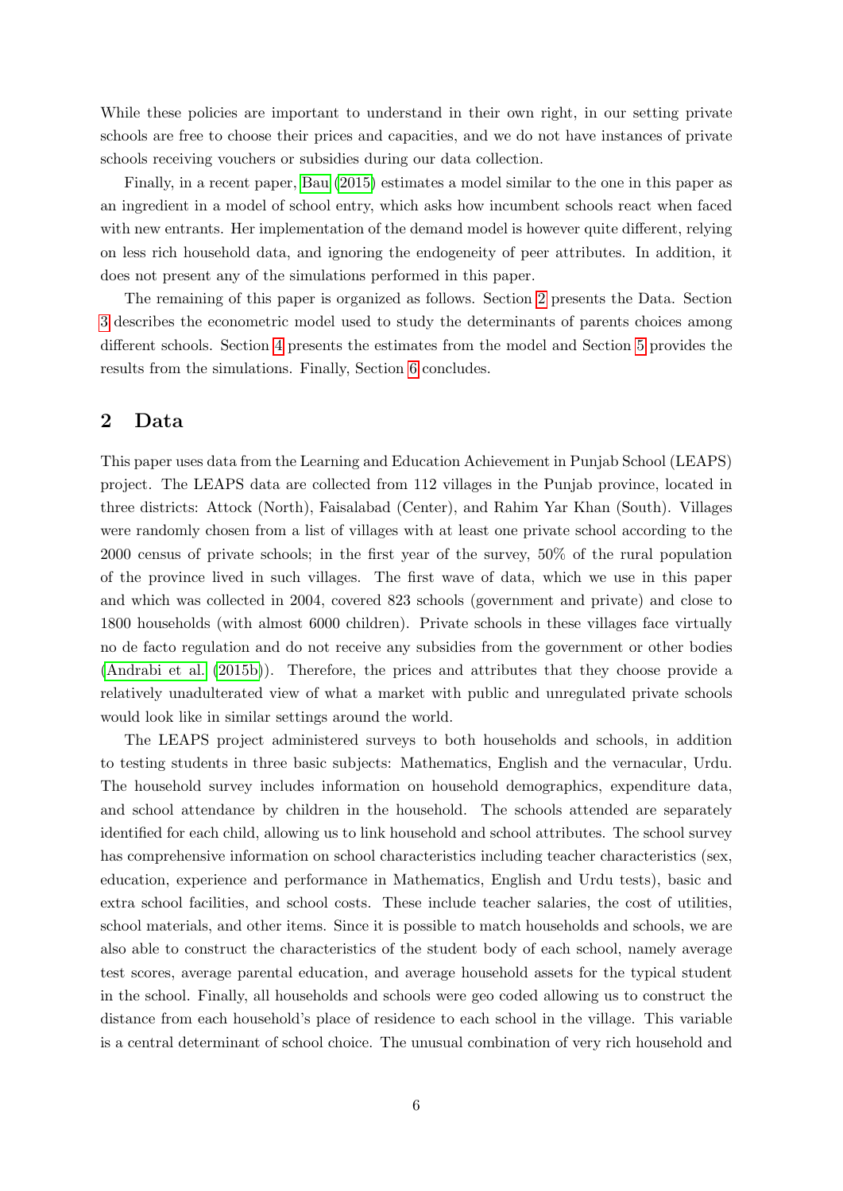While these policies are important to understand in their own right, in our setting private schools are free to choose their prices and capacities, and we do not have instances of private schools receiving vouchers or subsidies during our data collection.

Finally, in a recent paper, Bau (2015) estimates a model similar to the one in this paper as an ingredient in a model of school entry, which asks how incumbent schools react when faced with new entrants. Her implementation of the demand model is however quite different, relying on less rich household data, and ignoring the endogeneity of peer attributes. In addition, it does not present any of the simulations performed in this paper.

The remaining of this paper is organized as follows. Section 2 presents the Data. Section 3 describes the econometric model used to study the determinants of parents choices among different schools. Section 4 presents the estimates from the model and Section 5 provides the results from the simulations. Finally, Section 6 concludes.

## 2 Data

This paper uses data from the Learning and Education Achievement in Punjab School (LEAPS) project. The LEAPS data are collected from 112 villages in the Punjab province, located in three districts: Attock (North), Faisalabad (Center), and Rahim Yar Khan (South). Villages were randomly chosen from a list of villages with at least one private school according to the 2000 census of private schools; in the first year of the survey, 50% of the rural population of the province lived in such villages. The first wave of data, which we use in this paper and which was collected in 2004, covered 823 schools (government and private) and close to 1800 households (with almost 6000 children). Private schools in these villages face virtually no de facto regulation and do not receive any subsidies from the government or other bodies (Andrabi et al. (2015b)). Therefore, the prices and attributes that they choose provide a relatively unadulterated view of what a market with public and unregulated private schools would look like in similar settings around the world.

The LEAPS project administered surveys to both households and schools, in addition to testing students in three basic subjects: Mathematics, English and the vernacular, Urdu. The household survey includes information on household demographics, expenditure data, and school attendance by children in the household. The schools attended are separately identified for each child, allowing us to link household and school attributes. The school survey has comprehensive information on school characteristics including teacher characteristics (sex, education, experience and performance in Mathematics, English and Urdu tests), basic and extra school facilities, and school costs. These include teacher salaries, the cost of utilities, school materials, and other items. Since it is possible to match households and schools, we are also able to construct the characteristics of the student body of each school, namely average test scores, average parental education, and average household assets for the typical student in the school. Finally, all households and schools were geo coded allowing us to construct the distance from each household's place of residence to each school in the village. This variable is a central determinant of school choice. The unusual combination of very rich household and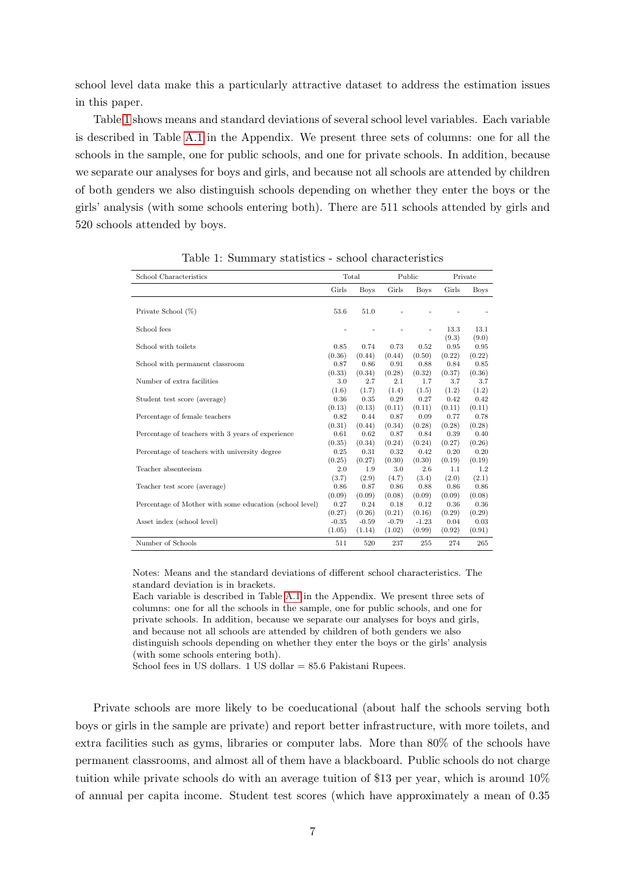school level data make this a particularly attractive dataset to address the estimation issues in this paper.

Table 1 shows means and standard deviations of several school level variables. Each variable is described in Table A.1 in the Appendix. We present three sets of columns: one for all the schools in the sample, one for public schools, and one for private schools. In addition, because we separate our analyses for boys and girls, and because not all schools are attended by children of both genders we also distinguish schools depending on whether they enter the boys or the girls' analysis (with some schools entering both). There are 511 schools attended by girls and 520 schools attended by boys.

Table 1: Summary statistics - school characteristics

| School Characteristics | Total | | Public | | Private | |
|---|---|---|---|---|---|---|
| | Girls | Boys | Girls | Boys | Girls | Boys |
| Private School (%) | 53.6 | 51.0 | - | - | - | - |
| School fees | - | - | - | - | 13.3 | 13.1 |
| | | | | | (9.3) | (9.0) |
| School with toilets | 0.85 | 0.74 | 0.73 | 0.52 | 0.95 | 0.95 |
| | (0.36) | (0.44) | (0.44) | (0.50) | (0.22) | (0.22) |
| School with permanent classroom | 0.87 | 0.86 | 0.91 | 0.88 | 0.84 | 0.85 |
| | (0.33) | (0.34) | (0.28) | (0.32) | (0.37) | (0.36) |
| Number of extra facilities | 3.0 | 2.7 | 2.1 | 1.7 | 3.7 | 3.7 |
| | (1.6) | (1.7) | (1.4) | (1.5) | (1.2) | (1.2) |
| Student test score (average) | 0.36 | 0.35 | 0.29 | 0.27 | 0.42 | 0.42 |
| | (0.13) | (0.13) | (0.11) | (0.11) | (0.11) | (0.11) |
| Percentage of female teachers | 0.82 | 0.44 | 0.87 | 0.09 | 0.77 | 0.78 |
| | (0.31) | (0.44) | (0.34) | (0.28) | (0.28) | (0.28) |
| Percentage of teachers with 3 years of experience | 0.61 | 0.62 | 0.87 | 0.84 | 0.39 | 0.40 |
| | (0.35) | (0.34) | (0.24) | (0.24) | (0.27) | (0.26) |
| Percentage of teachers with university degree | 0.25 | 0.31 | 0.32 | 0.42 | 0.20 | 0.20 |
| | (0.25) | (0.27) | (0.30) | (0.30) | (0.19) | (0.19) |
| Teacher absenteeism | 2.0 | 1.9 | 3.0 | 2.6 | 1.1 | 1.2 |
| | (3.7) | (2.9) | (4.7) | (3.4) | (2.0) | (2.1) |
| Teacher test score (average) | 0.86 | 0.87 | 0.86 | 0.88 | 0.86 | 0.86 |
| | (0.09) | (0.09) | (0.08) | (0.09) | (0.09) | (0.08) |
| Percentage of Mother with some education (school level) | 0.27 | 0.24 | 0.18 | 0.12 | 0.36 | 0.36 |
| | (0.27) | (0.26) | (0.21) | (0.16) | (0.29) | (0.29) |
| Asset index (school level) | -0.35 | -0.59 | -0.79 | -1.23 | 0.04 | 0.03 |
| | (1.05) | (1.14) | (1.02) | (0.99) | (0.92) | (0.91) |
| Number of Schools | 511 | 520 | 237 | 255 | 274 | 265 |

Notes: Means and the standard deviations of different school characteristics. The standard deviation is in brackets.
Each variable is described in Table A.1 in the Appendix. We present three sets of columns: one for all the schools in the sample, one for public schools, and one for private schools. In addition, because we separate our analyses for boys and girls, and because not all schools are attended by children of both genders we also distinguish schools depending on whether they enter the boys or the girls' analysis (with some schools entering both).
School fees in US dollars. 1 US dollar = 85.6 Pakistani Rupees.

Private schools are more likely to be coeducational (about half the schools serving both boys or girls in the sample are private) and report better infrastructure, with more toilets, and extra facilities such as gyms, libraries or computer labs. More than 80% of the schools have permanent classrooms, and almost all of them have a blackboard. Public schools do not charge tuition while private schools do with an average tuition of $13 per year, which is around 10% of annual per capita income. Student test scores (which have approximately a mean of 0.35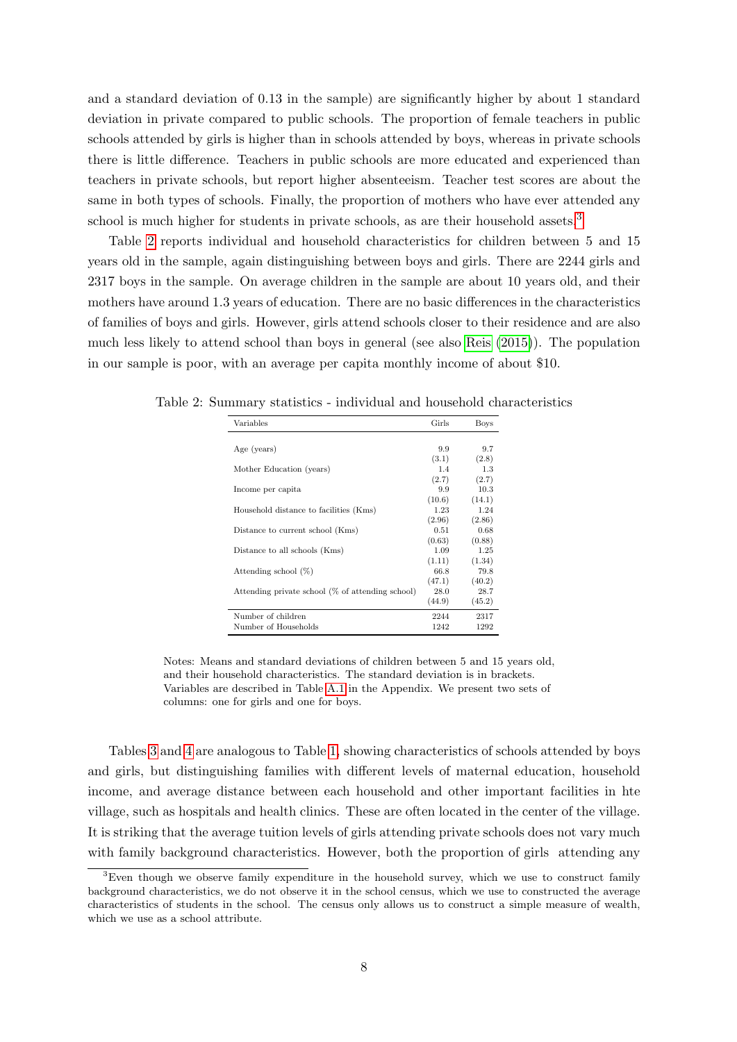and a standard deviation of 0.13 in the sample) are significantly higher by about 1 standard deviation in private compared to public schools. The proportion of female teachers in public schools attended by girls is higher than in schools attended by boys, whereas in private schools there is little difference. Teachers in public schools are more educated and experienced than teachers in private schools, but report higher absenteeism. Teacher test scores are about the same in both types of schools. Finally, the proportion of mothers who have ever attended any school is much higher for students in private schools, as are their household assets.[3]

Table 2 reports individual and household characteristics for children between 5 and 15 years old in the sample, again distinguishing between boys and girls. There are 2244 girls and 2317 boys in the sample. On average children in the sample are about 10 years old, and their mothers have around 1.3 years of education. There are no basic differences in the characteristics of families of boys and girls. However, girls attend schools closer to their residence and are also much less likely to attend school than boys in general (see also Reis (2015)). The population in our sample is poor, with an average per capita monthly income of about $10.

Table 2: Summary statistics - individual and household characteristics

| Variables | Girls | Boys |
|---|---|---|
| Age (years) | 9.9 | 9.7 |
| | (3.1) | (2.8) |
| Mother Education (years) | 1.4 | 1.3 |
| | (2.7) | (2.7) |
| Income per capita | 9.9 | 10.3 |
| | (10.6) | (14.1) |
| Household distance to facilities (Kms) | 1.23 | 1.24 |
| | (2.96) | (2.86) |
| Distance to current school (Kms) | 0.51 | 0.68 |
| | (0.63) | (0.88) |
| Distance to all schools (Kms) | 1.09 | 1.25 |
| | (1.11) | (1.34) |
| Attending school (%) | 66.8 | 79.8 |
| | (47.1) | (40.2) |
| Attending private school (% of attending school) | 28.0 | 28.7 |
| | (44.9) | (45.2) |
| Number of children | 2244 | 2317 |
| Number of Households | 1242 | 1292 |

Notes: Means and standard deviations of children between 5 and 15 years old, and their household characteristics. The standard deviation is in brackets. Variables are described in Table A.1 in the Appendix. We present two sets of columns: one for girls and one for boys.

Tables 3 and 4 are analogous to Table 1, showing characteristics of schools attended by boys and girls, but distinguishing families with different levels of maternal education, household income, and average distance between each household and other important facilities in hte village, such as hospitals and health clinics. These are often located in the center of the village. It is striking that the average tuition levels of girls attending private schools does not vary much with family background characteristics. However, both the proportion of girls attending any

[3] Even though we observe family expenditure in the household survey, which we use to construct family background characteristics, we do not observe it in the school census, which we use to constructed the average characteristics of students in the school. The census only allows us to construct a simple measure of wealth, which we use as a school attribute.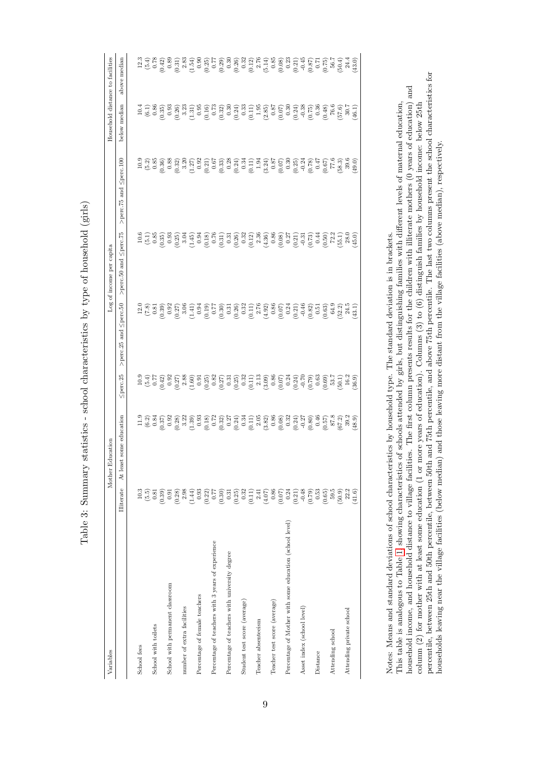# Table 3: Summary statistics - school characteristics by type of household (girls)

| Variables | Mother Education | | Log of income per capita | | | | Household distance to facilities | |
|---|---|---|---|---|---|---|---|---|
| | Illiterate | At least some education | ≤perc.25 | >perc.25 and ≤perc.50 | >perc.50 and ≤perc.75 | >perc.75 and ≤perc.100 | below median | above median |
| School fees | 10.3 | 11.9 | 10.9 | 12.0 | 10.6 | 10.9 | 10.4 | 12.3 |
| | (5.5) | (6.2) | (5.4) | (7.8) | (5.1) | (5.2) | (6.1) | (5.4) |
| School with toilets | 0.81 | 0.84 | 0.77 | 0.81 | 0.85 | 0.85 | 0.86 | 0.78 |
| | (0.39) | (0.37) | (0.42) | (0.39) | (0.35) | (0.36) | (0.35) | (0.42) |
| School with permanent classroom | 0.91 | 0.92 | 0.92 | 0.92 | 0.93 | 0.88 | 0.93 | 0.89 |
| | (0.28) | (0.28) | (0.27) | (0.27) | (0.25) | (0.32) | (0.26) | (0.31) |
| number of extra facilities | 2.98 | 3.22 | 2.88 | 3.06 | 3.04 | 3.20 | 3.23 | 2.83 |
| | (1.44) | (1.39) | (1.60) | (1.41) | (1.45) | (1.27) | (1.31) | (1.54) |
| Percentage of female teachers | 0.93 | 0.93 | 0.91 | 0.94 | 0.94 | 0.92 | 0.95 | 0.90 |
| | (0.22) | (0.18) | (0.25) | (0.19) | (0.18) | (0.21) | (0.16) | (0.25) |
| Percentage of teachers with 3 years of experience | 0.77 | 0.72 | 0.82 | 0.77 | 0.76 | 0.67 | 0.73 | 0.77 |
| | (0.30) | (0.32) | (0.27) | (0.30) | (0.31) | (0.33) | (0.32) | (0.29) |
| Percentage of teachers with university degree | 0.31 | 0.27 | 0.31 | 0.31 | 0.31 | 0.28 | 0.30 | 0.30 |
| | (0.25) | (0.24) | (0.25) | (0.26) | (0.26) | (0.24) | (0.24) | (0.26) |
| Student test score (average) | 0.32 | 0.34 | 0.32 | 0.32 | 0.32 | 0.34 | 0.33 | 0.32 |
| | (0.11) | (0.11) | (0.11) | (0.11) | (0.12) | (0.11) | (0.11) | (0.12) |
| Teacher absenteeism | 2.41 | 2.05 | 2.13 | 2.76 | 2.36 | 1.94 | 1.95 | 2.76 |
| | (4.07) | (3.82) | (3.09) | (4.92) | (4.36) | (3.24) | (2.85) | (5.14) |
| Teacher test score (average) | 0.86 | 0.86 | 0.86 | 0.86 | 0.86 | 0.87 | 0.87 | 0.85 |
| | (0.07) | (0.08) | (0.07) | (0.07) | (0.08) | (0.07) | (0.07) | (0.08) |
| Percentage of Mother with some education (school level) | 0.24 | 0.32 | 0.24 | 0.24 | 0.27 | 0.30 | 0.30 | 0.23 |
| | (0.21) | (0.24) | (0.24) | (0.21) | (0.21) | (0.25) | (0.24) | (0.21) |
| Asset index (school level) | -0.48 | -0.27 | -0.70 | -0.46 | -0.31 | -0.24 | -0.38 | -0.45 |
| | (0.79) | (0.80) | (0.79) | (0.82) | (0.73) | (0.78) | (0.75) | (0.87) |
| Distance | 0.53 | 0.46 | 0.63 | 0.51 | 0.44 | 0.47 | 0.36 | 0.71 |
| | (0.65) | (0.57) | (0.69) | (0.63) | (0.50) | (0.67) | (0.48) | (0.75) |
| Attending school | 59.5 | 87.8 | 53.7 | 64.9 | 72.2 | 77.6 | 76.6 | 56.7 |
| | (50.9) | (67.2) | (50.1) | (52.2) | (55.1) | (58.3) | (57.6) | (50.4) |
| Attending private school | 22.2 | 39.2 | 16.2 | 24.5 | 28.0 | 39.6 | 30.7 | 24.4 |
| | (41.6) | (48.9) | (36.9) | (43.1) | (45.0) | (49.0) | (46.1) | (43.0) |

Notes: Means and standard deviations of school characteristics by household type. The standard deviation is in brackets.
This table is analogous to Table 1 showing characteristics of schools attended by girls, but distinguishing families with different levels of maternal education, household income, and household distance to village facilities. The first column presents results for the children with illiterate mothers (0 years of education) and column (2) for mother with at least some education (1 or more years of education). Columns (3) to (6) distinguish families by household income: below 25th percentile, between 25th and 50th percentile, between 50th and 75th percentile, and above 75th percentile. The last two columns present the school characteristics for households leaving near the village facilities (below median) and those leaving more distant from the village facilities (above median), respectively.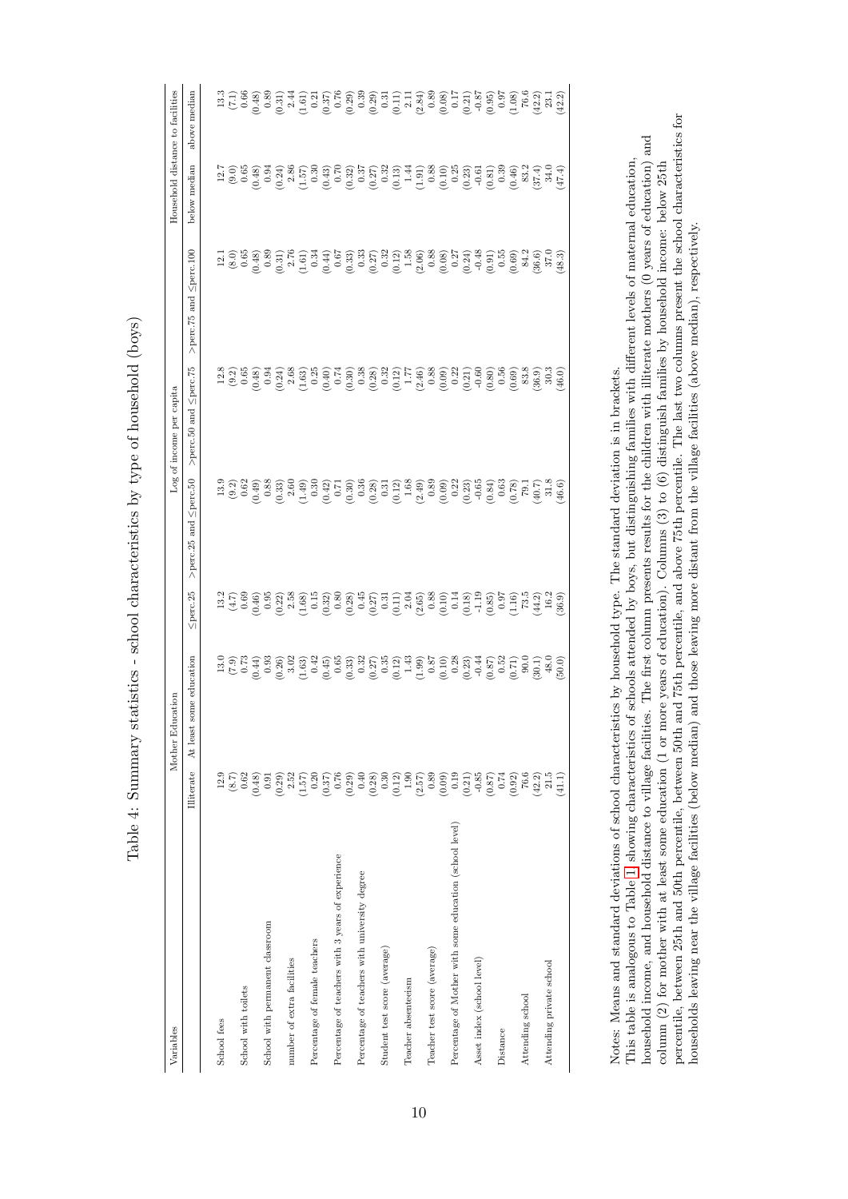# Table 4: Summary statistics - school characteristics by type of household (boys)

| Variables | Mother Education | | Log of income per capita | | | | Household distance to facilities | |
|---|---|---|---|---|---|---|---|---|
| | Illiterate | At least some education | ≤perc.25 | >perc.25 and ≤perc.50 | >perc.50 and ≤perc.75 | >perc.75 and ≤perc.100 | below median | above median |
| School fees | 12.9 | 13.0 | 13.2 | 13.9 | 12.8 | 12.1 | 12.7 | 13.3 |
| | (8.7) | (7.9) | (4.7) | (9.2) | (9.2) | (8.0) | (9.0) | (7.1) |
| School with toilets | 0.62 | 0.73 | 0.69 | 0.62 | 0.65 | 0.65 | 0.65 | 0.66 |
| | (0.48) | (0.44) | (0.46) | (0.49) | (0.48) | (0.48) | (0.48) | (0.48) |
| School with permanent classroom | 0.91 | 0.93 | 0.95 | 0.88 | 0.94 | 0.89 | 0.94 | 0.89 |
| | (0.29) | (0.26) | (0.22) | (0.33) | (0.24) | (0.31) | (0.24) | (0.31) |
| number of extra facilities | 2.52 | 3.02 | 2.58 | 2.60 | 2.68 | 2.76 | 2.86 | 2.44 |
| | (1.57) | (1.63) | (1.68) | (1.49) | (1.63) | (1.61) | (1.57) | (1.61) |
| Percentage of female teachers | 0.20 | 0.42 | 0.15 | 0.30 | 0.25 | 0.34 | 0.30 | 0.21 |
| | (0.37) | (0.45) | (0.32) | (0.42) | (0.40) | (0.44) | (0.43) | (0.37) |
| Percentage of teachers with 3 years of experience | 0.76 | 0.65 | 0.80 | 0.71 | 0.74 | 0.67 | 0.70 | 0.76 |
| | (0.29) | (0.33) | (0.28) | (0.30) | (0.30) | (0.33) | (0.32) | (0.29) |
| Percentage of teachers with university degree | 0.40 | 0.32 | 0.45 | 0.36 | 0.38 | 0.33 | 0.37 | 0.39 |
| | (0.28) | (0.27) | (0.27) | (0.28) | (0.28) | (0.27) | (0.27) | (0.29) |
| Student test score (average) | 0.30 | 0.35 | 0.31 | 0.31 | 0.32 | 0.32 | 0.32 | 0.31 |
| | (0.12) | (0.12) | (0.11) | (0.12) | (0.12) | (0.12) | (0.13) | (0.11) |
| Teacher absenteeism | 1.90 | 1.43 | 2.04 | 1.68 | 1.77 | 1.58 | 1.44 | 2.11 |
| | (2.57) | (1.99) | (2.65) | (2.49) | (2.46) | (2.06) | (1.91) | (2.84) |
| Teacher test score (average) | 0.89 | 0.87 | 0.88 | 0.89 | 0.88 | 0.88 | 0.88 | 0.89 |
| | (0.09) | (0.10) | (0.10) | (0.09) | (0.09) | (0.08) | (0.10) | (0.08) |
| Percentage of Mother with some education (school level) | 0.19 | 0.28 | 0.14 | 0.22 | 0.22 | 0.27 | 0.25 | 0.17 |
| | (0.21) | (0.23) | (0.18) | (0.23) | (0.21) | (0.24) | (0.23) | (0.21) |
| Asset index (school level) | -0.85 | -0.44 | -1.19 | -0.65 | -0.60 | -0.48 | -0.61 | -0.87 |
| | (0.87) | (0.87) | (0.85) | (0.84) | (0.80) | (0.91) | (0.81) | (0.95) |
| Distance | 0.74 | 0.52 | 0.97 | 0.63 | 0.56 | 0.55 | 0.39 | 0.97 |
| | (0.92) | (0.71) | (1.16) | (0.78) | (0.69) | (0.69) | (0.46) | (1.08) |
| Attending school | 76.6 | 90.0 | 73.5 | 79.1 | 83.8 | 84.2 | 83.2 | 76.6 |
| | (42.2) | (30.1) | (44.2) | (40.7) | (36.9) | (36.6) | (37.4) | (42.2) |
| Attending private school | 21.5 | 48.0 | 16.2 | 31.8 | 30.3 | 37.0 | 34.0 | 23.1 |
| | (41.1) | (50.0) | (36.9) | (46.6) | (46.0) | (48.3) | (47.4) | (42.2) |

Notes: Means and standard deviations of school characteristics by household type. The standard deviation is in brackets.
This table is analogous to Table 1 showing characteristics of schools attended by boys, but distinguishing families with different levels of maternal education, household income, and household distance to village facilities. The first column presents results for the children with illiterate mothers (0 years of education) and column (2) for mother with at least some education (1 or more years of education). Columns (3) to (6) distinguish families by household income: below 25th percentile, between 25th and 50th percentile, between 50th and 75th percentile, and above 75th percentile. The last two columns present the school characteristics for households leaving near the village facilities (below median) and those leaving more distant from the village facilities (above median), respectively.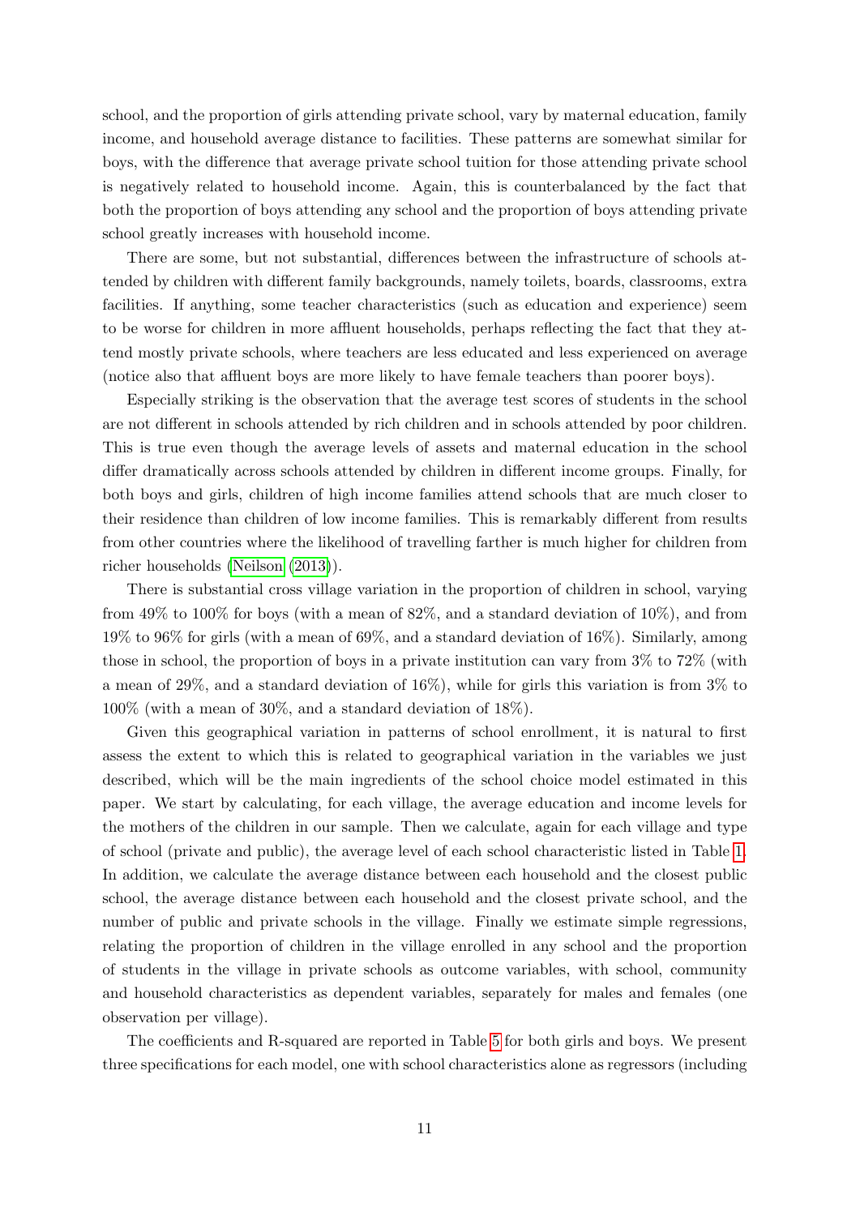school, and the proportion of girls attending private school, vary by maternal education, family income, and household average distance to facilities. These patterns are somewhat similar for boys, with the difference that average private school tuition for those attending private school is negatively related to household income. Again, this is counterbalanced by the fact that both the proportion of boys attending any school and the proportion of boys attending private school greatly increases with household income.

There are some, but not substantial, differences between the infrastructure of schools attended by children with different family backgrounds, namely toilets, boards, classrooms, extra facilities. If anything, some teacher characteristics (such as education and experience) seem to be worse for children in more affluent households, perhaps reflecting the fact that they attend mostly private schools, where teachers are less educated and less experienced on average (notice also that affluent boys are more likely to have female teachers than poorer boys).

Especially striking is the observation that the average test scores of students in the school are not different in schools attended by rich children and in schools attended by poor children. This is true even though the average levels of assets and maternal education in the school differ dramatically across schools attended by children in different income groups. Finally, for both boys and girls, children of high income families attend schools that are much closer to their residence than children of low income families. This is remarkably different from results from other countries where the likelihood of travelling farther is much higher for children from richer households (Neilson (2013)).

There is substantial cross village variation in the proportion of children in school, varying from 49% to 100% for boys (with a mean of 82%, and a standard deviation of 10%), and from 19% to 96% for girls (with a mean of 69%, and a standard deviation of 16%). Similarly, among those in school, the proportion of boys in a private institution can vary from 3% to 72% (with a mean of 29%, and a standard deviation of 16%), while for girls this variation is from 3% to 100% (with a mean of 30%, and a standard deviation of 18%).

Given this geographical variation in patterns of school enrollment, it is natural to first assess the extent to which this is related to geographical variation in the variables we just described, which will be the main ingredients of the school choice model estimated in this paper. We start by calculating, for each village, the average education and income levels for the mothers of the children in our sample. Then we calculate, again for each village and type of school (private and public), the average level of each school characteristic listed in Table 1. In addition, we calculate the average distance between each household and the closest public school, the average distance between each household and the closest private school, and the number of public and private schools in the village. Finally we estimate simple regressions, relating the proportion of children in the village enrolled in any school and the proportion of students in the village in private schools as outcome variables, with school, community and household characteristics as dependent variables, separately for males and females (one observation per village).

The coefficients and R-squared are reported in Table 5 for both girls and boys. We present three specifications for each model, one with school characteristics alone as regressors (including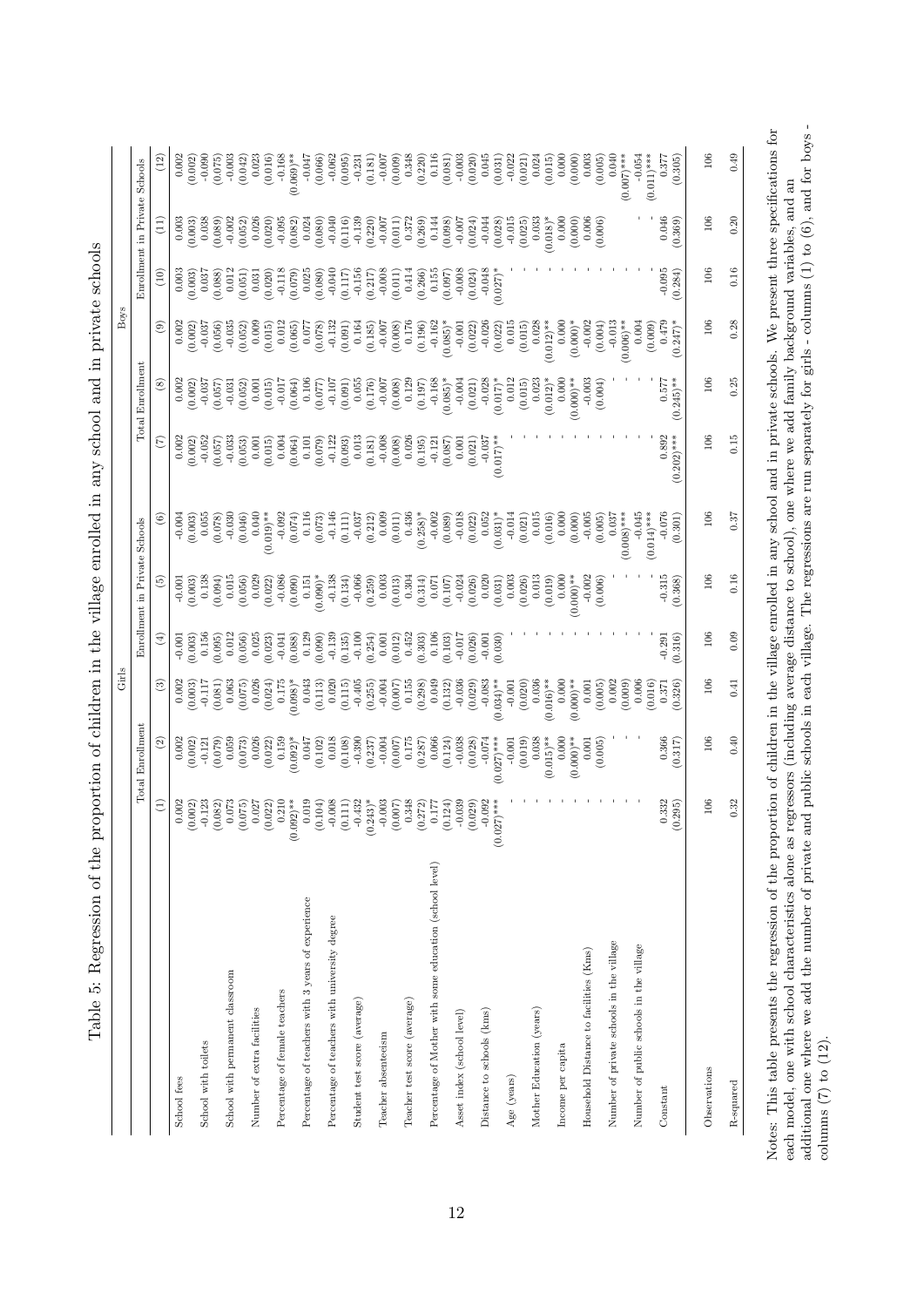# Table 5: Regression of the proportion of children in the village enrolled in any school and in private schools

| | Girls | | | | | | Boys | | | | | |
|---|---|---|---|---|---|---|---|---|---|---|---|---|
| | Total Enrollment | | | Enrollment in Private Schools | | | Total Enrollment | | | Enrollment in Private Schools | | |
| | (1) | (2) | (3) | (4) | (5) | (6) | (7) | (8) | (9) | (10) | (11) | (12) |
| School fees | 0.002 | 0.002 | 0.002 | -0.001 | -0.001 | -0.004 | 0.002 | 0.002 | 0.002 | 0.003 | 0.003 | 0.002 |
| | (0.002) | (0.002) | (0.003) | (0.003) | (0.003) | (0.003) | (0.002) | (0.002) | (0.002) | (0.003) | (0.003) | (0.002) |
| School with toilets | -0.123 | -0.121 | -0.117 | 0.156 | 0.138 | 0.055 | -0.052 | -0.037 | -0.037 | 0.037 | 0.038 | -0.090 |
| | (0.082) | (0.079) | (0.081) | (0.095) | (0.094) | (0.078) | (0.057) | (0.057) | (0.056) | (0.088) | (0.089) | (0.075) |
| School with permanent classroom | 0.073 | 0.059 | 0.063 | 0.012 | 0.015 | -0.030 | -0.033 | -0.031 | -0.035 | 0.012 | -0.002 | -0.003 |
| | (0.075) | (0.073) | (0.075) | (0.056) | (0.056) | (0.046) | (0.053) | (0.052) | (0.052) | (0.051) | (0.052) | (0.042) |
| Number of extra facilities | 0.027 | 0.026 | 0.026 | 0.025 | 0.029 | 0.040 | 0.001 | 0.001 | 0.009 | 0.031 | 0.026 | 0.023 |
| | (0.022) | (0.022) | (0.024) | (0.023) | (0.022) | (0.019)** | (0.015) | (0.015) | (0.015) | (0.020) | (0.020) | (0.016) |
| Percentage of female teachers | 0.210 | 0.159 | 0.175 | -0.041 | -0.086 | -0.092 | 0.004 | -0.017 | 0.012 | -0.118 | -0.095 | -0.168 |
| | (0.092)** | (0.092)* | (0.098)* | (0.088) | (0.090) | (0.074) | (0.064) | (0.064) | (0.065) | (0.079) | (0.082) | (0.069)** |
| Percentage of teachers with 3 years of experience | 0.019 | 0.047 | 0.043 | 0.129 | 0.151 | 0.116 | 0.101 | 0.106 | 0.077 | 0.025 | 0.024 | -0.047 |
| | (0.104) | (0.102) | (0.113) | (0.090) | (0.090)* | (0.073) | (0.079) | (0.077) | (0.078) | (0.080) | (0.080) | (0.066) |
| Percentage of teachers with university degree | -0.008 | 0.018 | 0.020 | -0.139 | -0.138 | -0.146 | -0.122 | -0.107 | -0.132 | -0.040 | -0.040 | -0.062 |
| | (0.111) | (0.108) | (0.115) | (0.135) | (0.134) | (0.111) | (0.093) | (0.091) | (0.091) | (0.117) | (0.116) | (0.095) |
| Student test score (average) | -0.432 | -0.390 | -0.405 | -0.100 | -0.066 | -0.037 | 0.013 | 0.055 | 0.164 | -0.156 | -0.139 | -0.231 |
| | (0.243)* | (0.237) | (0.255) | (0.254) | (0.259) | (0.212) | (0.181) | (0.176) | (0.185) | (0.217) | (0.220) | (0.181) |
| Teacher absenteeism | -0.003 | -0.004 | -0.004 | 0.001 | 0.003 | 0.009 | -0.008 | -0.007 | -0.007 | -0.008 | -0.007 | -0.007 |
| | (0.007) | (0.007) | (0.007) | (0.012) | (0.013) | (0.011) | (0.008) | (0.008) | (0.008) | (0.011) | (0.011) | (0.009) |
| Teacher test score (average) | 0.348 | 0.175 | 0.155 | 0.452 | 0.304 | 0.436 | 0.026 | 0.129 | 0.176 | 0.414 | 0.372 | 0.348 |
| | (0.272) | (0.287) | (0.298) | (0.303) | (0.314) | (0.258)* | (0.195) | (0.197) | (0.196) | (0.266) | (0.269) | (0.220) |
| Percentage of Mother with some education (school level) | 0.177 | 0.066 | 0.049 | 0.106 | 0.071 | -0.002 | -0.121 | -0.168 | -0.162 | 0.155 | 0.144 | 0.116 |
| | (0.124) | (0.124) | (0.132) | (0.103) | (0.107) | (0.089) | (0.087) | (0.085)* | (0.085)* | (0.097) | (0.098) | (0.081) |
| Asset index (school level) | -0.039 | -0.038 | -0.036 | -0.017 | -0.024 | -0.018 | 0.001 | -0.004 | -0.001 | -0.008 | -0.007 | -0.003 |
| | (0.029) | (0.028) | (0.029) | (0.026) | (0.026) | (0.022) | (0.021) | (0.021) | (0.022) | (0.024) | (0.024) | (0.020) |
| Distance to schools (kms) | -0.092 | -0.074 | -0.083 | -0.001 | 0.020 | 0.052 | -0.037 | -0.028 | -0.026 | -0.048 | -0.044 | 0.045 |
| | (0.027)*** | (0.027)*** | (0.034)** | (0.030) | (0.031) | (0.031)* | (0.017)** | (0.017)* | (0.022) | (0.027)* | (0.028) | (0.031) |
| Age (years) | - | -0.001 | -0.001 | - | 0.003 | -0.014 | - | 0.012 | 0.015 | - | -0.015 | -0.022 |
| | | (0.019) | (0.020) | | (0.026) | (0.021) | | (0.015) | (0.015) | | (0.025) | (0.021) |
| Mother Education (years) | - | 0.038 | 0.036 | - | 0.013 | 0.015 | - | 0.023 | 0.028 | - | 0.033 | 0.024 |
| | | (0.015)** | (0.016)** | | (0.019) | (0.016) | | (0.012)* | (0.012)** | | (0.018)* | (0.015) |
| Income per capita | - | 0.000 | 0.000 | - | 0.000 | 0.000 | - | 0.000 | 0.000 | - | 0.000 | 0.000 |
| | | (0.000)** | (0.000)** | | (0.000)** | (0.000) | | (0.000)** | (0.000)* | | (0.000) | (0.000) |
| Household Distance to facilities (Kms) | - | 0.001 | 0.001 | - | -0.002 | -0.005 | - | -0.003 | -0.002 | - | 0.006 | 0.003 |
| | | (0.005) | (0.005) | | (0.006) | (0.005) | | (0.004) | (0.004) | | (0.006) | (0.005) |
| Number of private schools in the village | - | - | 0.002 | - | - | 0.037 | - | - | -0.013 | - | - | 0.040 |
| | | | (0.009) | | | (0.008)*** | | | (0.006)** | | | (0.007)*** |
| Number of public schools in the village | - | - | 0.006 | - | - | -0.045 | - | - | 0.004 | - | - | -0.054 |
| | | | (0.016) | | | (0.014)*** | | | (0.009) | | | (0.011)*** |
| Constant | 0.332 | 0.366 | 0.371 | -0.291 | -0.315 | -0.076 | 0.892 | 0.577 | 0.479 | -0.095 | 0.046 | 0.377 |
| | (0.295) | (0.317) | (0.326) | (0.316) | (0.368) | (0.301) | (0.202)*** | (0.245)** | (0.247)* | (0.284) | (0.369) | (0.305) |
| Observations | 106 | 106 | 106 | 106 | 106 | 106 | 106 | 106 | 106 | 106 | 106 | 106 |
| R-squared | 0.32 | 0.40 | 0.41 | 0.09 | 0.16 | 0.37 | 0.15 | 0.25 | 0.28 | 0.16 | 0.20 | 0.49 |

Notes: This table presents the regression of the proportion of children in the village enrolled in any school and in private schools. We present three specifications for each model, one with school characteristics alone as regressors (including average distance to school), one where we add family background variables, and an additional one where we add the number of private and public schools in each village. The regressions are run separately for girls - columns (1) to (6), and for boys - columns (7) to (12).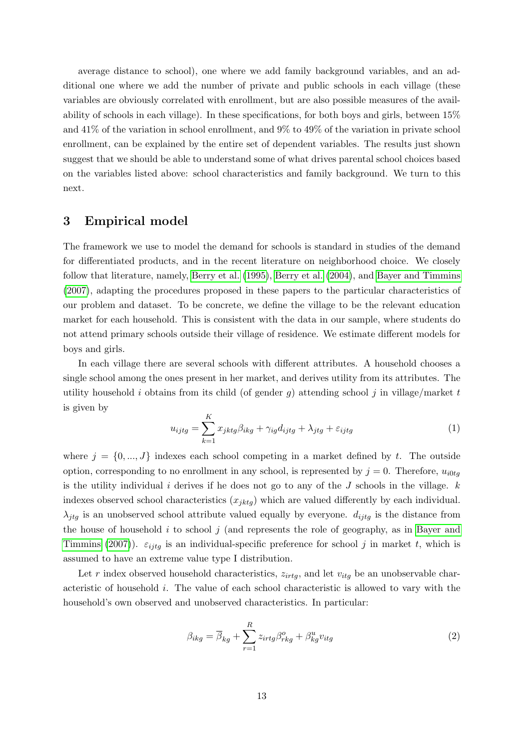average distance to school), one where we add family background variables, and an additional one where we add the number of private and public schools in each village (these variables are obviously correlated with enrollment, but are also possible measures of the availability of schools in each village). In these specifications, for both boys and girls, between 15% and 41% of the variation in school enrollment, and 9% to 49% of the variation in private school enrollment, can be explained by the entire set of dependent variables. The results just shown suggest that we should be able to understand some of what drives parental school choices based on the variables listed above: school characteristics and family background. We turn to this next.

## 3 Empirical model

The framework we use to model the demand for schools is standard in studies of the demand for differentiated products, and in the recent literature on neighborhood choice. We closely follow that literature, namely, Berry et al. (1995), Berry et al. (2004), and Bayer and Timmins (2007), adapting the procedures proposed in these papers to the particular characteristics of our problem and dataset. To be concrete, we define the village to be the relevant education market for each household. This is consistent with the data in our sample, where students do not attend primary schools outside their village of residence. We estimate different models for boys and girls.

In each village there are several schools with different attributes. A household chooses a single school among the ones present in her market, and derives utility from its attributes. The utility household $i$ obtains from its child (of gender $g$) attending school $j$ in village/market $t$ is given by

$$u_{ijtg} = \sum_{k=1}^{K} x_{jktg}\beta_{ikg} + \gamma_{ig}d_{ijtg} + \lambda_{jtg} + \varepsilon_{ijtg} \tag{1}$$

where $j = \{0, ..., J\}$ indexes each school competing in a market defined by $t$. The outside option, corresponding to no enrollment in any school, is represented by $j = 0$. Therefore, $u_{i0tg}$ is the utility individual $i$ derives if he does not go to any of the $J$ schools in the village. $k$ indexes observed school characteristics ($x_{jktg}$) which are valued differently by each individual. $\lambda_{jtg}$ is an unobserved school attribute valued equally by everyone. $d_{ijtg}$ is the distance from the house of household $i$ to school $j$ (and represents the role of geography, as in Bayer and Timmins (2007)). $\varepsilon_{ijtg}$ is an individual-specific preference for school $j$ in market $t$, which is assumed to have an extreme value type I distribution.

Let $r$ index observed household characteristics, $z_{irtg}$, and let $v_{itg}$ be an unobservable characteristic of household $i$. The value of each school characteristic is allowed to vary with the household's own observed and unobserved characteristics. In particular:

$$\beta_{ikg} = \overline{\beta}_{kg} + \sum_{r=1}^{R} z_{irtg}\beta^{o}_{rkg} + \beta^{u}_{kg}v_{itg} \tag{2}$$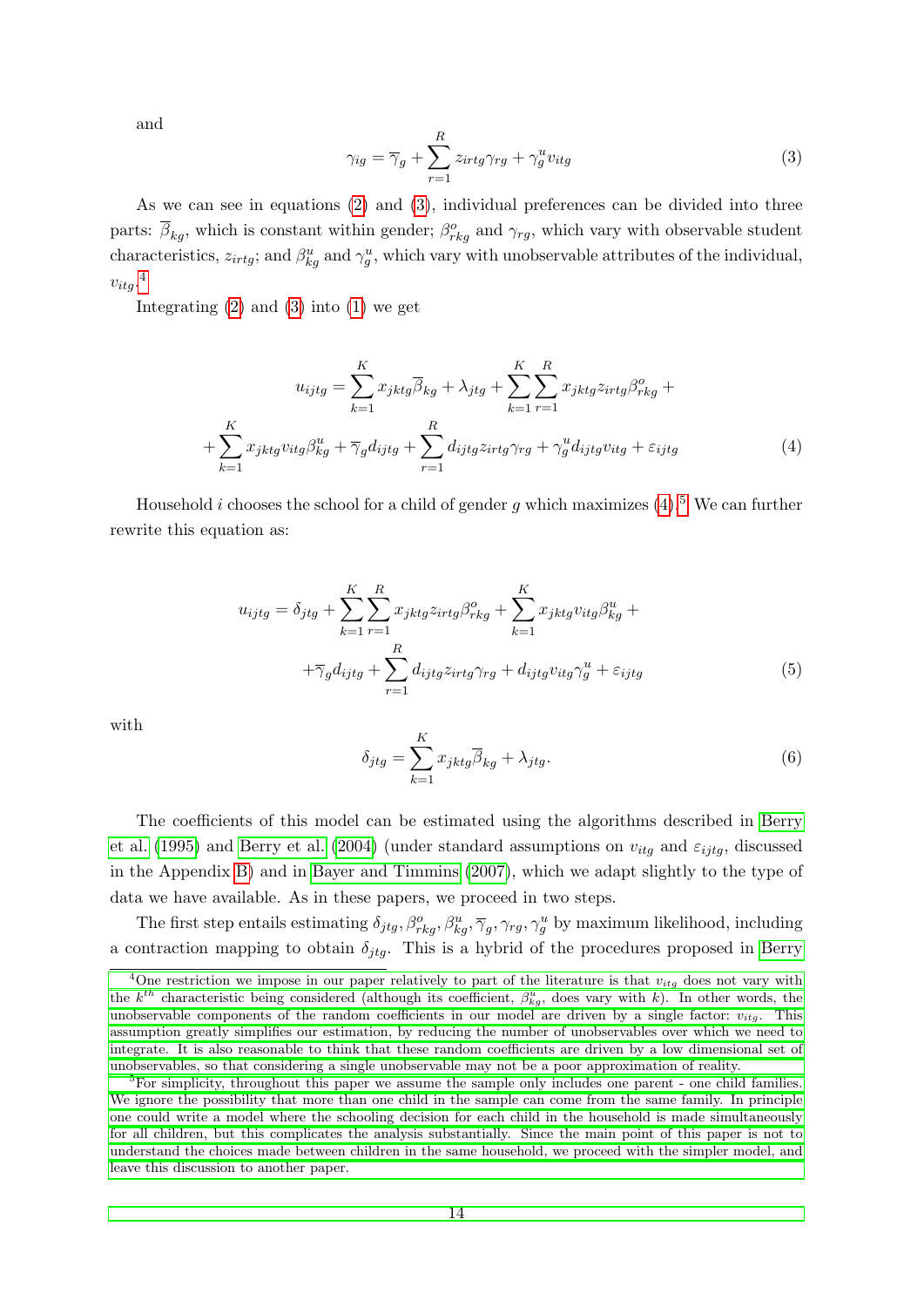and

$$\gamma_{ig} = \overline{\gamma}_g + \sum_{r=1}^{R} z_{irtg}\gamma_{rg} + \gamma_g^u v_{itg} \tag{3}$$

As we can see in equations (2) and (3), individual preferences can be divided into three parts: $\overline{\beta}_{kg}$, which is constant within gender; $\beta_{rkg}^o$ and $\gamma_{rg}$, which vary with observable student characteristics, $z_{irtg}$; and $\beta_{kg}^u$ and $\gamma_g^u$, which vary with unobservable attributes of the individual, $v_{itg}$.[4]

Integrating (2) and (3) into (1) we get

$$u_{ijtg} = \sum_{k=1}^{K} x_{jktg}\overline{\beta}_{kg} + \lambda_{jtg} + \sum_{k=1}^{K}\sum_{r=1}^{R} x_{jktg} z_{irtg}\beta_{rkg}^o + \\ + \sum_{k=1}^{K} x_{jktg} v_{itg}\beta_{kg}^u + \overline{\gamma}_g d_{ijtg} + \sum_{r=1}^{R} d_{ijtg} z_{irtg}\gamma_{rg} + \gamma_g^u d_{ijtg} v_{itg} + \varepsilon_{ijtg} \tag{4}$$

Household $i$ chooses the school for a child of gender $g$ which maximizes (4).[5] We can further rewrite this equation as:

$$u_{ijtg} = \delta_{jtg} + \sum_{k=1}^{K}\sum_{r=1}^{R} x_{jktg} z_{irtg}\beta_{rkg}^o + \sum_{k=1}^{K} x_{jktg} v_{itg}\beta_{kg}^u + \\ + \overline{\gamma}_g d_{ijtg} + \sum_{r=1}^{R} d_{ijtg} z_{irtg}\gamma_{rg} + d_{ijtg} v_{itg}\gamma_g^u + \varepsilon_{ijtg} \tag{5}$$

with

$$\delta_{jtg} = \sum_{k=1}^{K} x_{jktg}\overline{\beta}_{kg} + \lambda_{jtg}. \tag{6}$$

The coefficients of this model can be estimated using the algorithms described in Berry et al. (1995) and Berry et al. (2004) (under standard assumptions on $v_{itg}$ and $\varepsilon_{ijtg}$, discussed in the Appendix B) and in Bayer and Timmins (2007), which we adapt slightly to the type of data we have available. As in these papers, we proceed in two steps.

The first step entails estimating $\delta_{jtg}, \beta_{rkg}^o, \beta_{kg}^u, \overline{\gamma}_g, \gamma_{rg}, \gamma_g^u$ by maximum likelihood, including a contraction mapping to obtain $\delta_{jtg}$. This is a hybrid of the procedures proposed in Berry

[4] One restriction we impose in our paper relatively to part of the literature is that $v_{itg}$ does not vary with the $k^{th}$ characteristic being considered (although its coefficient, $\beta_{kg}^u$, does vary with $k$). In other words, the unobservable components of the random coefficients in our model are driven by a single factor: $v_{itg}$. This assumption greatly simplifies our estimation, by reducing the number of unobservables over which we need to integrate. It is also reasonable to think that these random coefficients are driven by a low dimensional set of unobservables, so that considering a single unobservable may not be a poor approximation of reality.

[5] For simplicity, throughout this paper we assume the sample only includes one parent - one child families. We ignore the possibility that more than one child in the sample can come from the same family. In principle one could write a model where the schooling decision for each child in the household is made simultaneously for all children, but this complicates the analysis substantially. Since the main point of this paper is not to understand the choices made between children in the same household, we proceed with the simpler model, and leave this discussion to another paper.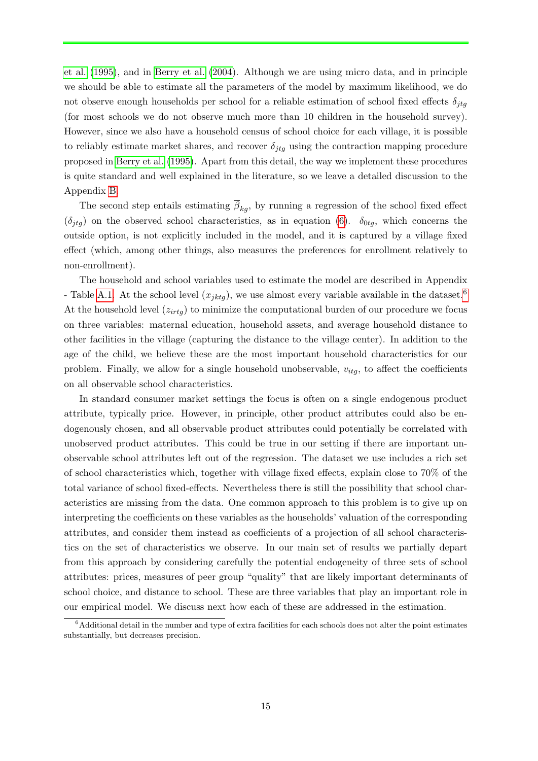et al. (1995), and in Berry et al. (2004). Although we are using micro data, and in principle we should be able to estimate all the parameters of the model by maximum likelihood, we do not observe enough households per school for a reliable estimation of school fixed effects $\delta_{jtg}$ (for most schools we do not observe much more than 10 children in the household survey). However, since we also have a household census of school choice for each village, it is possible to reliably estimate market shares, and recover $\delta_{jtg}$ using the contraction mapping procedure proposed in Berry et al. (1995). Apart from this detail, the way we implement these procedures is quite standard and well explained in the literature, so we leave a detailed discussion to the Appendix B.

The second step entails estimating $\overline{\beta}_{kg}$, by running a regression of the school fixed effect ($\delta_{jtg}$) on the observed school characteristics, as in equation (6). $\delta_{0tg}$, which concerns the outside option, is not explicitly included in the model, and it is captured by a village fixed effect (which, among other things, also measures the preferences for enrollment relatively to non-enrollment).

The household and school variables used to estimate the model are described in Appendix - Table A.1. At the school level ($x_{jktg}$), we use almost every variable available in the dataset.[6] At the household level ($z_{irtg}$) to minimize the computational burden of our procedure we focus on three variables: maternal education, household assets, and average household distance to other facilities in the village (capturing the distance to the village center). In addition to the age of the child, we believe these are the most important household characteristics for our problem. Finally, we allow for a single household unobservable, $v_{itg}$, to affect the coefficients on all observable school characteristics.

In standard consumer market settings the focus is often on a single endogenous product attribute, typically price. However, in principle, other product attributes could also be endogenously chosen, and all observable product attributes could potentially be correlated with unobserved product attributes. This could be true in our setting if there are important unobservable school attributes left out of the regression. The dataset we use includes a rich set of school characteristics which, together with village fixed effects, explain close to 70% of the total variance of school fixed-effects. Nevertheless there is still the possibility that school characteristics are missing from the data. One common approach to this problem is to give up on interpreting the coefficients on these variables as the households' valuation of the corresponding attributes, and consider them instead as coefficients of a projection of all school characteristics on the set of characteristics we observe. In our main set of results we partially depart from this approach by considering carefully the potential endogeneity of three sets of school attributes: prices, measures of peer group "quality" that are likely important determinants of school choice, and distance to school. These are three variables that play an important role in our empirical model. We discuss next how each of these are addressed in the estimation.

[6] Additional detail in the number and type of extra facilities for each schools does not alter the point estimates substantially, but decreases precision.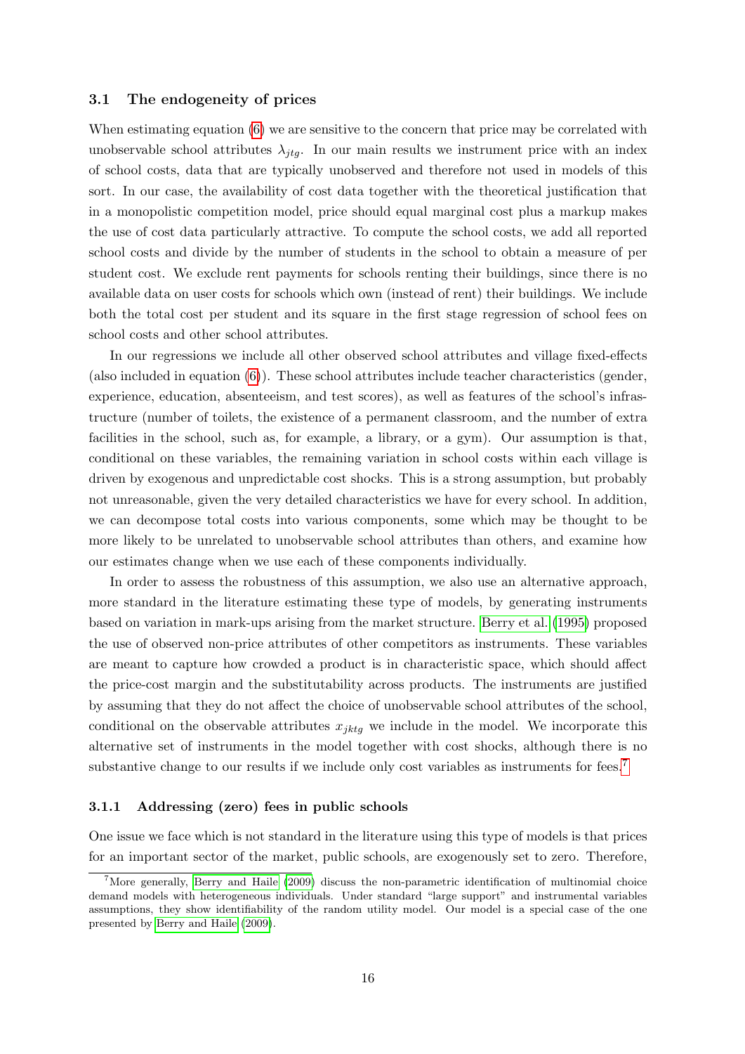### 3.1 The endogeneity of prices

When estimating equation (6) we are sensitive to the concern that price may be correlated with unobservable school attributes $\lambda_{jtg}$. In our main results we instrument price with an index of school costs, data that are typically unobserved and therefore not used in models of this sort. In our case, the availability of cost data together with the theoretical justification that in a monopolistic competition model, price should equal marginal cost plus a markup makes the use of cost data particularly attractive. To compute the school costs, we add all reported school costs and divide by the number of students in the school to obtain a measure of per student cost. We exclude rent payments for schools renting their buildings, since there is no available data on user costs for schools which own (instead of rent) their buildings. We include both the total cost per student and its square in the first stage regression of school fees on school costs and other school attributes.

In our regressions we include all other observed school attributes and village fixed-effects (also included in equation (6)). These school attributes include teacher characteristics (gender, experience, education, absenteeism, and test scores), as well as features of the school's infrastructure (number of toilets, the existence of a permanent classroom, and the number of extra facilities in the school, such as, for example, a library, or a gym). Our assumption is that, conditional on these variables, the remaining variation in school costs within each village is driven by exogenous and unpredictable cost shocks. This is a strong assumption, but probably not unreasonable, given the very detailed characteristics we have for every school. In addition, we can decompose total costs into various components, some which may be thought to be more likely to be unrelated to unobservable school attributes than others, and examine how our estimates change when we use each of these components individually.

In order to assess the robustness of this assumption, we also use an alternative approach, more standard in the literature estimating these type of models, by generating instruments based on variation in mark-ups arising from the market structure. Berry et al. (1995) proposed the use of observed non-price attributes of other competitors as instruments. These variables are meant to capture how crowded a product is in characteristic space, which should affect the price-cost margin and the substitutability across products. The instruments are justified by assuming that they do not affect the choice of unobservable school attributes of the school, conditional on the observable attributes $x_{jktg}$ we include in the model. We incorporate this alternative set of instruments in the model together with cost shocks, although there is no substantive change to our results if we include only cost variables as instruments for fees.[7]

#### 3.1.1 Addressing (zero) fees in public schools

One issue we face which is not standard in the literature using this type of models is that prices for an important sector of the market, public schools, are exogenously set to zero. Therefore,

[7] More generally, Berry and Haile (2009) discuss the non-parametric identification of multinomial choice demand models with heterogeneous individuals. Under standard "large support" and instrumental variables assumptions, they show identifiability of the random utility model. Our model is a special case of the one presented by Berry and Haile (2009).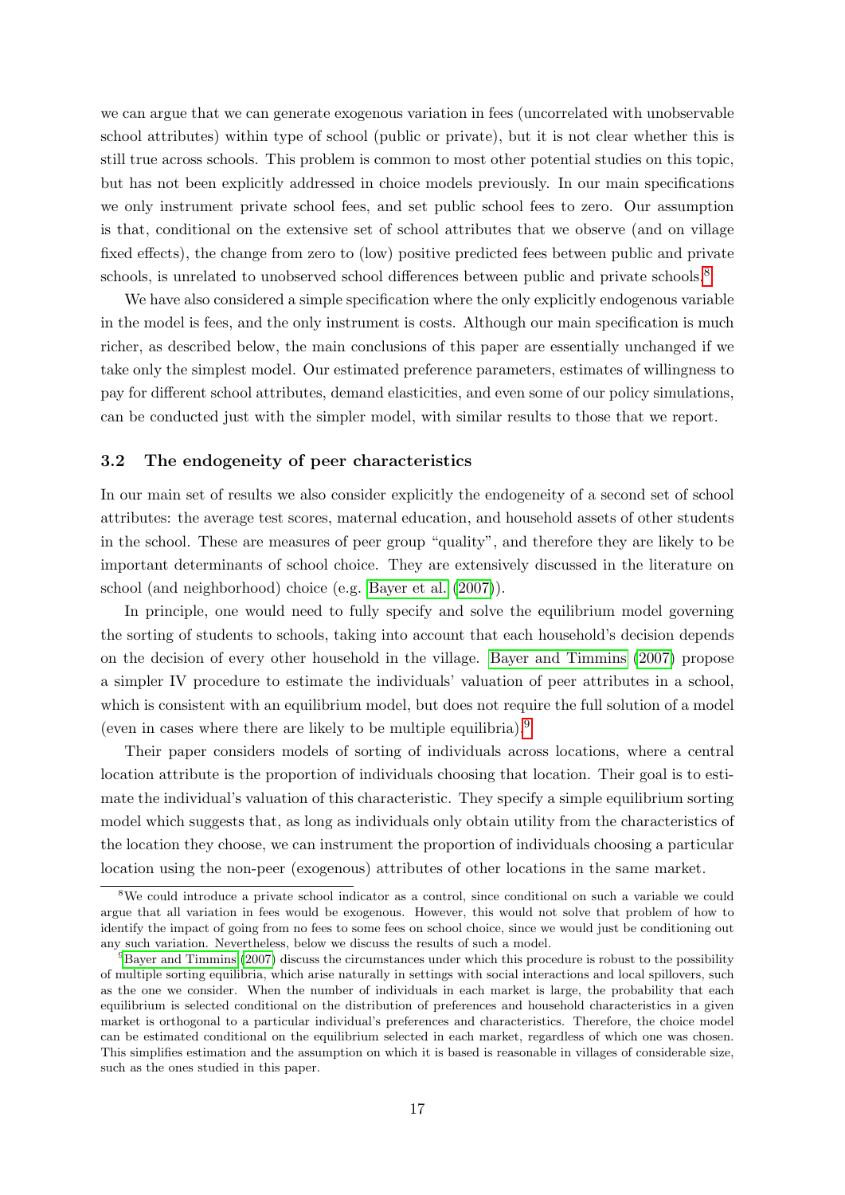we can argue that we can generate exogenous variation in fees (uncorrelated with unobservable school attributes) within type of school (public or private), but it is not clear whether this is still true across schools. This problem is common to most other potential studies on this topic, but has not been explicitly addressed in choice models previously. In our main specifications we only instrument private school fees, and set public school fees to zero. Our assumption is that, conditional on the extensive set of school attributes that we observe (and on village fixed effects), the change from zero to (low) positive predicted fees between public and private schools, is unrelated to unobserved school differences between public and private schools.[8]

We have also considered a simple specification where the only explicitly endogenous variable in the model is fees, and the only instrument is costs. Although our main specification is much richer, as described below, the main conclusions of this paper are essentially unchanged if we take only the simplest model. Our estimated preference parameters, estimates of willingness to pay for different school attributes, demand elasticities, and even some of our policy simulations, can be conducted just with the simpler model, with similar results to those that we report.

### 3.2 The endogeneity of peer characteristics

In our main set of results we also consider explicitly the endogeneity of a second set of school attributes: the average test scores, maternal education, and household assets of other students in the school. These are measures of peer group "quality", and therefore they are likely to be important determinants of school choice. They are extensively discussed in the literature on school (and neighborhood) choice (e.g. Bayer et al. (2007)).

In principle, one would need to fully specify and solve the equilibrium model governing the sorting of students to schools, taking into account that each household's decision depends on the decision of every other household in the village. Bayer and Timmins (2007) propose a simpler IV procedure to estimate the individuals' valuation of peer attributes in a school, which is consistent with an equilibrium model, but does not require the full solution of a model (even in cases where there are likely to be multiple equilibria).[9]

Their paper considers models of sorting of individuals across locations, where a central location attribute is the proportion of individuals choosing that location. Their goal is to estimate the individual's valuation of this characteristic. They specify a simple equilibrium sorting model which suggests that, as long as individuals only obtain utility from the characteristics of the location they choose, we can instrument the proportion of individuals choosing a particular location using the non-peer (exogenous) attributes of other locations in the same market.

[8] We could introduce a private school indicator as a control, since conditional on such a variable we could argue that all variation in fees would be exogenous. However, this would not solve that problem of how to identify the impact of going from no fees to some fees on school choice, since we would just be conditioning out any such variation. Nevertheless, below we discuss the results of such a model.

[9] Bayer and Timmins (2007) discuss the circumstances under which this procedure is robust to the possibility of multiple sorting equilibria, which arise naturally in settings with social interactions and local spillovers, such as the one we consider. When the number of individuals in each market is large, the probability that each equilibrium is selected conditional on the distribution of preferences and household characteristics in a given market is orthogonal to a particular individual's preferences and characteristics. Therefore, the choice model can be estimated conditional on the equilibrium selected in each market, regardless of which one was chosen. This simplifies estimation and the assumption on which it is based is reasonable in villages of considerable size, such as the ones studied in this paper.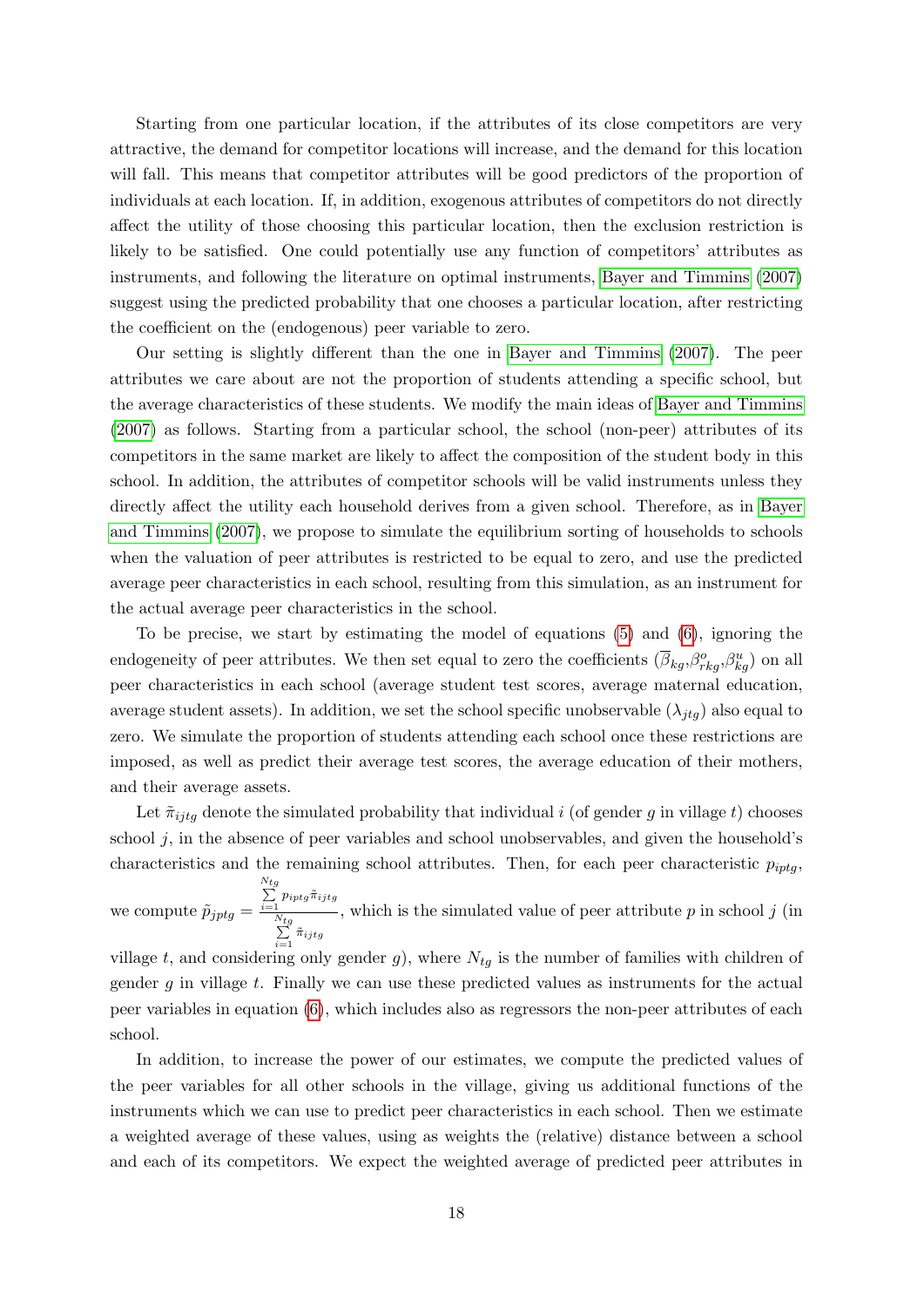Starting from one particular location, if the attributes of its close competitors are very attractive, the demand for competitor locations will increase, and the demand for this location will fall. This means that competitor attributes will be good predictors of the proportion of individuals at each location. If, in addition, exogenous attributes of competitors do not directly affect the utility of those choosing this particular location, then the exclusion restriction is likely to be satisfied. One could potentially use any function of competitors' attributes as instruments, and following the literature on optimal instruments, Bayer and Timmins (2007) suggest using the predicted probability that one chooses a particular location, after restricting the coefficient on the (endogenous) peer variable to zero.

Our setting is slightly different than the one in Bayer and Timmins (2007). The peer attributes we care about are not the proportion of students attending a specific school, but the average characteristics of these students. We modify the main ideas of Bayer and Timmins (2007) as follows. Starting from a particular school, the school (non-peer) attributes of its competitors in the same market are likely to affect the composition of the student body in this school. In addition, the attributes of competitor schools will be valid instruments unless they directly affect the utility each household derives from a given school. Therefore, as in Bayer and Timmins (2007), we propose to simulate the equilibrium sorting of households to schools when the valuation of peer attributes is restricted to be equal to zero, and use the predicted average peer characteristics in each school, resulting from this simulation, as an instrument for the actual average peer characteristics in the school.

To be precise, we start by estimating the model of equations (5) and (6), ignoring the endogeneity of peer attributes. We then set equal to zero the coefficients ($\overline{\beta}_{kg}$,$\beta^{o}_{rkg}$,$\beta^{u}_{kg}$) on all peer characteristics in each school (average student test scores, average maternal education, average student assets). In addition, we set the school specific unobservable ($\lambda_{jtg}$) also equal to zero. We simulate the proportion of students attending each school once these restrictions are imposed, as well as predict their average test scores, the average education of their mothers, and their average assets.

Let $\tilde{\pi}_{ijtg}$ denote the simulated probability that individual $i$ (of gender $g$ in village $t$) chooses school $j$, in the absence of peer variables and school unobservables, and given the household's characteristics and the remaining school attributes. Then, for each peer characteristic $p_{iptg}$, we compute $\tilde{p}_{jptg} = \frac{\sum_{i=1}^{N_{tg}} p_{iptg}\tilde{\pi}_{ijtg}}{\sum_{i=1}^{N_{tg}} \tilde{\pi}_{ijtg}}$, which is the simulated value of peer attribute $p$ in school $j$ (in village $t$, and considering only gender $g$), where $N_{tg}$ is the number of families with children of gender $g$ in village $t$. Finally we can use these predicted values as instruments for the actual peer variables in equation (6), which includes also as regressors the non-peer attributes of each school.

In addition, to increase the power of our estimates, we compute the predicted values of the peer variables for all other schools in the village, giving us additional functions of the instruments which we can use to predict peer characteristics in each school. Then we estimate a weighted average of these values, using as weights the (relative) distance between a school and each of its competitors. We expect the weighted average of predicted peer attributes in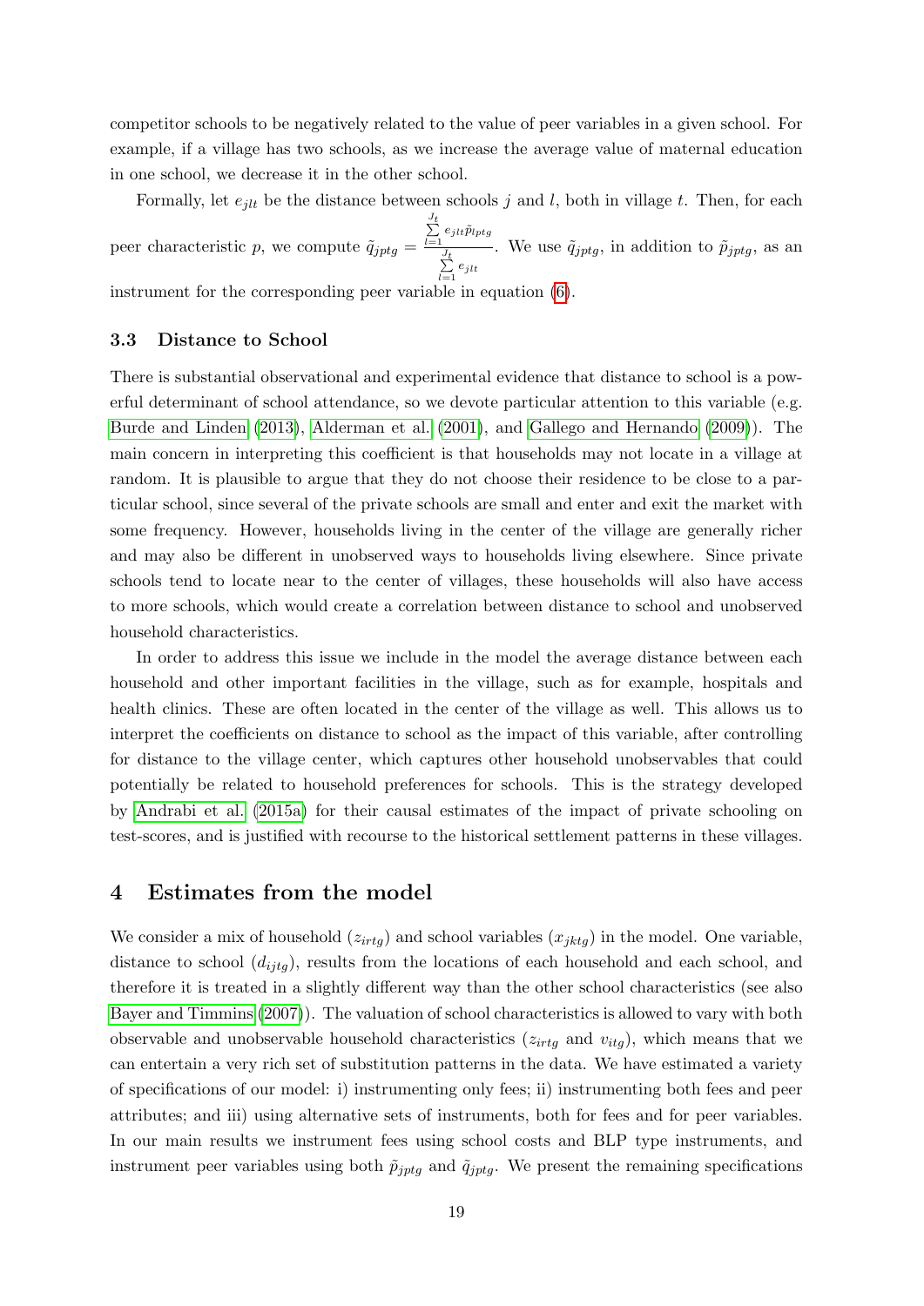competitor schools to be negatively related to the value of peer variables in a given school. For example, if a village has two schools, as we increase the average value of maternal education in one school, we decrease it in the other school.

Formally, let $e_{jlt}$ be the distance between schools $j$ and $l$, both in village $t$. Then, for each peer characteristic $p$, we compute $\tilde{q}_{jptg} = \frac{\sum_{l=1}^{J_t} e_{jlt}\tilde{p}_{lptg}}{\sum_{l=1}^{J_t} e_{jlt}}$. We use $\tilde{q}_{jptg}$, in addition to $\tilde{p}_{jptg}$, as an instrument for the corresponding peer variable in equation (6).

### 3.3 Distance to School

There is substantial observational and experimental evidence that distance to school is a powerful determinant of school attendance, so we devote particular attention to this variable (e.g. Burde and Linden (2013), Alderman et al. (2001), and Gallego and Hernando (2009)). The main concern in interpreting this coefficient is that households may not locate in a village at random. It is plausible to argue that they do not choose their residence to be close to a particular school, since several of the private schools are small and enter and exit the market with some frequency. However, households living in the center of the village are generally richer and may also be different in unobserved ways to households living elsewhere. Since private schools tend to locate near to the center of villages, these households will also have access to more schools, which would create a correlation between distance to school and unobserved household characteristics.

In order to address this issue we include in the model the average distance between each household and other important facilities in the village, such as for example, hospitals and health clinics. These are often located in the center of the village as well. This allows us to interpret the coefficients on distance to school as the impact of this variable, after controlling for distance to the village center, which captures other household unobservables that could potentially be related to household preferences for schools. This is the strategy developed by Andrabi et al. (2015a) for their causal estimates of the impact of private schooling on test-scores, and is justified with recourse to the historical settlement patterns in these villages.

## 4 Estimates from the model

We consider a mix of household ($z_{irtg}$) and school variables ($x_{jktg}$) in the model. One variable, distance to school ($d_{ijtg}$), results from the locations of each household and each school, and therefore it is treated in a slightly different way than the other school characteristics (see also Bayer and Timmins (2007)). The valuation of school characteristics is allowed to vary with both observable and unobservable household characteristics ($z_{irtg}$ and $v_{itg}$), which means that we can entertain a very rich set of substitution patterns in the data. We have estimated a variety of specifications of our model: i) instrumenting only fees; ii) instrumenting both fees and peer attributes; and iii) using alternative sets of instruments, both for fees and for peer variables. In our main results we instrument fees using school costs and BLP type instruments, and instrument peer variables using both $\tilde{p}_{jptg}$ and $\tilde{q}_{jptg}$. We present the remaining specifications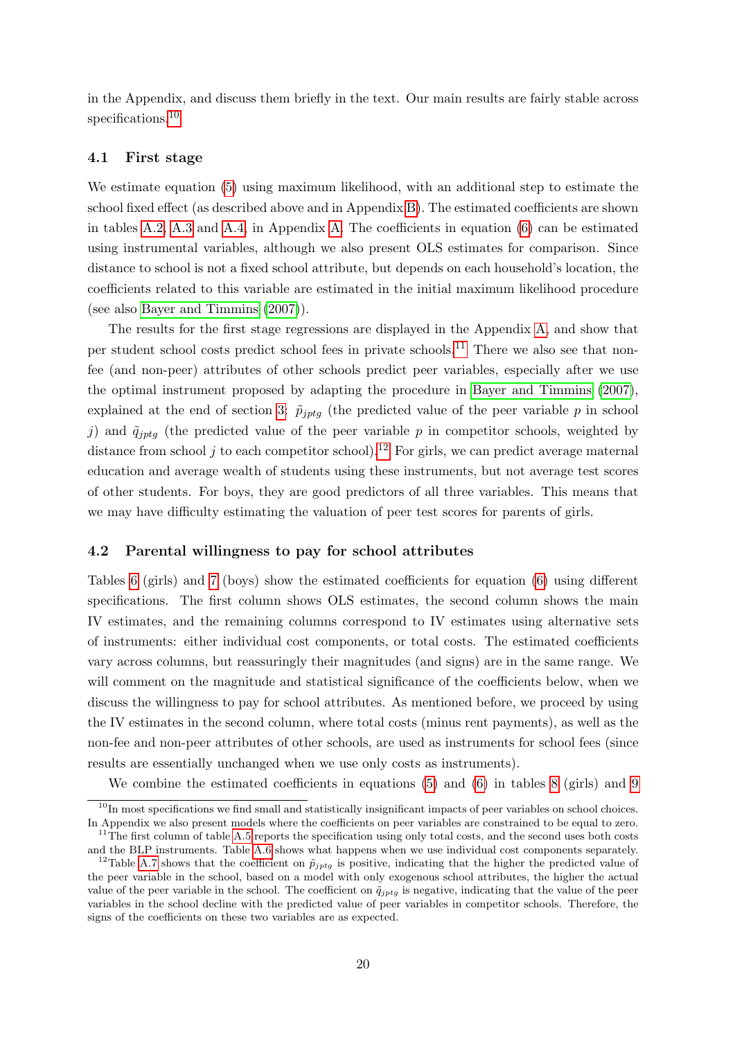in the Appendix, and discuss them briefly in the text. Our main results are fairly stable across specifications.[10]

### 4.1 First stage

We estimate equation (5) using maximum likelihood, with an additional step to estimate the school fixed effect (as described above and in Appendix B). The estimated coefficients are shown in tables A.2, A.3 and A.4, in Appendix A. The coefficients in equation (6) can be estimated using instrumental variables, although we also present OLS estimates for comparison. Since distance to school is not a fixed school attribute, but depends on each household's location, the coefficients related to this variable are estimated in the initial maximum likelihood procedure (see also Bayer and Timmins (2007)).

The results for the first stage regressions are displayed in the Appendix A, and show that per student school costs predict school fees in private schools.[11] There we also see that non-fee (and non-peer) attributes of other schools predict peer variables, especially after we use the optimal instrument proposed by adapting the procedure in Bayer and Timmins (2007), explained at the end of section 3: $\tilde{p}_{jptg}$ (the predicted value of the peer variable $p$ in school $j$) and $\tilde{q}_{jptg}$ (the predicted value of the peer variable $p$ in competitor schools, weighted by distance from school $j$ to each competitor school).[12] For girls, we can predict average maternal education and average wealth of students using these instruments, but not average test scores of other students. For boys, they are good predictors of all three variables. This means that we may have difficulty estimating the valuation of peer test scores for parents of girls.

### 4.2 Parental willingness to pay for school attributes

Tables 6 (girls) and 7 (boys) show the estimated coefficients for equation (6) using different specifications. The first column shows OLS estimates, the second column shows the main IV estimates, and the remaining columns correspond to IV estimates using alternative sets of instruments: either individual cost components, or total costs. The estimated coefficients vary across columns, but reassuringly their magnitudes (and signs) are in the same range. We will comment on the magnitude and statistical significance of the coefficients below, when we discuss the willingness to pay for school attributes. As mentioned before, we proceed by using the IV estimates in the second column, where total costs (minus rent payments), as well as the non-fee and non-peer attributes of other schools, are used as instruments for school fees (since results are essentially unchanged when we use only costs as instruments).

We combine the estimated coefficients in equations (5) and (6) in tables 8 (girls) and 9

[10] In most specifications we find small and statistically insignificant impacts of peer variables on school choices. In Appendix we also present models where the coefficients on peer variables are constrained to be equal to zero.

[11] The first column of table A.5 reports the specification using only total costs, and the second uses both costs and the BLP instruments. Table A.6 shows what happens when we use individual cost components separately.

[12] Table A.7 shows that the coefficient on $\tilde{p}_{jptg}$ is positive, indicating that the higher the predicted value of the peer variable in the school, based on a model with only exogenous school attributes, the higher the actual value of the peer variable in the school. The coefficient on $\tilde{q}_{jptg}$ is negative, indicating that the value of the peer variables in the school decline with the predicted value of peer variables in competitor schools. Therefore, the signs of the coefficients on these two variables are as expected.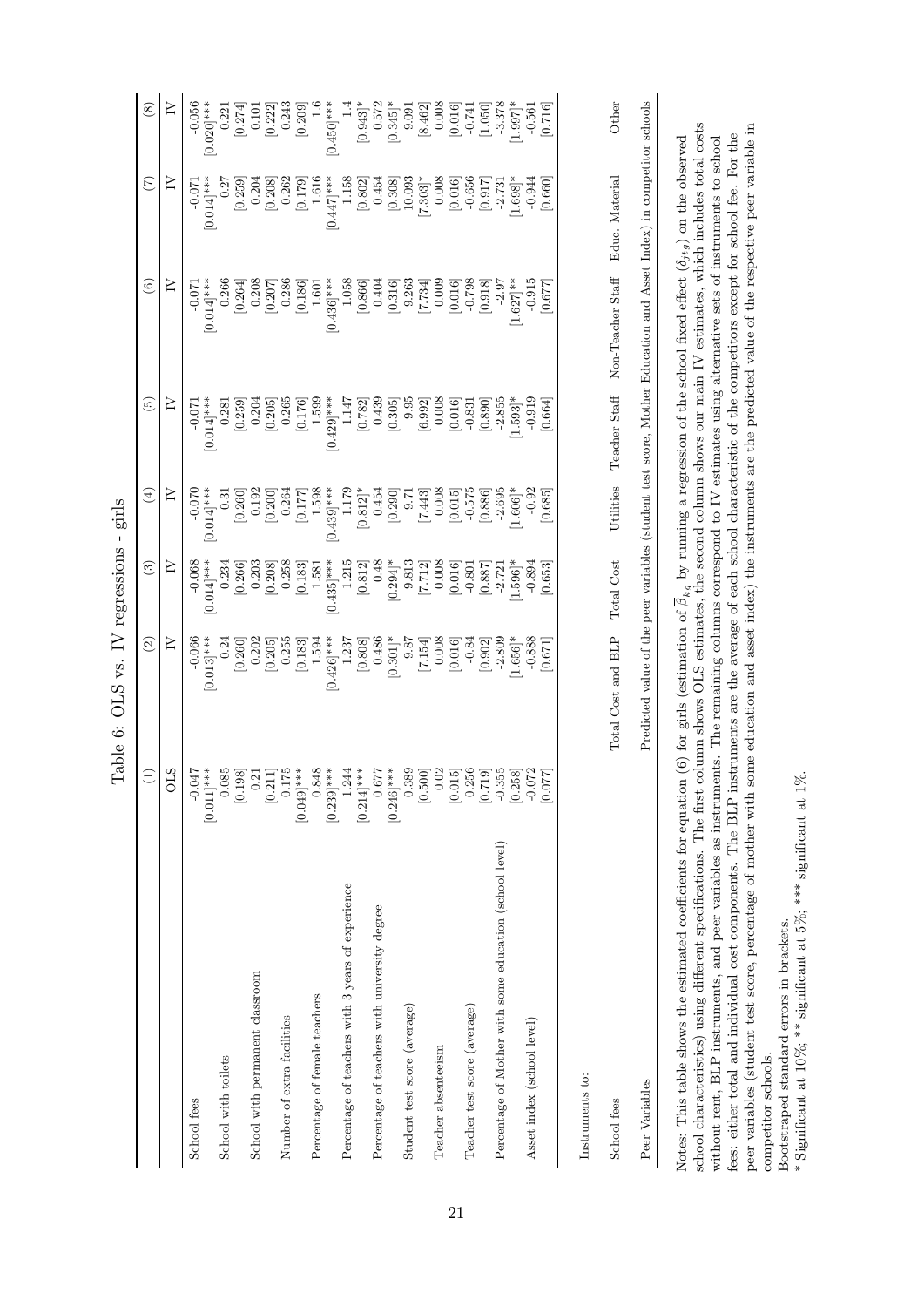Table 6: OLS vs. IV regressions - girls

| | (1) | (2) | (3) | (4) | (5) | (6) | (7) | (8) |
|---|---|---|---|---|---|---|---|---|
| | OLS | IV | IV | IV | IV | IV | IV | IV |
| School fees | -0.047 | -0.066 | -0.068 | -0.070 | -0.071 | -0.071 | -0.071 | -0.056 |
| | [0.011]*** | [0.013]*** | [0.014]*** | [0.014]*** | [0.014]*** | [0.014]*** | [0.014]*** | [0.020]*** |
| School with toilets | 0.085 | 0.24 | 0.234 | 0.31 | 0.281 | 0.266 | 0.27 | 0.221 |
| | [0.198] | [0.260] | [0.266] | [0.260] | [0.259] | [0.264] | [0.259] | [0.274] |
| School with permanent classroom | 0.21 | 0.202 | 0.203 | 0.192 | 0.204 | 0.208 | 0.204 | 0.101 |
| | [0.211] | [0.205] | [0.208] | [0.200] | [0.205] | [0.207] | [0.208] | [0.222] |
| Number of extra facilities | 0.175 | 0.255 | 0.258 | 0.264 | 0.265 | 0.286 | 0.262 | 0.243 |
| | [0.049]*** | [0.183] | [0.183] | [0.177] | [0.176] | [0.186] | [0.179] | [0.209] |
| Percentage of female teachers | 0.848 | 1.594 | 1.581 | 1.598 | 1.599 | 1.601 | 1.616 | 1.6 |
| | [0.239]*** | [0.426]*** | [0.435]*** | [0.439]*** | [0.429]*** | [0.436]*** | [0.447]*** | [0.450]*** |
| Percentage of teachers with 3 years of experience | 1.244 | 1.237 | 1.215 | 1.179 | 1.147 | 1.058 | 1.158 | 1.4 |
| | [0.214]*** | [0.808] | [0.812] | [0.812]* | [0.782] | [0.866] | [0.802] | [0.943]* |
| Percentage of teachers with university degree | 0.677 | 0.486 | 0.48 | 0.454 | 0.439 | 0.404 | 0.454 | 0.572 |
| | [0.246]*** | [0.301]* | [0.294]* | [0.290] | [0.305] | [0.316] | [0.308] | [0.345]* |
| Student test score (average) | 0.389 | 9.87 | 9.813 | 9.71 | 9.95 | 9.263 | 10.093 | 9.091 |
| | [0.500] | [7.154] | [7.712] | [7.443] | [6.992] | [7.734] | [7.303]* | [8.462] |
| Teacher absenteeism | 0.02 | 0.008 | 0.008 | 0.008 | 0.008 | 0.009 | 0.008 | 0.008 |
| | [0.015] | [0.016] | [0.016] | [0.015] | [0.016] | [0.016] | [0.016] | [0.016] |
| Teacher test score (average) | 0.256 | -0.84 | -0.801 | -0.575 | -0.831 | -0.798 | -0.656 | -0.741 |
| | [0.719] | [0.902] | [0.887] | [0.886] | [0.890] | [0.918] | [0.917] | [1.050] |
| Percentage of Mother with some education (school level) | -0.355 | -2.809 | -2.721 | -2.695 | -2.855 | -2.97 | -2.731 | -3.378 |
| | [0.258] | [1.656]* | [1.596]* | [1.606]* | [1.593]* | [1.627]** | [1.698]* | [1.997]* |
| Asset index (school level) | -0.072 | -0.888 | -0.894 | -0.92 | -0.919 | -0.915 | -0.944 | -0.561 |
| | [0.077] | [0.671] | [0.653] | [0.685] | [0.664] | [0.677] | [0.660] | [0.716] |
| Instruments to: | | | | | | | | |
| School fees | | Total Cost and BLP | Total Cost | Utilities | Teacher Staff | Non-Teacher Staff | Educ. Material | Other |
| Peer Variables | | Predicted value of the peer variables (student test score, Mother Education and Asset Index) in competitor schools | | | | | | |

Notes: This table shows the estimated coefficients for equation (6) for girls (estimation of $\overline{\beta}_{kg}$ by running a regression of the school fixed effect ($\delta_{jtg}$) on the observed school characteristics) using different specifications. The first column shows OLS estimates, the second column shows our main IV estimates, which includes total costs without rent, BLP instruments, and peer variables as instruments. The remaining columns correspond to IV estimates using alternative sets of instruments to school fees: either total and individual cost components. The BLP instruments are the average of each school characteristic of the competitors except for school fee. For the peer variables (student test score, percentage of mother with some education and asset index) the instruments are the predicted value of the respective peer variable in competitor schools.

Bootstraped standard errors in brackets.

\* Significant at 10%; \*\* significant at 5%; \*\*\* significant at 1%.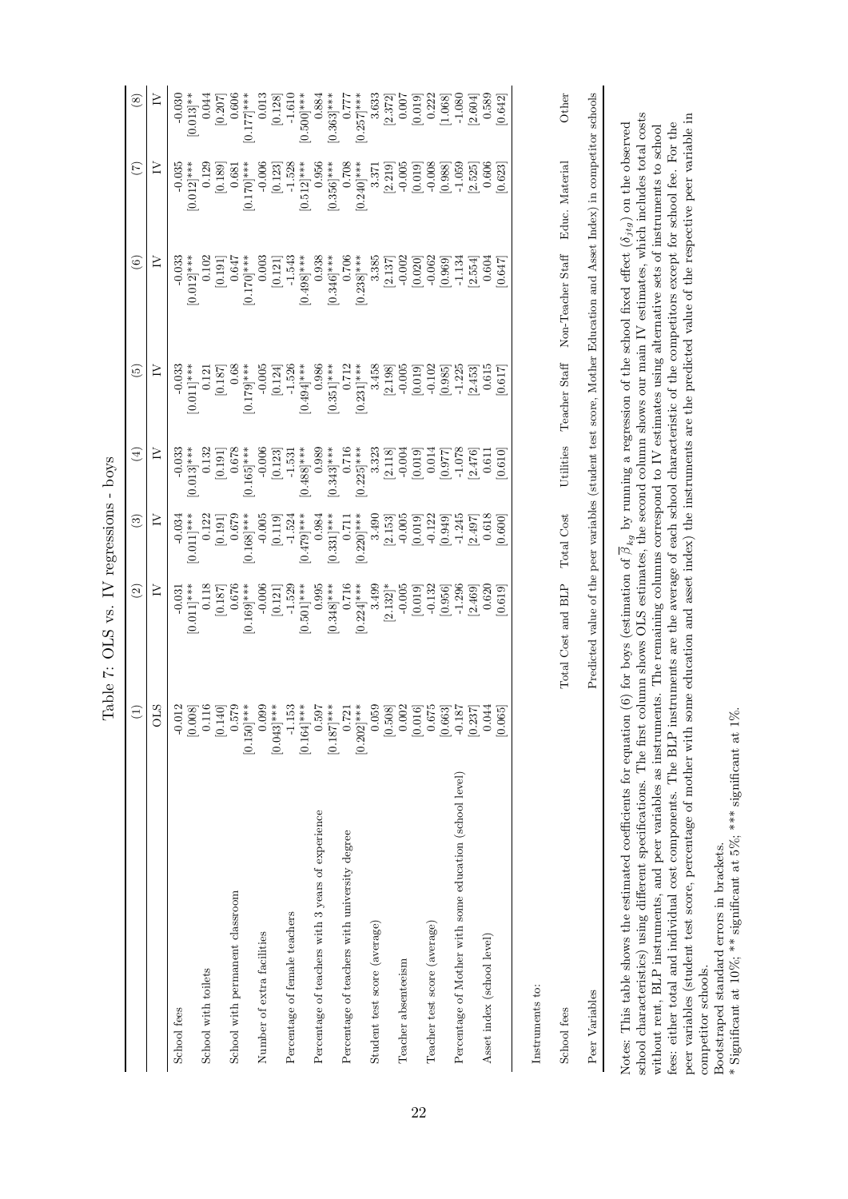Table 7: OLS vs. IV regressions - boys

| | (1) | (2) | (3) | (4) | (5) | (6) | (7) | (8) |
|---|---|---|---|---|---|---|---|---|
| | OLS | IV | IV | IV | IV | IV | IV | IV |
| School fees | -0.012 | -0.031 | -0.034 | -0.033 | -0.033 | -0.033 | -0.035 | -0.030 |
| | [0.008] | [0.011]*** | [0.011]*** | [0.013]*** | [0.011]*** | [0.012]*** | [0.012]*** | [0.013]** |
| School with toilets | 0.116 | 0.118 | 0.122 | 0.132 | 0.121 | 0.102 | 0.129 | 0.044 |
| | [0.140] | [0.187] | [0.191] | [0.191] | [0.187] | [0.191] | [0.189] | [0.207] |
| School with permanent classroom | 0.579 | 0.676 | 0.679 | 0.678 | 0.68 | 0.647 | 0.681 | 0.606 |
| | [0.150]*** | [0.169]*** | [0.168]*** | [0.165]*** | [0.179]*** | [0.170]*** | [0.170]*** | [0.177]*** |
| Number of extra facilities | 0.099 | -0.006 | -0.005 | -0.006 | -0.005 | 0.003 | -0.006 | 0.013 |
| | [0.043]*** | [0.121] | [0.119] | [0.123] | [0.124] | [0.121] | [0.123] | [0.128] |
| Percentage of female teachers | -1.153 | -1.529 | -1.524 | -1.531 | -1.526 | -1.543 | -1.528 | -1.610 |
| | [0.164]*** | [0.501]*** | [0.479]*** | [0.488]*** | [0.494]*** | [0.498]*** | [0.512]*** | [0.500]*** |
| Percentage of teachers with 3 years of experience | 0.597 | 0.995 | 0.984 | 0.989 | 0.986 | 0.938 | 0.956 | 0.884 |
| | [0.187]*** | [0.348]*** | [0.331]*** | [0.343]*** | [0.351]*** | [0.346]*** | [0.356]*** | [0.363]*** |
| Percentage of teachers with university degree | 0.721 | 0.716 | 0.711 | 0.716 | 0.712 | 0.706 | 0.708 | 0.777 |
| | [0.202]*** | [0.224]*** | [0.220]*** | [0.225]*** | [0.231]*** | [0.238]*** | [0.240]*** | [0.257]*** |
| Student test score (average) | 0.059 | 3.499 | 3.490 | 3.323 | 3.458 | 3.385 | 3.371 | 3.633 |
| | [0.508] | [2.132]* | [2.153] | [2.118] | [2.198] | [2.137] | [2.219] | [2.372] |
| Teacher absenteeism | 0.002 | -0.005 | -0.005 | -0.004 | -0.005 | -0.002 | -0.005 | 0.007 |
| | [0.016] | [0.019] | [0.019] | [0.019] | [0.019] | [0.020] | [0.019] | [0.019] |
| Teacher test score (average) | 0.675 | -0.132 | -0.122 | 0.014 | -0.102 | -0.062 | -0.008 | 0.222 |
| | [0.663] | [0.956] | [0.949] | [0.977] | [0.985] | [0.969] | [0.988] | [1.068] |
| Percentage of Mother with some education (school level) | -0.187 | -1.296 | -1.245 | -1.078 | -1.225 | -1.134 | -1.059 | -1.080 |
| | [0.237] | [2.469] | [2.497] | [2.476] | [2.453] | [2.554] | [2.525] | [2.604] |
| Asset index (school level) | 0.044 | 0.620 | 0.618 | 0.611 | 0.615 | 0.604 | 0.606 | 0.589 |
| | [0.065] | [0.619] | [0.600] | [0.610] | [0.617] | [0.647] | [0.623] | [0.642] |
| Instruments to: | | | | | | | | |
| School fees | | Total Cost and BLP | Total Cost | Utilities | Teacher Staff | Non-Teacher Staff | Educ. Material | Other |
| Peer Variables | | Predicted value of the peer variables (student test score, Mother Education and Asset Index) in competitor schools | | | | | | |

Notes: This table shows the estimated coefficients for equation (6) for boys (estimation of $\overline{\beta}_{kg}$ by running a regression of the school fixed effect ($\delta_{jtg}$) on the observed school characteristics) using different specifications. The first column shows OLS estimates, the second column shows our main IV estimates, which includes total costs without rent, BLP instruments, and peer variables as instruments. The remaining columns correspond to IV estimates using alternative sets of instruments to school fees: either total and individual cost components. The BLP instruments are the average of each school characteristic of the competitors except for school fee. For the peer variables (student test score, percentage of mother with some education and asset index) the instruments are the predicted value of the respective peer variable in competitor schools.

Bootstraped standard errors in brackets.

\* Significant at 10%; ** significant at 5%; *** significant at 1%.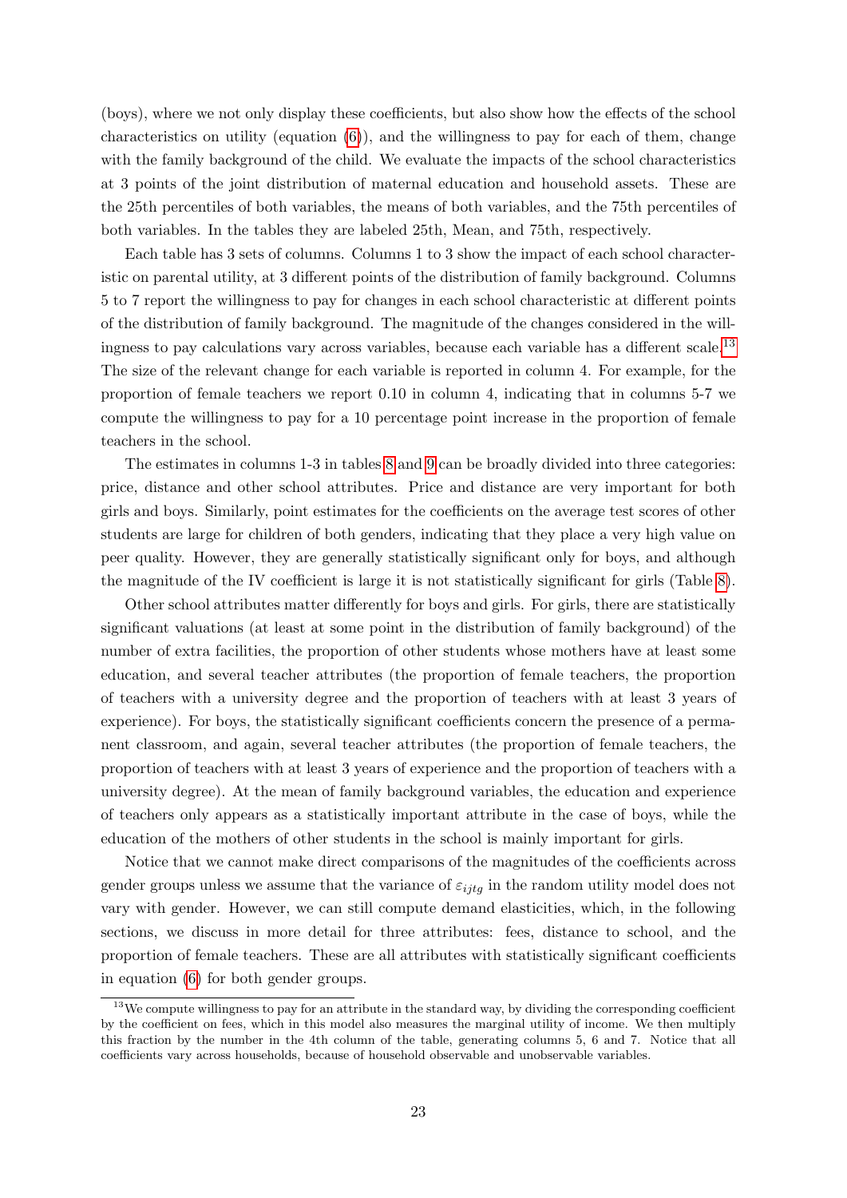(boys), where we not only display these coefficients, but also show how the effects of the school characteristics on utility (equation (6)), and the willingness to pay for each of them, change with the family background of the child. We evaluate the impacts of the school characteristics at 3 points of the joint distribution of maternal education and household assets. These are the 25th percentiles of both variables, the means of both variables, and the 75th percentiles of both variables. In the tables they are labeled 25th, Mean, and 75th, respectively.

Each table has 3 sets of columns. Columns 1 to 3 show the impact of each school characteristic on parental utility, at 3 different points of the distribution of family background. Columns 5 to 7 report the willingness to pay for changes in each school characteristic at different points of the distribution of family background. The magnitude of the changes considered in the willingness to pay calculations vary across variables, because each variable has a different scale.[13] The size of the relevant change for each variable is reported in column 4. For example, for the proportion of female teachers we report 0.10 in column 4, indicating that in columns 5-7 we compute the willingness to pay for a 10 percentage point increase in the proportion of female teachers in the school.

The estimates in columns 1-3 in tables 8 and 9 can be broadly divided into three categories: price, distance and other school attributes. Price and distance are very important for both girls and boys. Similarly, point estimates for the coefficients on the average test scores of other students are large for children of both genders, indicating that they place a very high value on peer quality. However, they are generally statistically significant only for boys, and although the magnitude of the IV coefficient is large it is not statistically significant for girls (Table 8).

Other school attributes matter differently for boys and girls. For girls, there are statistically significant valuations (at least at some point in the distribution of family background) of the number of extra facilities, the proportion of other students whose mothers have at least some education, and several teacher attributes (the proportion of female teachers, the proportion of teachers with a university degree and the proportion of teachers with at least 3 years of experience). For boys, the statistically significant coefficients concern the presence of a permanent classroom, and again, several teacher attributes (the proportion of female teachers, the proportion of teachers with at least 3 years of experience and the proportion of teachers with a university degree). At the mean of family background variables, the education and experience of teachers only appears as a statistically important attribute in the case of boys, while the education of the mothers of other students in the school is mainly important for girls.

Notice that we cannot make direct comparisons of the magnitudes of the coefficients across gender groups unless we assume that the variance of $\varepsilon_{ijtg}$ in the random utility model does not vary with gender. However, we can still compute demand elasticities, which, in the following sections, we discuss in more detail for three attributes: fees, distance to school, and the proportion of female teachers. These are all attributes with statistically significant coefficients in equation (6) for both gender groups.

[13] We compute willingness to pay for an attribute in the standard way, by dividing the corresponding coefficient by the coefficient on fees, which in this model also measures the marginal utility of income. We then multiply this fraction by the number in the 4th column of the table, generating columns 5, 6 and 7. Notice that all coefficients vary across households, because of household observable and unobservable variables.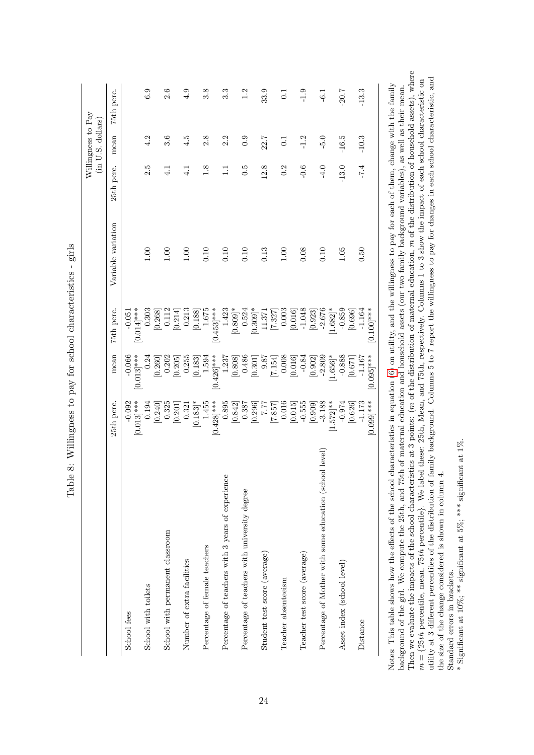Table 8: Willingness to pay for school characteristics - girls

| | 25th perc. | mean | 75th perc. | Variable variation | Willingness to Pay (in U.S. dollars) 25th perc. | mean | 75th perc. |
|---|---|---|---|---|---|---|---|
| School fees | -0.092 | -0.066 | -0.051 | | | | |
| | [0.013]*** | [0.013]*** | [0.014]*** | | | | |
| School with toilets | 0.194 | 0.24 | 0.303 | 1.00 | 2.5 | 4.2 | 6.9 |
| | [0.240] | [0.260] | [0.268] | | | | |
| School with permanent classroom | 0.325 | 0.202 | 0.112 | 1.00 | 4.1 | 3.6 | 2.6 |
| | [0.201] | [0.205] | [0.214] | | | | |
| Number of extra facilities | 0.321 | 0.255 | 0.213 | 1.00 | 4.1 | 4.5 | 4.9 |
| | [0.183]* | [0.183] | [0.188] | | | | |
| Percentage of female teachers | 1.455 | 1.594 | 1.675 | 0.10 | 1.8 | 2.8 | 3.8 |
| | [0.428]*** | [0.426]*** | [0.453]*** | | | | |
| Percentage of teachers with 3 years of experience | 0.895 | 1.237 | 1.423 | 0.10 | 1.1 | 2.2 | 3.3 |
| | [0.842] | [0.808] | [0.809]* | | | | |
| Percentage of teachers with university degree | 0.387 | 0.486 | 0.524 | 0.10 | 0.5 | 0.9 | 1.2 |
| | [0.296] | [0.301] | [0.309]* | | | | |
| Student test score (average) | 7.77 | 9.87 | 11.371 | 0.13 | 12.8 | 22.7 | 33.9 |
| | [7.857] | [7.154] | [7.327] | | | | |
| Teacher absenteeism | 0.016 | 0.008 | 0.003 | 1.00 | 0.2 | 0.1 | 0.1 |
| | [0.015] | [0.016] | [0.016] | | | | |
| Teacher test score (average) | -0.555 | -0.84 | -1.048 | 0.08 | -0.6 | -1.2 | -1.9 |
| | [0.909] | [0.902] | [0.923] | | | | |
| Percentage of Mother with some education (school level) | -3.188 | -2.809 | -2.676 | 0.10 | -4.0 | -5.0 | -6.1 |
| | [1.572]** | [1.656]* | [1.682]* | | | | |
| Asset index (school level) | -0.974 | -0.888 | -0.859 | 1.05 | -13.0 | -16.5 | -20.7 |
| | [0.626] | [0.671] | [0.696] | | | | |
| Distance | -1.173 | -1.167 | -1.164 | 0.50 | -7.4 | -10.3 | -13.3 |
| | [0.099]*** | [0.095]*** | [0.100]*** | | | | |

Notes: This table shows how the effects of the school characteristics in equation (6) on utility, and the willingness to pay for each of them, change with the family background of the girl. We compute the 25th, and 75th of maternal education and household assets (our two family background variables), as well as their mean. Then we evaluate the impacts of the school characteristics at 3 points: ($m$ of the distribution of maternal education, $m$ of the distribution of household assets), where $m = \{25th$ percentile, mean, $75th$ percentile$\}$. We label these: 25th, Mean, and 75th, respectively. Columns 1 to 3 show the impact of each school characteristic on utility at 3 different percentiles of the distribution of family background. Columns 5 to 7 report the willingness to pay for changes in each school characteristic, and the size of the change considered is shown in column 4.

Standard errors in brackets.

\* Significant at 10%; \*\* significant at 5%; \*\*\* significant at 1%.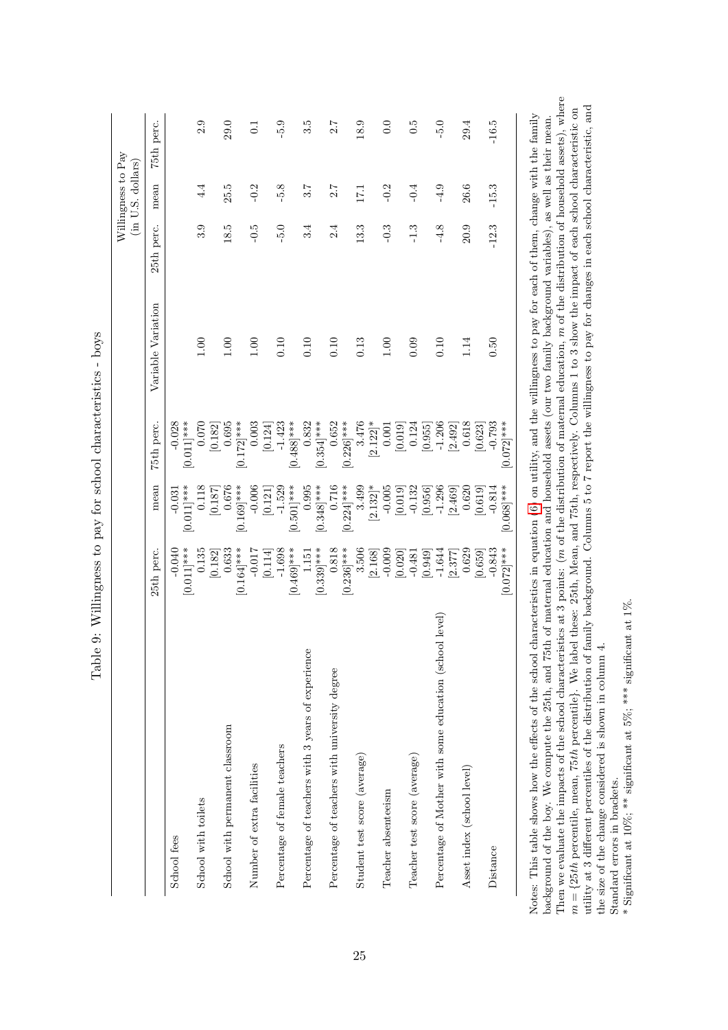Table 9: Willingness to pay for school characteristics - boys

| | 25th perc. | mean | 75th perc. | Variable Variation | Willingness to Pay (in U.S. dollars) 25th perc. | mean | 75th perc. |
|---|---|---|---|---|---|---|---|
| School fees | -0.040 | -0.031 | -0.028 | | | | |
| | [0.011]*** | [0.011]*** | [0.011]*** | | | | |
| School with toilets | 0.135 | 0.118 | 0.070 | 1.00 | 3.9 | 4.4 | 2.9 |
| | [0.182] | [0.187] | [0.182] | | | | |
| School with permanent classroom | 0.633 | 0.676 | 0.695 | 1.00 | 18.5 | 25.5 | 29.0 |
| | [0.164]*** | [0.169]*** | [0.172]*** | | | | |
| Number of extra facilities | -0.017 | -0.006 | 0.003 | 1.00 | -0.5 | -0.2 | 0.1 |
| | [0.114] | [0.121] | [0.124] | | | | |
| Percentage of female teachers | -1.698 | -1.529 | -1.423 | 0.10 | -5.0 | -5.8 | -5.9 |
| | [0.469]*** | [0.501]*** | [0.488]*** | | | | |
| Percentage of teachers with 3 years of experience | 1.151 | 0.995 | 0.832 | 0.10 | 3.4 | 3.7 | 3.5 |
| | [0.339]*** | [0.348]*** | [0.354]*** | | | | |
| Percentage of teachers with university degree | 0.818 | 0.716 | 0.652 | 0.10 | 2.4 | 2.7 | 2.7 |
| | [0.236]*** | [0.224]*** | [0.226]*** | | | | |
| Student test score (average) | 3.506 | 3.499 | 3.476 | 0.13 | 13.3 | 17.1 | 18.9 |
| | [2.168] | [2.132]* | [2.122]* | | | | |
| Teacher absenteeism | -0.009 | -0.005 | 0.001 | 1.00 | -0.3 | -0.2 | 0.0 |
| | [0.020] | [0.019] | [0.019] | | | | |
| Teacher test score (average) | -0.481 | -0.132 | 0.124 | 0.09 | -1.3 | -0.4 | 0.5 |
| | [0.949] | [0.956] | [0.955] | | | | |
| Percentage of Mother with some education (school level) | -1.644 | -1.296 | -1.206 | 0.10 | -4.8 | -4.9 | -5.0 |
| | [2.377] | [2.469] | [2.492] | | | | |
| Asset index (school level) | 0.629 | 0.620 | 0.618 | 1.14 | 20.9 | 26.6 | 29.4 |
| | [0.659] | [0.619] | [0.623] | | | | |
| Distance | -0.843 | -0.814 | -0.793 | 0.50 | -12.3 | -15.3 | -16.5 |
| | [0.072]*** | [0.068]*** | [0.072]*** | | | | |

Notes: This table shows how the effects of the school characteristics in equation (6) on utility, and the willingness to pay for each of them, change with the family background of the boy. We compute the 25th, and 75th of maternal education and household assets (our two family background variables), as well as their mean. Then we evaluate the impacts of the school characteristics at 3 points: ($m$ of the distribution of maternal education, $m$ of the distribution of household assets), where $m = \{25th$ percentile, mean, $75th$ percentile$\}$. We label these: 25th, Mean, and 75th, respectively. Columns 1 to 3 show the impact of each school characteristic on utility at 3 different percentiles of the distribution of family background. Columns 5 to 7 report the willingness to pay for changes in each school characteristic, and the size of the change considered is shown in column 4.

Standard errors in brackets.

\* Significant at 10%; \*\* significant at 5%; \*\*\* significant at 1%.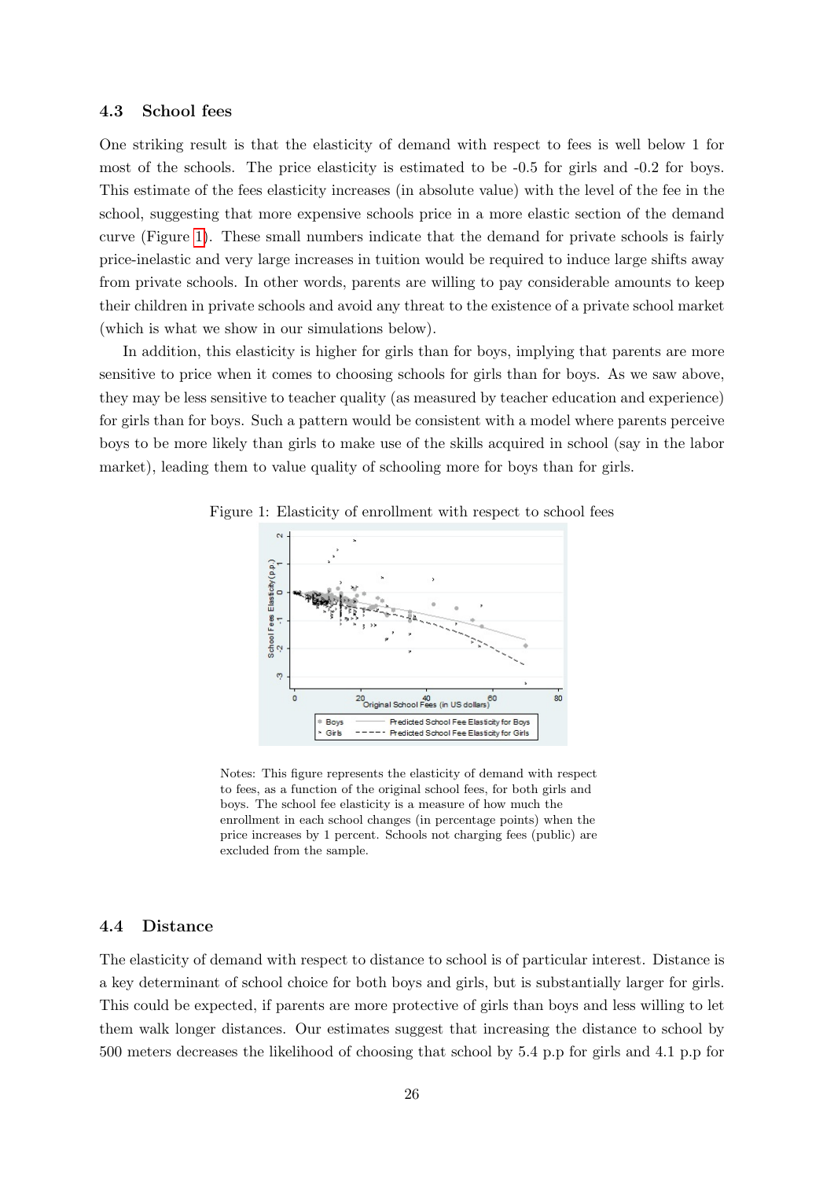### 4.3 School fees

One striking result is that the elasticity of demand with respect to fees is well below 1 for most of the schools. The price elasticity is estimated to be -0.5 for girls and -0.2 for boys. This estimate of the fees elasticity increases (in absolute value) with the level of the fee in the school, suggesting that more expensive schools price in a more elastic section of the demand curve (Figure 1). These small numbers indicate that the demand for private schools is fairly price-inelastic and very large increases in tuition would be required to induce large shifts away from private schools. In other words, parents are willing to pay considerable amounts to keep their children in private schools and avoid any threat to the existence of a private school market (which is what we show in our simulations below).

In addition, this elasticity is higher for girls than for boys, implying that parents are more sensitive to price when it comes to choosing schools for girls than for boys. As we saw above, they may be less sensitive to teacher quality (as measured by teacher education and experience) for girls than for boys. Such a pattern would be consistent with a model where parents perceive boys to be more likely than girls to make use of the skills acquired in school (say in the labor market), leading them to value quality of schooling more for boys than for girls.

Figure 1: Elasticity of enrollment with respect to school fees

Notes: This figure represents the elasticity of demand with respect to fees, as a function of the original school fees, for both girls and boys. The school fee elasticity is a measure of how much the enrollment in each school changes (in percentage points) when the price increases by 1 percent. Schools not charging fees (public) are excluded from the sample.

### 4.4 Distance

The elasticity of demand with respect to distance to school is of particular interest. Distance is a key determinant of school choice for both boys and girls, but is substantially larger for girls. This could be expected, if parents are more protective of girls than boys and less willing to let them walk longer distances. Our estimates suggest that increasing the distance to school by 500 meters decreases the likelihood of choosing that school by 5.4 p.p for girls and 4.1 p.p for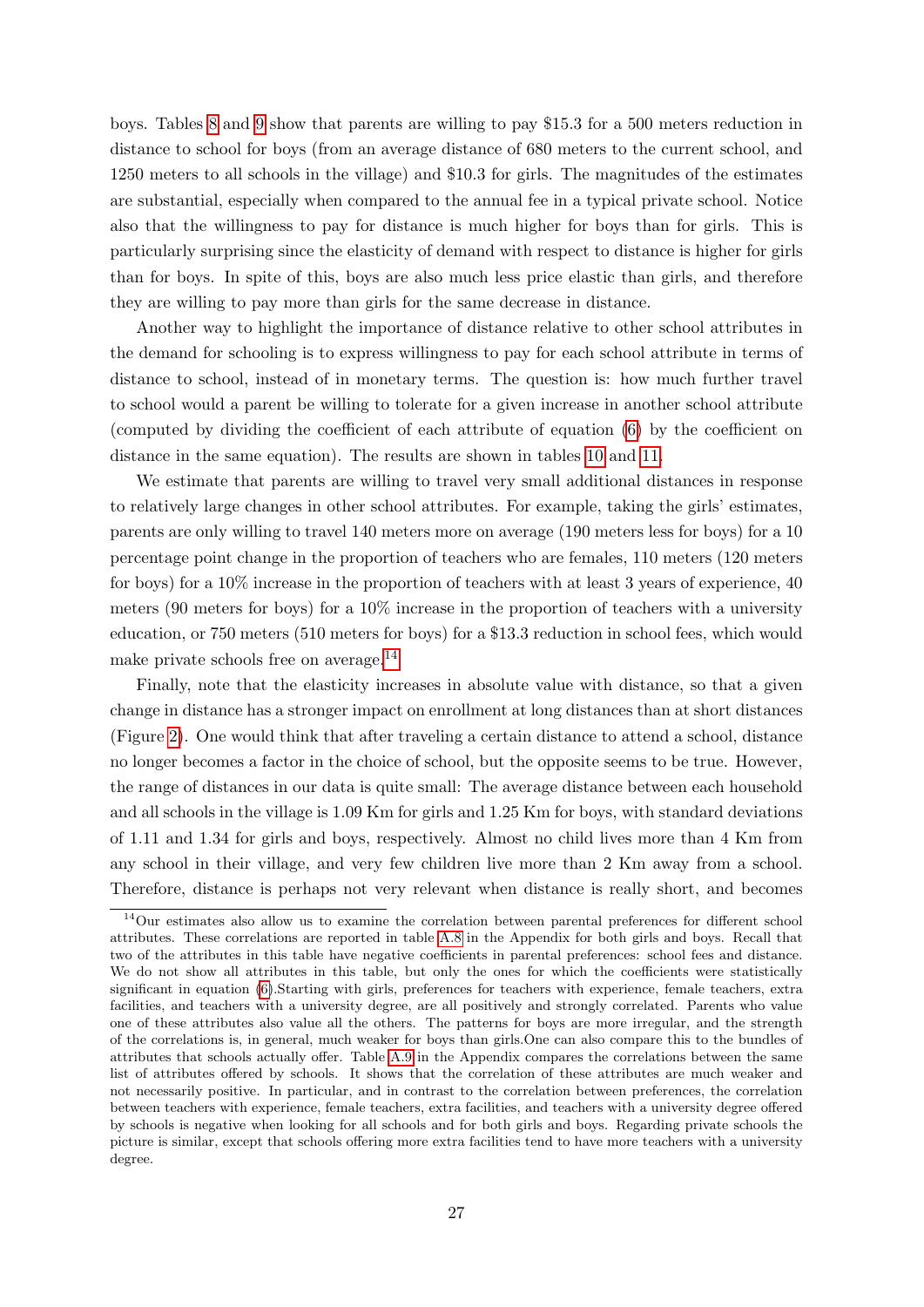boys. Tables 8 and 9 show that parents are willing to pay \$15.3 for a 500 meters reduction in distance to school for boys (from an average distance of 680 meters to the current school, and 1250 meters to all schools in the village) and \$10.3 for girls. The magnitudes of the estimates are substantial, especially when compared to the annual fee in a typical private school. Notice also that the willingness to pay for distance is much higher for boys than for girls. This is particularly surprising since the elasticity of demand with respect to distance is higher for girls than for boys. In spite of this, boys are also much less price elastic than girls, and therefore they are willing to pay more than girls for the same decrease in distance.

Another way to highlight the importance of distance relative to other school attributes in the demand for schooling is to express willingness to pay for each school attribute in terms of distance to school, instead of in monetary terms. The question is: how much further travel to school would a parent be willing to tolerate for a given increase in another school attribute (computed by dividing the coefficient of each attribute of equation (6) by the coefficient on distance in the same equation). The results are shown in tables 10 and 11.

We estimate that parents are willing to travel very small additional distances in response to relatively large changes in other school attributes. For example, taking the girls' estimates, parents are only willing to travel 140 meters more on average (190 meters less for boys) for a 10 percentage point change in the proportion of teachers who are females, 110 meters (120 meters for boys) for a 10% increase in the proportion of teachers with at least 3 years of experience, 40 meters (90 meters for boys) for a 10% increase in the proportion of teachers with a university education, or 750 meters (510 meters for boys) for a \$13.3 reduction in school fees, which would make private schools free on average.[14]

Finally, note that the elasticity increases in absolute value with distance, so that a given change in distance has a stronger impact on enrollment at long distances than at short distances (Figure 2). One would think that after traveling a certain distance to attend a school, distance no longer becomes a factor in the choice of school, but the opposite seems to be true. However, the range of distances in our data is quite small: The average distance between each household and all schools in the village is 1.09 Km for girls and 1.25 Km for boys, with standard deviations of 1.11 and 1.34 for girls and boys, respectively. Almost no child lives more than 4 Km from any school in their village, and very few children live more than 2 Km away from a school. Therefore, distance is perhaps not very relevant when distance is really short, and becomes

[14]Our estimates also allow us to examine the correlation between parental preferences for different school attributes. These correlations are reported in table A.8 in the Appendix for both girls and boys. Recall that two of the attributes in this table have negative coefficients in parental preferences: school fees and distance. We do not show all attributes in this table, but only the ones for which the coefficients were statistically significant in equation (6).Starting with girls, preferences for teachers with experience, female teachers, extra facilities, and teachers with a university degree, are all positively and strongly correlated. Parents who value one of these attributes also value all the others. The patterns for boys are more irregular, and the strength of the correlations is, in general, much weaker for boys than girls.One can also compare this to the bundles of attributes that schools actually offer. Table A.9 in the Appendix compares the correlations between the same list of attributes offered by schools. It shows that the correlation of these attributes are much weaker and not necessarily positive. In particular, and in contrast to the correlation between preferences, the correlation between teachers with experience, female teachers, extra facilities, and teachers with a university degree offered by schools is negative when looking for all schools and for both girls and boys. Regarding private schools the picture is similar, except that schools offering more extra facilities tend to have more teachers with a university degree.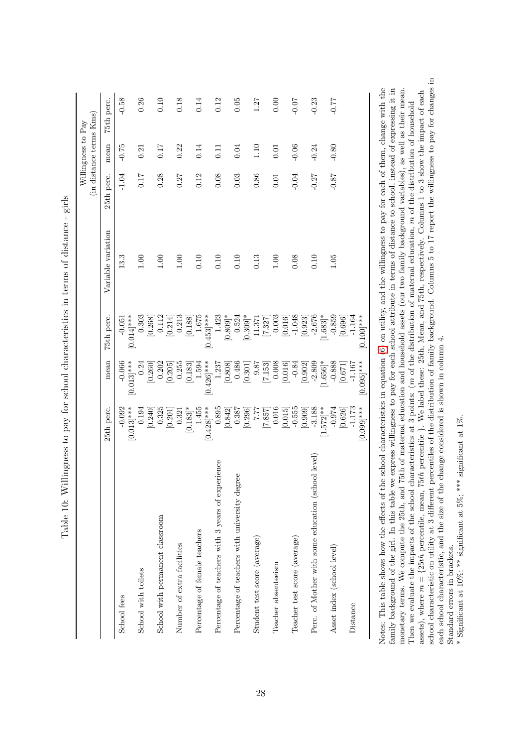Table 10: Willingness to pay for school characteristics in terms of distance - girls

| | 25th perc. | mean | 75th perc. | Variable variation | Willingness to Pay (in distance terms Kms) 25th perc. | mean | 75th perc. |
|---|---|---|---|---|---|---|---|
| School fees | -0.092 | -0.066 | -0.051 | 13.3 | -1.04 | -0.75 | -0.58 |
| | [0.013]*** | [0.013]*** | [0.014]*** | | | | |
| School with toilets | 0.194 | 0.24 | 0.303 | 1.00 | 0.17 | 0.21 | 0.26 |
| | [0.240] | [0.260] | [0.268] | | | | |
| School with permanent classroom | 0.325 | 0.202 | 0.112 | 1.00 | 0.28 | 0.17 | 0.10 |
| | [0.201] | [0.205] | [0.214] | | | | |
| Number of extra facilities | 0.321 | 0.255 | 0.213 | 1.00 | 0.27 | 0.22 | 0.18 |
| | [0.183]* | [0.183] | [0.188] | | | | |
| Percentage of female teachers | 1.455 | 1.594 | 1.675 | 0.10 | 0.12 | 0.14 | 0.14 |
| | [0.428]*** | [0.426]*** | [0.453]*** | | | | |
| Percentage of teachers with 3 years of experience | 0.895 | 1.237 | 1.423 | 0.10 | 0.08 | 0.11 | 0.12 |
| | [0.842] | [0.808] | [0.809]* | | | | |
| Percentage of teachers with university degree | 0.387 | 0.486 | 0.524 | 0.10 | 0.03 | 0.04 | 0.05 |
| | [0.296] | [0.301] | [0.309]* | | | | |
| Student test score (average) | 7.77 | 9.87 | 11.371 | 0.13 | 0.86 | 1.10 | 1.27 |
| | [7.857] | [7.153] | [7.327] | | | | |
| Teacher absenteeism | 0.016 | 0.008 | 0.003 | 1.00 | 0.01 | 0.01 | 0.00 |
| | [0.015] | [0.016] | [0.016] | | | | |
| Teacher test score (average) | -0.555 | -0.84 | -1.048 | 0.08 | -0.04 | -0.06 | -0.07 |
| | [0.909] | [0.902] | [0.923] | | | | |
| Perc. of Mother with some education (school level) | -3.188 | -2.809 | -2.676 | 0.10 | -0.27 | -0.24 | -0.23 |
| | [1.572]** | [1.656]* | [1.683]* | | | | |
| Asset index (school level) | -0.974 | -0.888 | -0.859 | 1.05 | -0.87 | -0.80 | -0.77 |
| | [0.626] | [0.671] | [0.696] | | | | |
| Distance | -1.173 | -1.167 | -1.164 | | | | |
| | [0.099]*** | [0.095]*** | [0.100]*** | | | | |

Notes: This table shows how the effects of the school characteristics in equation (6) on utility, and the willingness to pay for each of them, change with the family background of the girl. In this table we express willingness to pay for each school attribute in terms of distance to school, instead of expressing it in monetary terms. We compute the 25th, and 75th of maternal education and household assets (our two family background variables), as well as their mean. Then we evaluate the impacts of the school characteristics at 3 points: ($m$ of the distribution of maternal education, $m$ of the distribution of household assets), where $m = \{25th$ percentile, mean, $75th$ percentile $\}$. We label these: 25th, Mean, and 75th, respectively. Columns 1 to 3 show the impact of each school characteristic on utility at 3 different percentiles of the distribution of family background. Columns 5 to 17 report the willingness to pay for changes in each school characteristic, and the size of the change considered is shown in column 4.

Standard errors in brackets.

* Significant at 10%; ** significant at 5%; *** significant at 1%.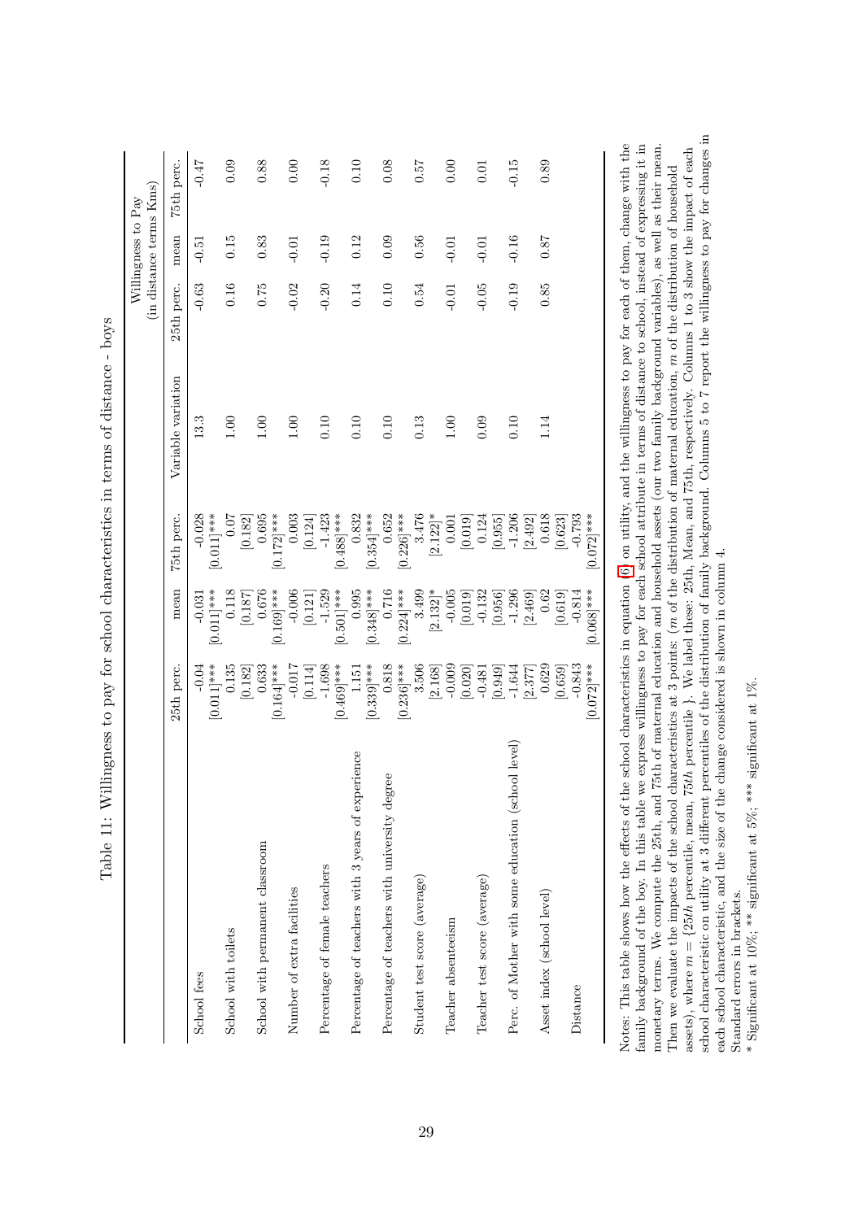Table 11: Willingness to pay for school characteristics in terms of distance - boys

| | 25th perc. | mean | 75th perc. | Variable variation | Willingness to Pay (in distance terms Kms) | | |
|---|---|---|---|---|---|---|---|
| | | | | | 25th perc. | mean | 75th perc. |
| School fees | -0.04 | -0.031 | -0.028 | 13.3 | -0.63 | -0.51 | -0.47 |
| | [0.011]*** | [0.011]*** | [0.011]*** | | | | |
| School with toilets | 0.135 | 0.118 | 0.07 | 1.00 | 0.16 | 0.15 | 0.09 |
| | [0.182] | [0.187] | [0.182] | | | | |
| School with permanent classroom | 0.633 | 0.676 | 0.695 | 1.00 | 0.75 | 0.83 | 0.88 |
| | [0.164]*** | [0.169]*** | [0.172]*** | | | | |
| Number of extra facilities | -0.017 | -0.006 | 0.003 | 1.00 | -0.02 | -0.01 | 0.00 |
| | [0.114] | [0.121] | [0.124] | | | | |
| Percentage of female teachers | -1.698 | -1.529 | -1.423 | 0.10 | -0.20 | -0.19 | -0.18 |
| | [0.469]*** | [0.501]*** | [0.488]*** | | | | |
| Percentage of teachers with 3 years of experience | 1.151 | 0.995 | 0.832 | 0.10 | 0.14 | 0.12 | 0.10 |
| | [0.339]*** | [0.348]*** | [0.354]*** | | | | |
| Percentage of teachers with university degree | 0.818 | 0.716 | 0.652 | 0.10 | 0.10 | 0.09 | 0.08 |
| | [0.236]*** | [0.224]*** | [0.226]*** | | | | |
| Student test score (average) | 3.506 | 3.499 | 3.476 | 0.13 | 0.54 | 0.56 | 0.57 |
| | [2.168] | [2.132]* | [2.122]* | | | | |
| Teacher absenteeism | -0.009 | -0.005 | 0.001 | 1.00 | -0.01 | -0.01 | 0.00 |
| | [0.020] | [0.019] | [0.019] | | | | |
| Teacher test score (average) | -0.481 | -0.132 | 0.124 | 0.09 | -0.05 | -0.01 | 0.01 |
| | [0.949] | [0.956] | [0.955] | | | | |
| Perc. of Mother with some education (school level) | -1.644 | -1.296 | -1.206 | 0.10 | -0.19 | -0.16 | -0.15 |
| | [2.377] | [2.469] | [2.492] | | | | |
| Asset index (school level) | 0.629 | 0.62 | 0.618 | 1.14 | 0.85 | 0.87 | 0.89 |
| | [0.659] | [0.619] | [0.623] | | | | |
| Distance | -0.843 | -0.814 | -0.793 | | | | |
| | [0.072]*** | [0.068]*** | [0.072]*** | | | | |

Notes: This table shows how the effects of the school characteristics in equation 6 on utility, and the willingness to pay for each of them, change with the family background of the boy. In this table we express willingness to pay for each school attribute in terms of distance to school, instead of expressing it in monetary terms. We compute the 25th, and 75th of maternal education and household assets (our two family background variables), as well as their mean. Then we evaluate the impacts of the school characteristics at 3 points: ($m$ of the distribution of maternal education, $m$ of the distribution of household assets), where $m = \{25th$ percentile, mean, $75th$ percentile $\}$. We label these: 25th, Mean, and 75th, respectively. Columns 1 to 3 show the impact of each school characteristic on utility at 3 different percentiles of the distribution of family background. Columns 5 to 7 report the willingness to pay for changes in each school characteristic, and the size of the change considered is shown in column 4.

Standard errors in brackets.

\* Significant at 10%; \*\* significant at 5%; \*\*\* significant at 1%.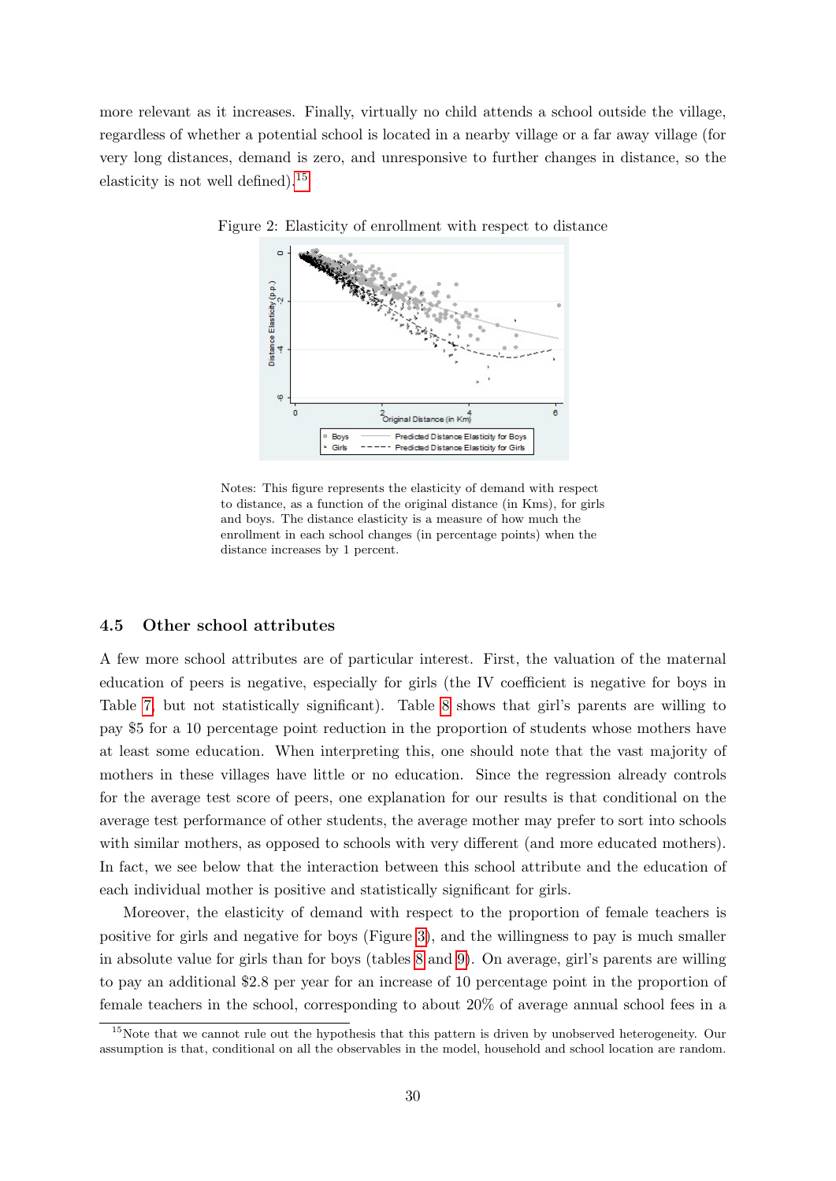more relevant as it increases. Finally, virtually no child attends a school outside the village, regardless of whether a potential school is located in a nearby village or a far away village (for very long distances, demand is zero, and unresponsive to further changes in distance, so the elasticity is not well defined).[15]

Figure 2: Elasticity of enrollment with respect to distance

Notes: This figure represents the elasticity of demand with respect to distance, as a function of the original distance (in Kms), for girls and boys. The distance elasticity is a measure of how much the enrollment in each school changes (in percentage points) when the distance increases by 1 percent.

### 4.5 Other school attributes

A few more school attributes are of particular interest. First, the valuation of the maternal education of peers is negative, especially for girls (the IV coefficient is negative for boys in Table 7, but not statistically significant). Table 8 shows that girl's parents are willing to pay \$5 for a 10 percentage point reduction in the proportion of students whose mothers have at least some education. When interpreting this, one should note that the vast majority of mothers in these villages have little or no education. Since the regression already controls for the average test score of peers, one explanation for our results is that conditional on the average test performance of other students, the average mother may prefer to sort into schools with similar mothers, as opposed to schools with very different (and more educated mothers). In fact, we see below that the interaction between this school attribute and the education of each individual mother is positive and statistically significant for girls.

Moreover, the elasticity of demand with respect to the proportion of female teachers is positive for girls and negative for boys (Figure 3), and the willingness to pay is much smaller in absolute value for girls than for boys (tables 8 and 9). On average, girl's parents are willing to pay an additional \$2.8 per year for an increase of 10 percentage point in the proportion of female teachers in the school, corresponding to about 20% of average annual school fees in a

[15]Note that we cannot rule out the hypothesis that this pattern is driven by unobserved heterogeneity. Our assumption is that, conditional on all the observables in the model, household and school location are random.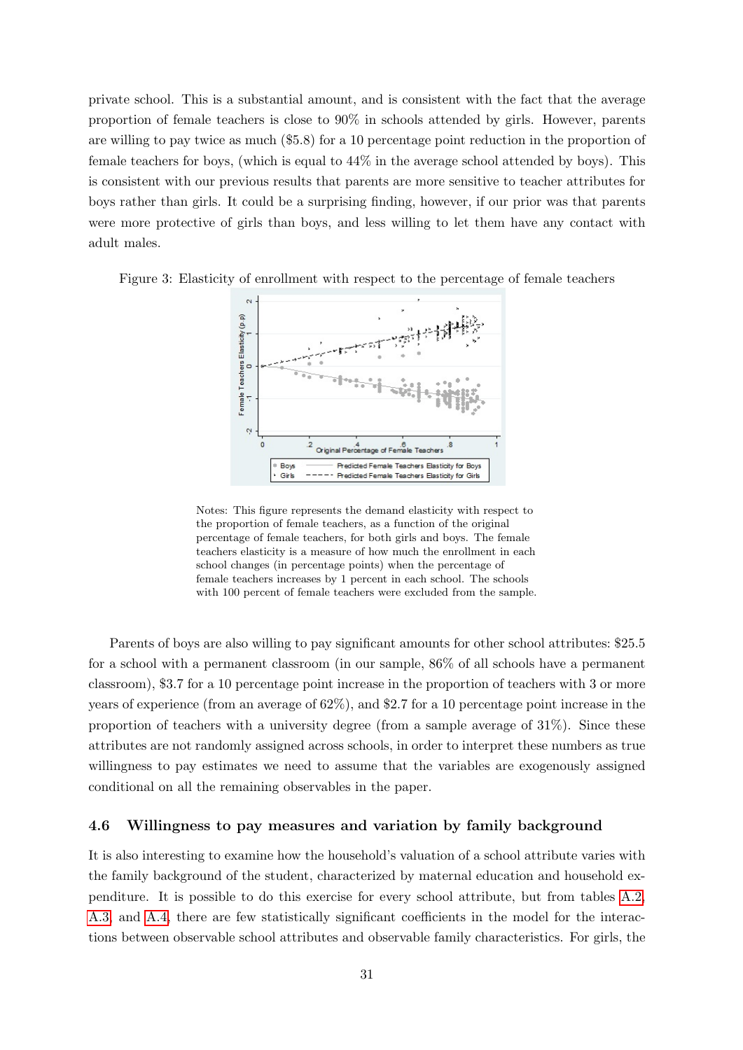private school. This is a substantial amount, and is consistent with the fact that the average proportion of female teachers is close to 90% in schools attended by girls. However, parents are willing to pay twice as much ($5.8) for a 10 percentage point reduction in the proportion of female teachers for boys, (which is equal to 44% in the average school attended by boys). This is consistent with our previous results that parents are more sensitive to teacher attributes for boys rather than girls. It could be a surprising finding, however, if our prior was that parents were more protective of girls than boys, and less willing to let them have any contact with adult males.

Figure 3: Elasticity of enrollment with respect to the percentage of female teachers

Notes: This figure represents the demand elasticity with respect to the proportion of female teachers, as a function of the original percentage of female teachers, for both girls and boys. The female teachers elasticity is a measure of how much the enrollment in each school changes (in percentage points) when the percentage of female teachers increases by 1 percent in each school. The schools with 100 percent of female teachers were excluded from the sample.

Parents of boys are also willing to pay significant amounts for other school attributes: $25.5 for a school with a permanent classroom (in our sample, 86% of all schools have a permanent classroom), $3.7 for a 10 percentage point increase in the proportion of teachers with 3 or more years of experience (from an average of 62%), and $2.7 for a 10 percentage point increase in the proportion of teachers with a university degree (from a sample average of 31%). Since these attributes are not randomly assigned across schools, in order to interpret these numbers as true willingness to pay estimates we need to assume that the variables are exogenously assigned conditional on all the remaining observables in the paper.

### 4.6 Willingness to pay measures and variation by family background

It is also interesting to examine how the household's valuation of a school attribute varies with the family background of the student, characterized by maternal education and household expenditure. It is possible to do this exercise for every school attribute, but from tables A.2, A.3, and A.4, there are few statistically significant coefficients in the model for the interactions between observable school attributes and observable family characteristics. For girls, the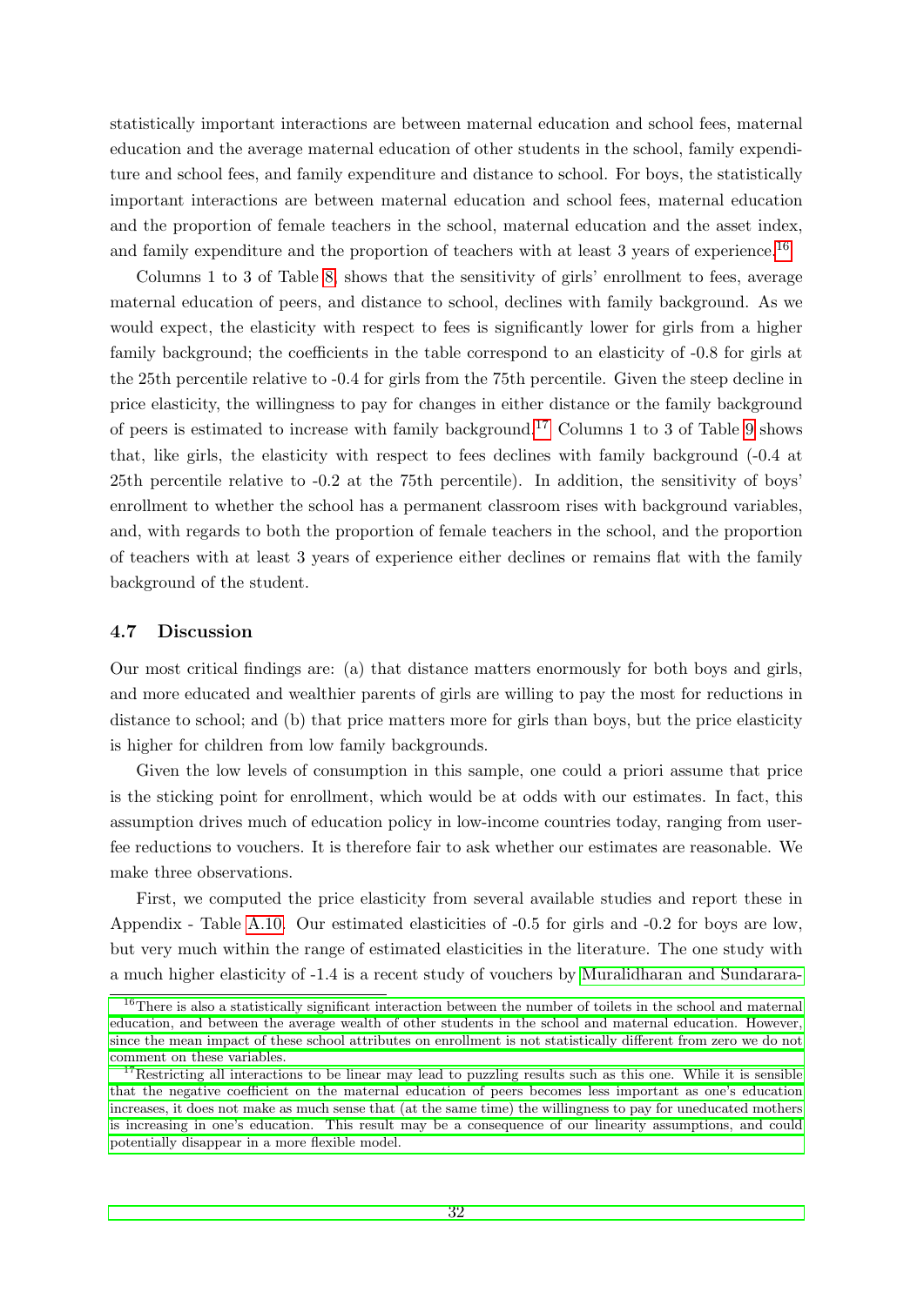statistically important interactions are between maternal education and school fees, maternal education and the average maternal education of other students in the school, family expenditure and school fees, and family expenditure and distance to school. For boys, the statistically important interactions are between maternal education and school fees, maternal education and the proportion of female teachers in the school, maternal education and the asset index, and family expenditure and the proportion of teachers with at least 3 years of experience.[16]

Columns 1 to 3 of Table 8, shows that the sensitivity of girls' enrollment to fees, average maternal education of peers, and distance to school, declines with family background. As we would expect, the elasticity with respect to fees is significantly lower for girls from a higher family background; the coefficients in the table correspond to an elasticity of -0.8 for girls at the 25th percentile relative to -0.4 for girls from the 75th percentile. Given the steep decline in price elasticity, the willingness to pay for changes in either distance or the family background of peers is estimated to increase with family background.[17] Columns 1 to 3 of Table 9 shows that, like girls, the elasticity with respect to fees declines with family background (-0.4 at 25th percentile relative to -0.2 at the 75th percentile). In addition, the sensitivity of boys' enrollment to whether the school has a permanent classroom rises with background variables, and, with regards to both the proportion of female teachers in the school, and the proportion of teachers with at least 3 years of experience either declines or remains flat with the family background of the student.

### 4.7 Discussion

Our most critical findings are: (a) that distance matters enormously for both boys and girls, and more educated and wealthier parents of girls are willing to pay the most for reductions in distance to school; and (b) that price matters more for girls than boys, but the price elasticity is higher for children from low family backgrounds.

Given the low levels of consumption in this sample, one could a priori assume that price is the sticking point for enrollment, which would be at odds with our estimates. In fact, this assumption drives much of education policy in low-income countries today, ranging from user-fee reductions to vouchers. It is therefore fair to ask whether our estimates are reasonable. We make three observations.

First, we computed the price elasticity from several available studies and report these in Appendix - Table A.10. Our estimated elasticities of -0.5 for girls and -0.2 for boys are low, but very much within the range of estimated elasticities in the literature. The one study with a much higher elasticity of -1.4 is a recent study of vouchers by Muralidharan and Sundarara-

[16] There is also a statistically significant interaction between the number of toilets in the school and maternal education, and between the average wealth of other students in the school and maternal education. However, since the mean impact of these school attributes on enrollment is not statistically different from zero we do not comment on these variables.

[17] Restricting all interactions to be linear may lead to puzzling results such as this one. While it is sensible that the negative coefficient on the maternal education of peers becomes less important as one's education increases, it does not make as much sense that (at the same time) the willingness to pay for uneducated mothers is increasing in one's education. This result may be a consequence of our linearity assumptions, and could potentially disappear in a more flexible model.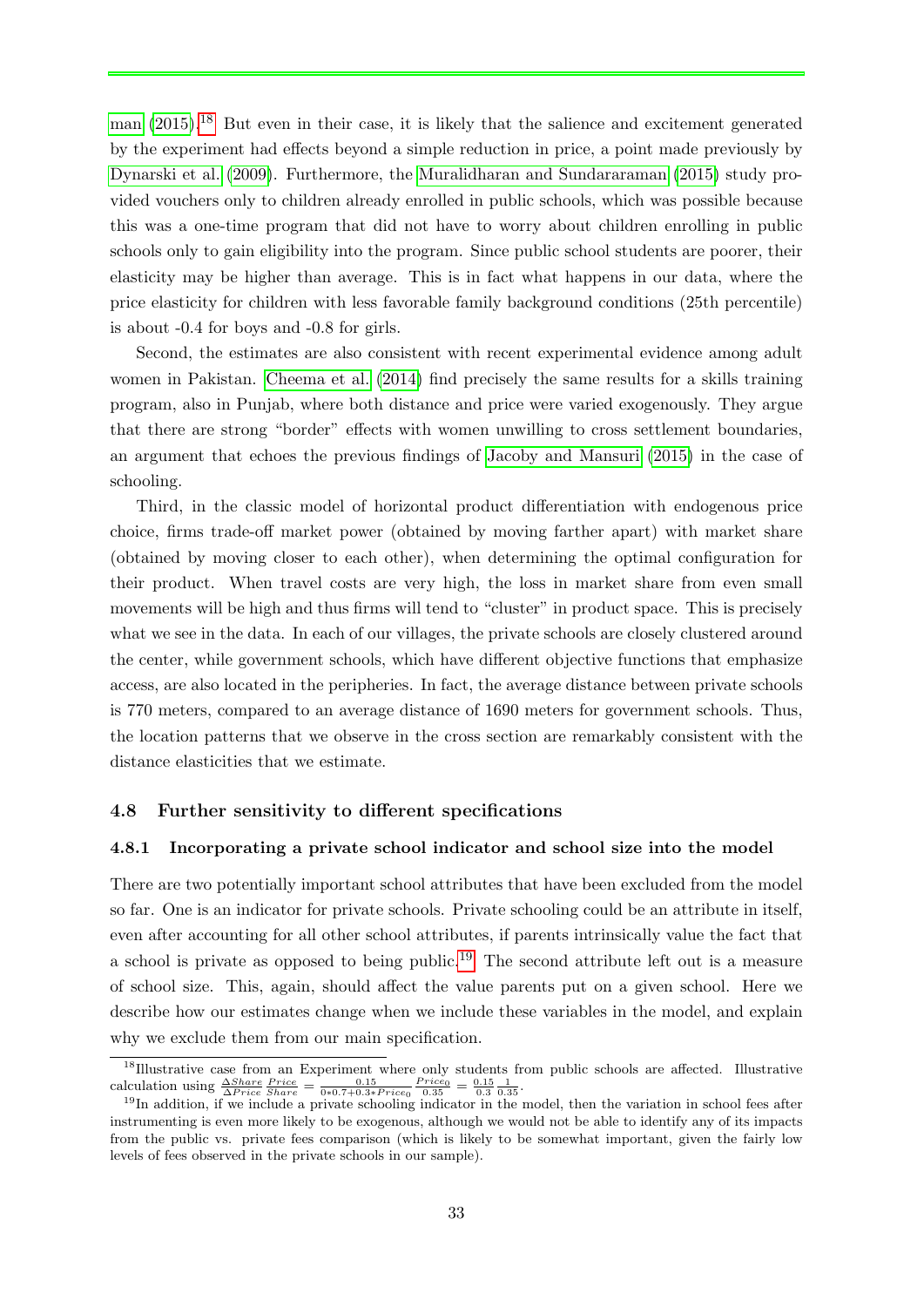man (2015).[18] But even in their case, it is likely that the salience and excitement generated by the experiment had effects beyond a simple reduction in price, a point made previously by Dynarski et al. (2009). Furthermore, the Muralidharan and Sundararaman (2015) study provided vouchers only to children already enrolled in public schools, which was possible because this was a one-time program that did not have to worry about children enrolling in public schools only to gain eligibility into the program. Since public school students are poorer, their elasticity may be higher than average. This is in fact what happens in our data, where the price elasticity for children with less favorable family background conditions (25th percentile) is about -0.4 for boys and -0.8 for girls.

Second, the estimates are also consistent with recent experimental evidence among adult women in Pakistan. Cheema et al. (2014) find precisely the same results for a skills training program, also in Punjab, where both distance and price were varied exogenously. They argue that there are strong "border" effects with women unwilling to cross settlement boundaries, an argument that echoes the previous findings of Jacoby and Mansuri (2015) in the case of schooling.

Third, in the classic model of horizontal product differentiation with endogenous price choice, firms trade-off market power (obtained by moving farther apart) with market share (obtained by moving closer to each other), when determining the optimal configuration for their product. When travel costs are very high, the loss in market share from even small movements will be high and thus firms will tend to "cluster" in product space. This is precisely what we see in the data. In each of our villages, the private schools are closely clustered around the center, while government schools, which have different objective functions that emphasize access, are also located in the peripheries. In fact, the average distance between private schools is 770 meters, compared to an average distance of 1690 meters for government schools. Thus, the location patterns that we observe in the cross section are remarkably consistent with the distance elasticities that we estimate.

### 4.8 Further sensitivity to different specifications

#### 4.8.1 Incorporating a private school indicator and school size into the model

There are two potentially important school attributes that have been excluded from the model so far. One is an indicator for private schools. Private schooling could be an attribute in itself, even after accounting for all other school attributes, if parents intrinsically value the fact that a school is private as opposed to being public.[19] The second attribute left out is a measure of school size. This, again, should affect the value parents put on a given school. Here we describe how our estimates change when we include these variables in the model, and explain why we exclude them from our main specification.

---

[18] Illustrative case from an Experiment where only students from public schools are affected. Illustrative calculation using $\frac{\Delta Share}{\Delta Price}\frac{Price}{Share} = \frac{0.15}{0*0.7+0.3*Price_0}\frac{Price_0}{0.35} = \frac{0.15}{0.3}\frac{1}{0.35}$.

[19] In addition, if we include a private schooling indicator in the model, then the variation in school fees after instrumenting is even more likely to be exogenous, although we would not be able to identify any of its impacts from the public vs. private fees comparison (which is likely to be somewhat important, given the fairly low levels of fees observed in the private schools in our sample).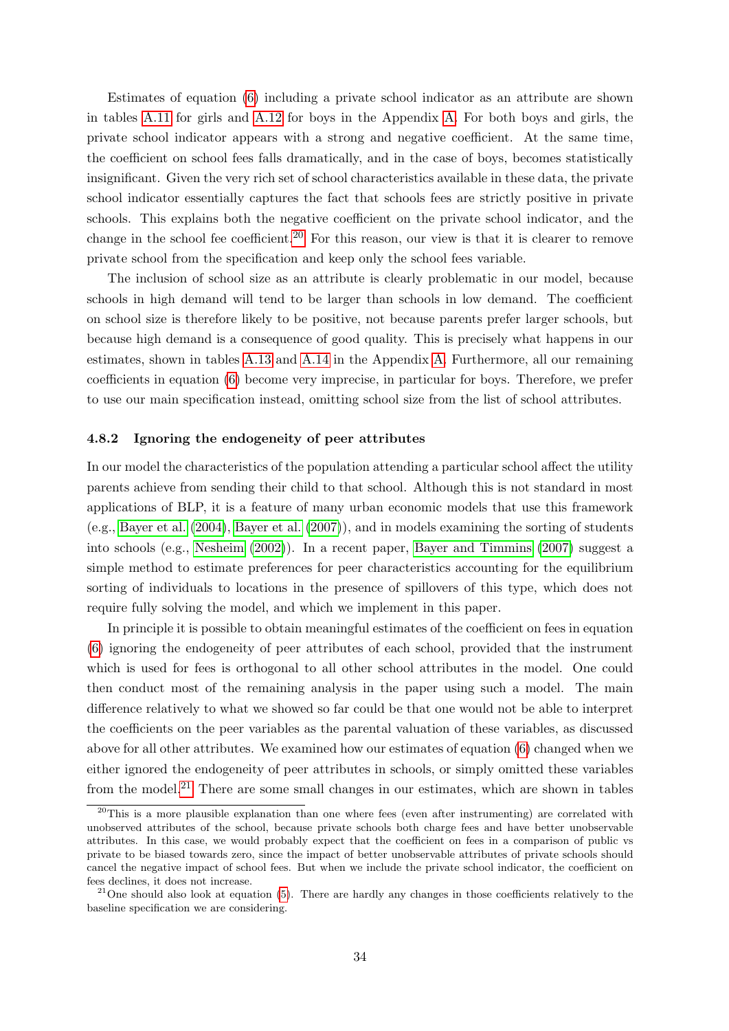Estimates of equation (6) including a private school indicator as an attribute are shown in tables A.11 for girls and A.12 for boys in the Appendix A. For both boys and girls, the private school indicator appears with a strong and negative coefficient. At the same time, the coefficient on school fees falls dramatically, and in the case of boys, becomes statistically insignificant. Given the very rich set of school characteristics available in these data, the private school indicator essentially captures the fact that schools fees are strictly positive in private schools. This explains both the negative coefficient on the private school indicator, and the change in the school fee coefficient.[20] For this reason, our view is that it is clearer to remove private school from the specification and keep only the school fees variable.

The inclusion of school size as an attribute is clearly problematic in our model, because schools in high demand will tend to be larger than schools in low demand. The coefficient on school size is therefore likely to be positive, not because parents prefer larger schools, but because high demand is a consequence of good quality. This is precisely what happens in our estimates, shown in tables A.13 and A.14 in the Appendix A. Furthermore, all our remaining coefficients in equation (6) become very imprecise, in particular for boys. Therefore, we prefer to use our main specification instead, omitting school size from the list of school attributes.

### 4.8.2 Ignoring the endogeneity of peer attributes

In our model the characteristics of the population attending a particular school affect the utility parents achieve from sending their child to that school. Although this is not standard in most applications of BLP, it is a feature of many urban economic models that use this framework (e.g., Bayer et al. (2004), Bayer et al. (2007)), and in models examining the sorting of students into schools (e.g., Nesheim (2002)). In a recent paper, Bayer and Timmins (2007) suggest a simple method to estimate preferences for peer characteristics accounting for the equilibrium sorting of individuals to locations in the presence of spillovers of this type, which does not require fully solving the model, and which we implement in this paper.

In principle it is possible to obtain meaningful estimates of the coefficient on fees in equation (6) ignoring the endogeneity of peer attributes of each school, provided that the instrument which is used for fees is orthogonal to all other school attributes in the model. One could then conduct most of the remaining analysis in the paper using such a model. The main difference relatively to what we showed so far could be that one would not be able to interpret the coefficients on the peer variables as the parental valuation of these variables, as discussed above for all other attributes. We examined how our estimates of equation (6) changed when we either ignored the endogeneity of peer attributes in schools, or simply omitted these variables from the model.[21] There are some small changes in our estimates, which are shown in tables

[20] This is a more plausible explanation than one where fees (even after instrumenting) are correlated with unobserved attributes of the school, because private schools both charge fees and have better unobservable attributes. In this case, we would probably expect that the coefficient on fees in a comparison of public vs private to be biased towards zero, since the impact of better unobservable attributes of private schools should cancel the negative impact of school fees. But when we include the private school indicator, the coefficient on fees declines, it does not increase.

[21] One should also look at equation (5). There are hardly any changes in those coefficients relatively to the baseline specification we are considering.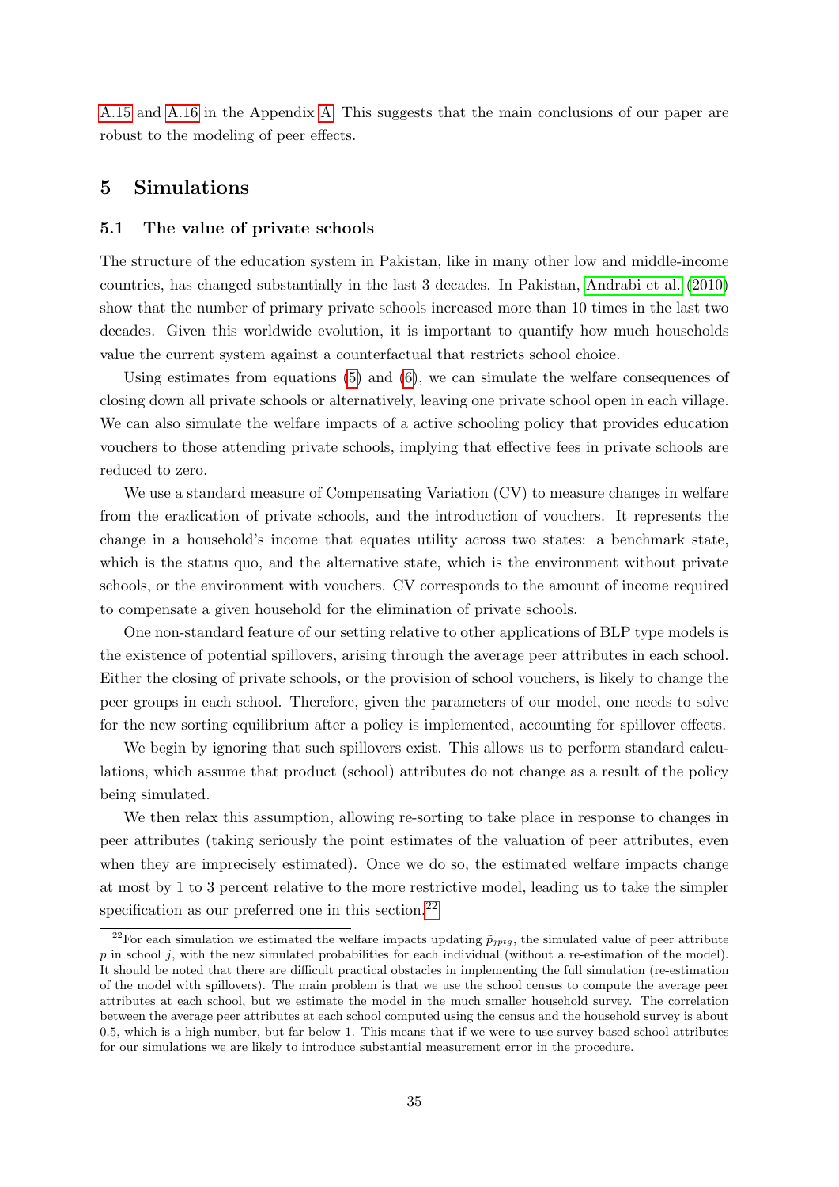A.15 and A.16 in the Appendix A. This suggests that the main conclusions of our paper are robust to the modeling of peer effects.

# 5 Simulations

## 5.1 The value of private schools

The structure of the education system in Pakistan, like in many other low and middle-income countries, has changed substantially in the last 3 decades. In Pakistan, Andrabi et al. (2010) show that the number of primary private schools increased more than 10 times in the last two decades. Given this worldwide evolution, it is important to quantify how much households value the current system against a counterfactual that restricts school choice.

Using estimates from equations (5) and (6), we can simulate the welfare consequences of closing down all private schools or alternatively, leaving one private school open in each village. We can also simulate the welfare impacts of a active schooling policy that provides education vouchers to those attending private schools, implying that effective fees in private schools are reduced to zero.

We use a standard measure of Compensating Variation (CV) to measure changes in welfare from the eradication of private schools, and the introduction of vouchers. It represents the change in a household's income that equates utility across two states: a benchmark state, which is the status quo, and the alternative state, which is the environment without private schools, or the environment with vouchers. CV corresponds to the amount of income required to compensate a given household for the elimination of private schools.

One non-standard feature of our setting relative to other applications of BLP type models is the existence of potential spillovers, arising through the average peer attributes in each school. Either the closing of private schools, or the provision of school vouchers, is likely to change the peer groups in each school. Therefore, given the parameters of our model, one needs to solve for the new sorting equilibrium after a policy is implemented, accounting for spillover effects.

We begin by ignoring that such spillovers exist. This allows us to perform standard calculations, which assume that product (school) attributes do not change as a result of the policy being simulated.

We then relax this assumption, allowing re-sorting to take place in response to changes in peer attributes (taking seriously the point estimates of the valuation of peer attributes, even when they are imprecisely estimated). Once we do so, the estimated welfare impacts change at most by 1 to 3 percent relative to the more restrictive model, leading us to take the simpler specification as our preferred one in this section.[22]

[22] For each simulation we estimated the welfare impacts updating $\tilde{p}_{jptg}$, the simulated value of peer attribute $p$ in school $j$, with the new simulated probabilities for each individual (without a re-estimation of the model). It should be noted that there are difficult practical obstacles in implementing the full simulation (re-estimation of the model with spillovers). The main problem is that we use the school census to compute the average peer attributes at each school, but we estimate the model in the much smaller household survey. The correlation between the average peer attributes at each school computed using the census and the household survey is about 0.5, which is a high number, but far below 1. This means that if we were to use survey based school attributes for our simulations we are likely to introduce substantial measurement error in the procedure.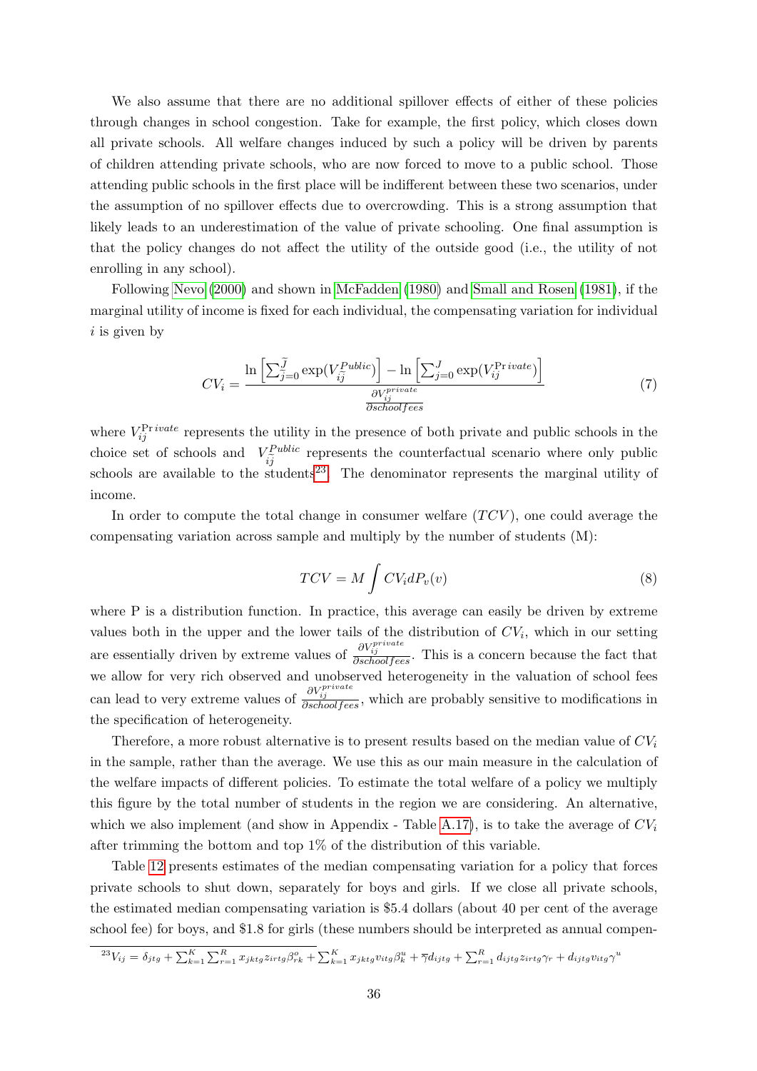We also assume that there are no additional spillover effects of either of these policies through changes in school congestion. Take for example, the first policy, which closes down all private schools. All welfare changes induced by such a policy will be driven by parents of children attending private schools, who are now forced to move to a public school. Those attending public schools in the first place will be indifferent between these two scenarios, under the assumption of no spillover effects due to overcrowding. This is a strong assumption that likely leads to an underestimation of the value of private schooling. One final assumption is that the policy changes do not affect the utility of the outside good (i.e., the utility of not enrolling in any school).

Following Nevo (2000) and shown in McFadden (1980) and Small and Rosen (1981), if the marginal utility of income is fixed for each individual, the compensating variation for individual $i$ is given by

$$CV_i = \frac{\ln\left[\sum_{\tilde{j}=0}^{\tilde{J}} \exp(V_{i\tilde{j}}^{Public})\right] - \ln\left[\sum_{j=0}^{J} \exp(V_{ij}^{\Pr ivate})\right]}{\frac{\partial V_{ij}^{private}}{\partial schoolfees}} \tag{7}$$

where $V_{ij}^{\Pr ivate}$ represents the utility in the presence of both private and public schools in the choice set of schools and $V_{i\tilde{j}}^{Public}$ represents the counterfactual scenario where only public schools are available to the students[23]. The denominator represents the marginal utility of income.

In order to compute the total change in consumer welfare ($TCV$), one could average the compensating variation across sample and multiply by the number of students (M):

$$TCV = M \int CV_i dP_v(v) \tag{8}$$

where P is a distribution function. In practice, this average can easily be driven by extreme values both in the upper and the lower tails of the distribution of $CV_i$, which in our setting are essentially driven by extreme values of $\frac{\partial V_{ij}^{private}}{\partial schoolfees}$. This is a concern because the fact that we allow for very rich observed and unobserved heterogeneity in the valuation of school fees can lead to very extreme values of $\frac{\partial V_{ij}^{private}}{\partial schoolfees}$, which are probably sensitive to modifications in the specification of heterogeneity.

Therefore, a more robust alternative is to present results based on the median value of $CV_i$ in the sample, rather than the average. We use this as our main measure in the calculation of the welfare impacts of different policies. To estimate the total welfare of a policy we multiply this figure by the total number of students in the region we are considering. An alternative, which we also implement (and show in Appendix - Table A.17), is to take the average of $CV_i$ after trimming the bottom and top 1% of the distribution of this variable.

Table 12 presents estimates of the median compensating variation for a policy that forces private schools to shut down, separately for boys and girls. If we close all private schools, the estimated median compensating variation is \$5.4 dollars (about 40 per cent of the average school fee) for boys, and \$1.8 for girls (these numbers should be interpreted as annual compen-

[23] $V_{ij} = \delta_{jtg} + \sum_{k=1}^{K}\sum_{r=1}^{R} x_{jktg} z_{irtg} \beta_{rk}^{o} + \sum_{k=1}^{K} x_{jktg} v_{itg} \beta_{k}^{u} + \overline{\gamma} d_{ijtg} + \sum_{r=1}^{R} d_{ijtg} z_{irtg} \gamma_r + d_{ijtg} v_{itg} \gamma^{u}$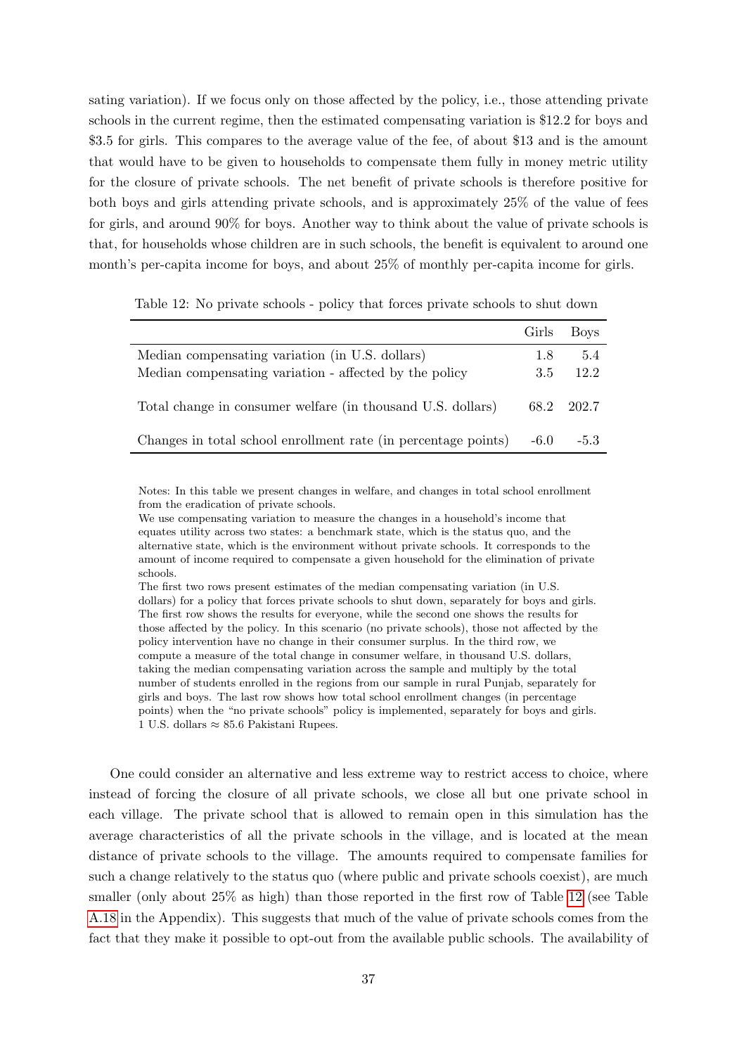sating variation). If we focus only on those affected by the policy, i.e., those attending private schools in the current regime, then the estimated compensating variation is $12.2 for boys and $3.5 for girls. This compares to the average value of the fee, of about $13 and is the amount that would have to be given to households to compensate them fully in money metric utility for the closure of private schools. The net benefit of private schools is therefore positive for both boys and girls attending private schools, and is approximately 25% of the value of fees for girls, and around 90% for boys. Another way to think about the value of private schools is that, for households whose children are in such schools, the benefit is equivalent to around one month's per-capita income for boys, and about 25% of monthly per-capita income for girls.

Table 12: No private schools - policy that forces private schools to shut down

| | Girls | Boys |
|---|---|---|
| Median compensating variation (in U.S. dollars) | 1.8 | 5.4 |
| Median compensating variation - affected by the policy | 3.5 | 12.2 |
| Total change in consumer welfare (in thousand U.S. dollars) | 68.2 | 202.7 |
| Changes in total school enrollment rate (in percentage points) | -6.0 | -5.3 |

Notes: In this table we present changes in welfare, and changes in total school enrollment from the eradication of private schools.
We use compensating variation to measure the changes in a household's income that equates utility across two states: a benchmark state, which is the status quo, and the alternative state, which is the environment without private schools. It corresponds to the amount of income required to compensate a given household for the elimination of private schools.
The first two rows present estimates of the median compensating variation (in U.S. dollars) for a policy that forces private schools to shut down, separately for boys and girls. The first row shows the results for everyone, while the second one shows the results for those affected by the policy. In this scenario (no private schools), those not affected by the policy intervention have no change in their consumer surplus. In the third row, we compute a measure of the total change in consumer welfare, in thousand U.S. dollars, taking the median compensating variation across the sample and multiply by the total number of students enrolled in the regions from our sample in rural Punjab, separately for girls and boys. The last row shows how total school enrollment changes (in percentage points) when the "no private schools" policy is implemented, separately for boys and girls. 1 U.S. dollars ≈ 85.6 Pakistani Rupees.

One could consider an alternative and less extreme way to restrict access to choice, where instead of forcing the closure of all private schools, we close all but one private school in each village. The private school that is allowed to remain open in this simulation has the average characteristics of all the private schools in the village, and is located at the mean distance of private schools to the village. The amounts required to compensate families for such a change relatively to the status quo (where public and private schools coexist), are much smaller (only about 25% as high) than those reported in the first row of Table 12 (see Table A.18 in the Appendix). This suggests that much of the value of private schools comes from the fact that they make it possible to opt-out from the available public schools. The availability of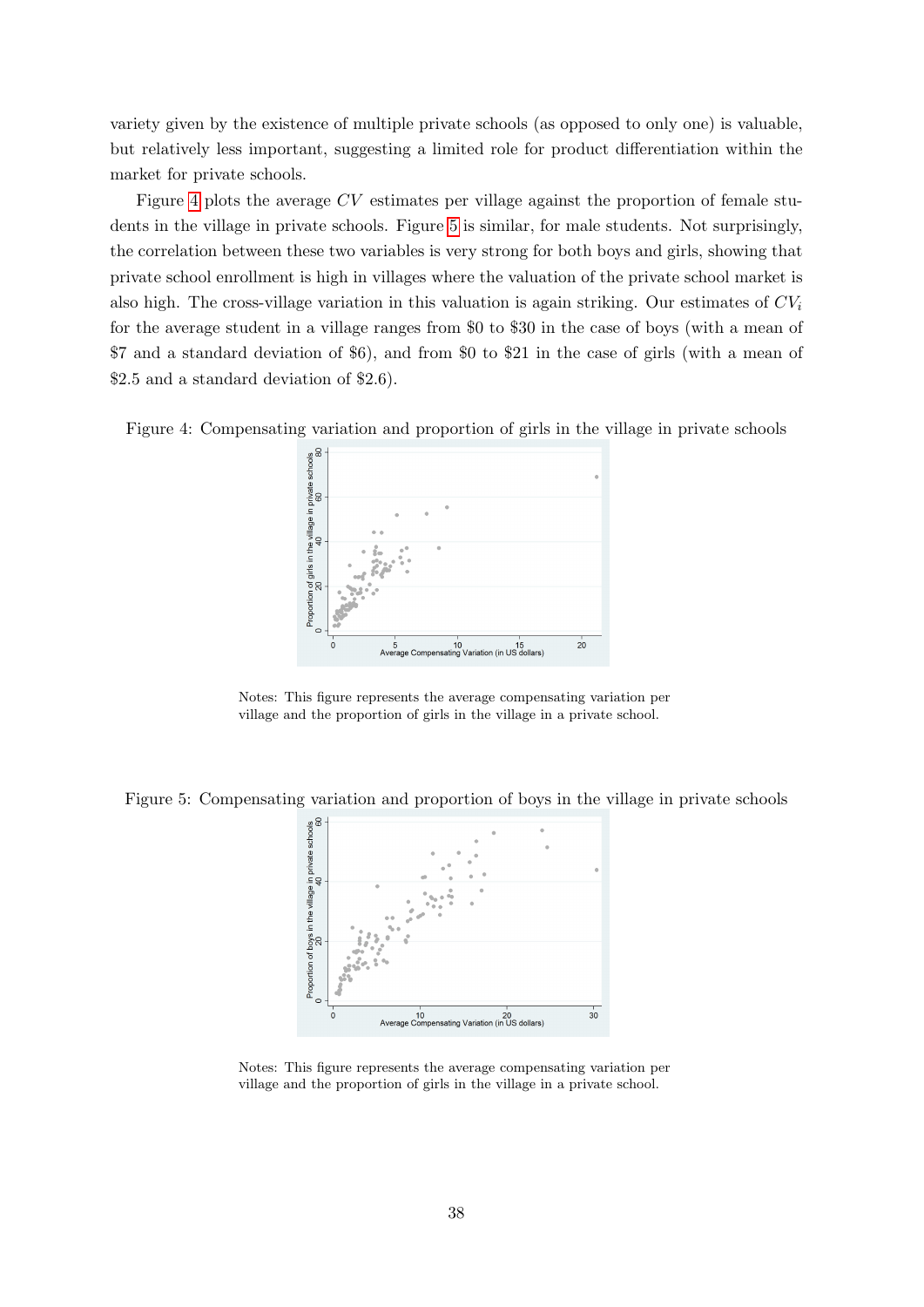variety given by the existence of multiple private schools (as opposed to only one) is valuable, but relatively less important, suggesting a limited role for product differentiation within the market for private schools.

Figure 4 plots the average $CV$ estimates per village against the proportion of female students in the village in private schools. Figure 5 is similar, for male students. Not surprisingly, the correlation between these two variables is very strong for both boys and girls, showing that private school enrollment is high in villages where the valuation of the private school market is also high. The cross-village variation in this valuation is again striking. Our estimates of $CV_i$ for the average student in a village ranges from \$0 to \$30 in the case of boys (with a mean of \$7 and a standard deviation of \$6), and from \$0 to \$21 in the case of girls (with a mean of \$2.5 and a standard deviation of \$2.6).

Figure 4: Compensating variation and proportion of girls in the village in private schools

Notes: This figure represents the average compensating variation per village and the proportion of girls in the village in a private school.

Figure 5: Compensating variation and proportion of boys in the village in private schools

Notes: This figure represents the average compensating variation per village and the proportion of girls in the village in a private school.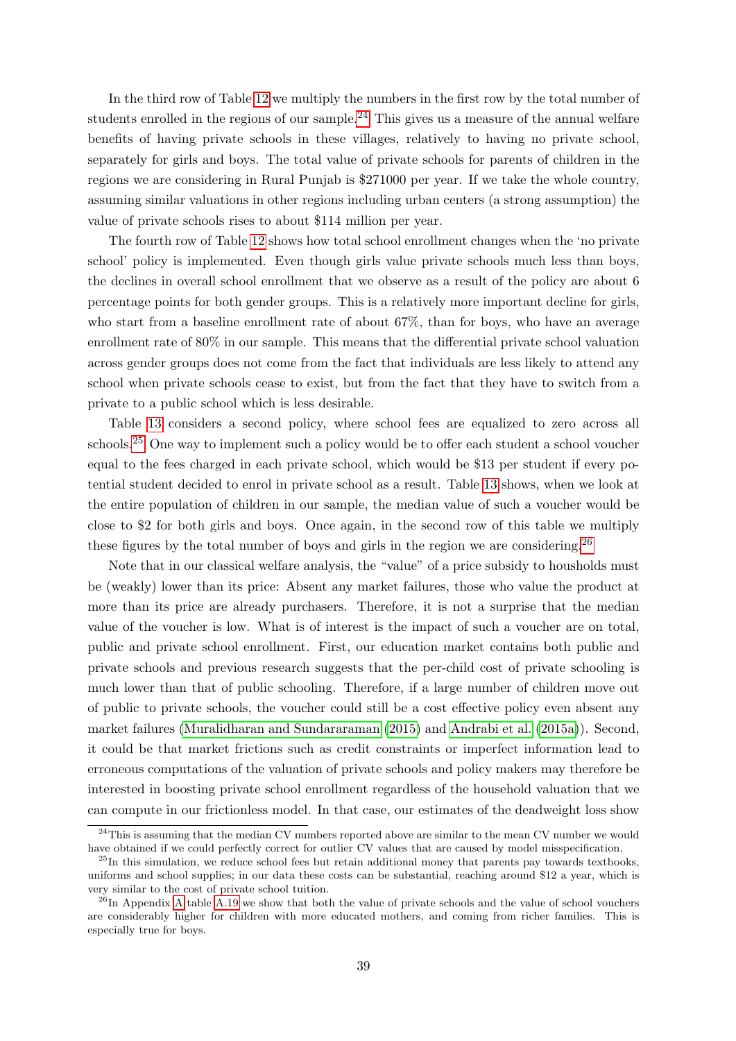In the third row of Table 12 we multiply the numbers in the first row by the total number of students enrolled in the regions of our sample.[24] This gives us a measure of the annual welfare benefits of having private schools in these villages, relatively to having no private school, separately for girls and boys. The total value of private schools for parents of children in the regions we are considering in Rural Punjab is \$271000 per year. If we take the whole country, assuming similar valuations in other regions including urban centers (a strong assumption) the value of private schools rises to about \$114 million per year.

The fourth row of Table 12 shows how total school enrollment changes when the 'no private school' policy is implemented. Even though girls value private schools much less than boys, the declines in overall school enrollment that we observe as a result of the policy are about 6 percentage points for both gender groups. This is a relatively more important decline for girls, who start from a baseline enrollment rate of about 67%, than for boys, who have an average enrollment rate of 80% in our sample. This means that the differential private school valuation across gender groups does not come from the fact that individuals are less likely to attend any school when private schools cease to exist, but from the fact that they have to switch from a private to a public school which is less desirable.

Table 13 considers a second policy, where school fees are equalized to zero across all schools.[25] One way to implement such a policy would be to offer each student a school voucher equal to the fees charged in each private school, which would be \$13 per student if every potential student decided to enrol in private school as a result. Table 13 shows, when we look at the entire population of children in our sample, the median value of such a voucher would be close to \$2 for both girls and boys. Once again, in the second row of this table we multiply these figures by the total number of boys and girls in the region we are considering.[26]

Note that in our classical welfare analysis, the "value" of a price subsidy to housholds must be (weakly) lower than its price: Absent any market failures, those who value the product at more than its price are already purchasers. Therefore, it is not a surprise that the median value of the voucher is low. What is of interest is the impact of such a voucher are on total, public and private school enrollment. First, our education market contains both public and private schools and previous research suggests that the per-child cost of private schooling is much lower than that of public schooling. Therefore, if a large number of children move out of public to private schools, the voucher could still be a cost effective policy even absent any market failures (Muralidharan and Sundararaman (2015) and Andrabi et al. (2015a)). Second, it could be that market frictions such as credit constraints or imperfect information lead to erroneous computations of the valuation of private schools and policy makers may therefore be interested in boosting private school enrollment regardless of the household valuation that we can compute in our frictionless model. In that case, our estimates of the deadweight loss show

[24] This is assuming that the median CV numbers reported above are similar to the mean CV number we would have obtained if we could perfectly correct for outlier CV values that are caused by model misspecification.

[25] In this simulation, we reduce school fees but retain additional money that parents pay towards textbooks, uniforms and school supplies; in our data these costs can be substantial, reaching around \$12 a year, which is very similar to the cost of private school tuition.

[26] In Appendix A table A.19 we show that both the value of private schools and the value of school vouchers are considerably higher for children with more educated mothers, and coming from richer families. This is especially true for boys.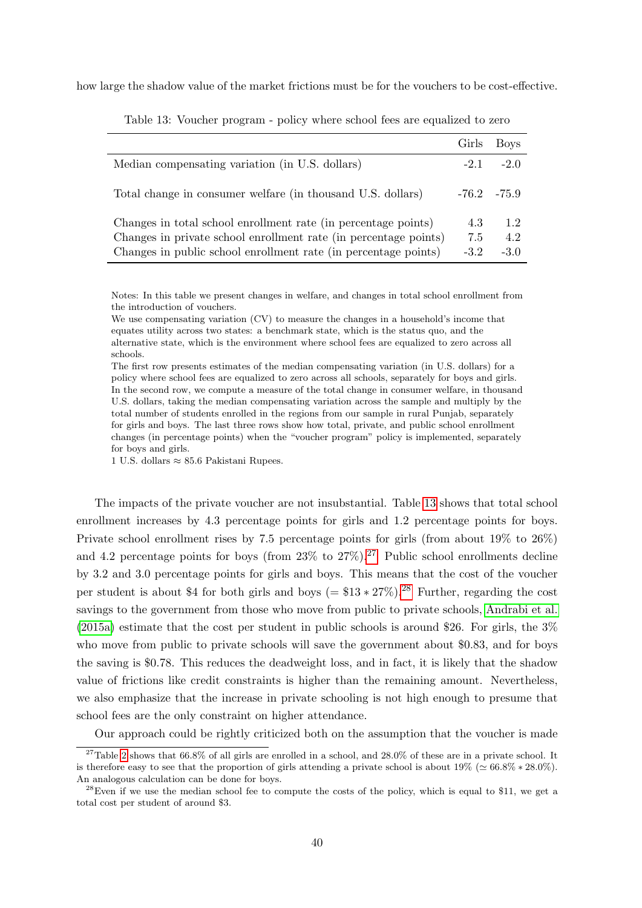how large the shadow value of the market frictions must be for the vouchers to be cost-effective.

Table 13: Voucher program - policy where school fees are equalized to zero

| | Girls | Boys |
|---|---|---|
| Median compensating variation (in U.S. dollars) | -2.1 | -2.0 |
| Total change in consumer welfare (in thousand U.S. dollars) | -76.2 | -75.9 |
| Changes in total school enrollment rate (in percentage points) | 4.3 | 1.2 |
| Changes in private school enrollment rate (in percentage points) | 7.5 | 4.2 |
| Changes in public school enrollment rate (in percentage points) | -3.2 | -3.0 |

Notes: In this table we present changes in welfare, and changes in total school enrollment from the introduction of vouchers.
We use compensating variation (CV) to measure the changes in a household's income that equates utility across two states: a benchmark state, which is the status quo, and the alternative state, which is the environment where school fees are equalized to zero across all schools.
The first row presents estimates of the median compensating variation (in U.S. dollars) for a policy where school fees are equalized to zero across all schools, separately for boys and girls. In the second row, we compute a measure of the total change in consumer welfare, in thousand U.S. dollars, taking the median compensating variation across the sample and multiply by the total number of students enrolled in the regions from our sample in rural Punjab, separately for girls and boys. The last three rows show how total, private, and public school enrollment changes (in percentage points) when the "voucher program" policy is implemented, separately for boys and girls.
1 U.S. dollars ≈ 85.6 Pakistani Rupees.

The impacts of the private voucher are not insubstantial. Table 13 shows that total school enrollment increases by 4.3 percentage points for girls and 1.2 percentage points for boys. Private school enrollment rises by 7.5 percentage points for girls (from about 19% to 26%) and 4.2 percentage points for boys (from 23% to 27%).[27] Public school enrollments decline by 3.2 and 3.0 percentage points for girls and boys. This means that the cost of the voucher per student is about \$4 for both girls and boys ($= \$13 * 27\%$).[28] Further, regarding the cost savings to the government from those who move from public to private schools, Andrabi et al. (2015a) estimate that the cost per student in public schools is around \$26. For girls, the 3% who move from public to private schools will save the government about \$0.83, and for boys the saving is \$0.78. This reduces the deadweight loss, and in fact, it is likely that the shadow value of frictions like credit constraints is higher than the remaining amount. Nevertheless, we also emphasize that the increase in private schooling is not high enough to presume that school fees are the only constraint on higher attendance.

Our approach could be rightly criticized both on the assumption that the voucher is made

[27] Table 2 shows that 66.8% of all girls are enrolled in a school, and 28.0% of these are in a private school. It is therefore easy to see that the proportion of girls attending a private school is about 19% ($\simeq 66.8\% * 28.0\%$). An analogous calculation can be done for boys.

[28] Even if we use the median school fee to compute the costs of the policy, which is equal to \$11, we get a total cost per student of around \$3.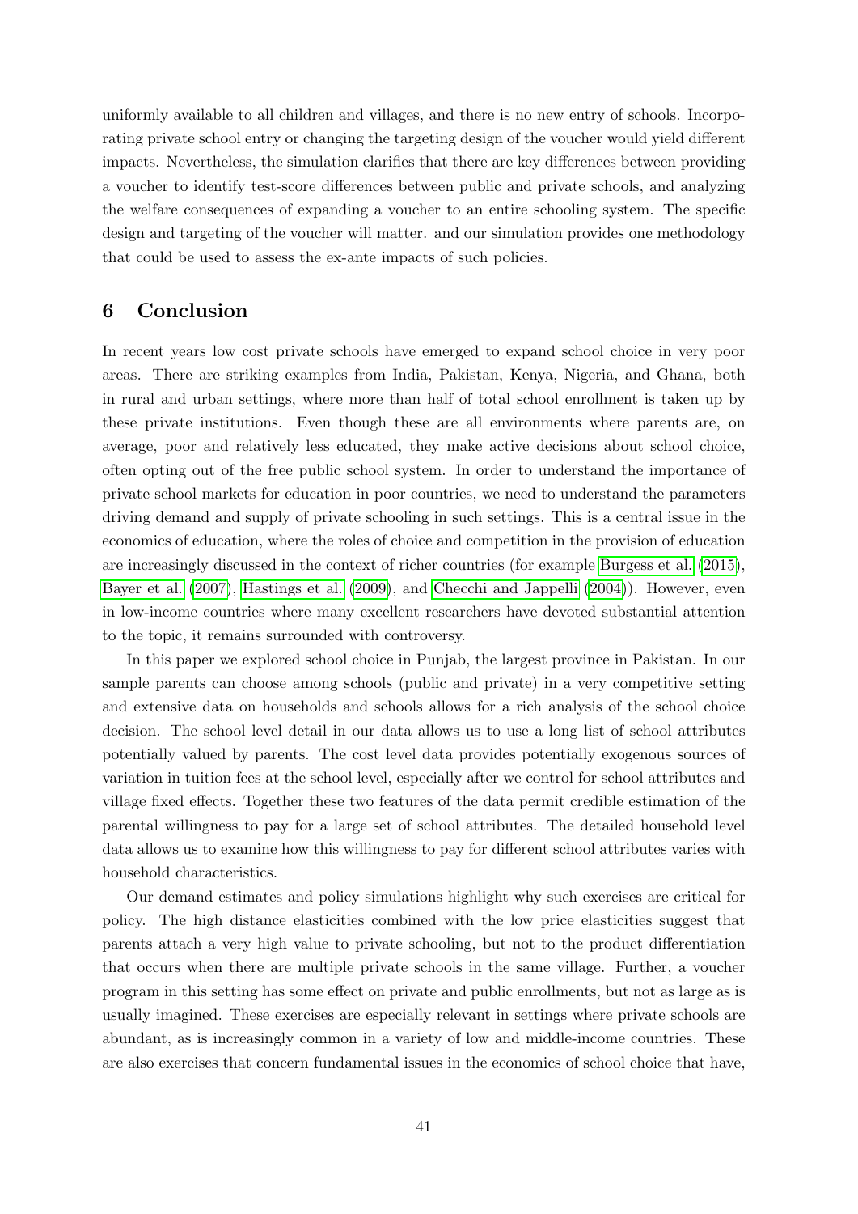uniformly available to all children and villages, and there is no new entry of schools. Incorporating private school entry or changing the targeting design of the voucher would yield different impacts. Nevertheless, the simulation clarifies that there are key differences between providing a voucher to identify test-score differences between public and private schools, and analyzing the welfare consequences of expanding a voucher to an entire schooling system. The specific design and targeting of the voucher will matter. and our simulation provides one methodology that could be used to assess the ex-ante impacts of such policies.

## 6 Conclusion

In recent years low cost private schools have emerged to expand school choice in very poor areas. There are striking examples from India, Pakistan, Kenya, Nigeria, and Ghana, both in rural and urban settings, where more than half of total school enrollment is taken up by these private institutions. Even though these are all environments where parents are, on average, poor and relatively less educated, they make active decisions about school choice, often opting out of the free public school system. In order to understand the importance of private school markets for education in poor countries, we need to understand the parameters driving demand and supply of private schooling in such settings. This is a central issue in the economics of education, where the roles of choice and competition in the provision of education are increasingly discussed in the context of richer countries (for example Burgess et al. (2015), Bayer et al. (2007), Hastings et al. (2009), and Checchi and Jappelli (2004)). However, even in low-income countries where many excellent researchers have devoted substantial attention to the topic, it remains surrounded with controversy.

In this paper we explored school choice in Punjab, the largest province in Pakistan. In our sample parents can choose among schools (public and private) in a very competitive setting and extensive data on households and schools allows for a rich analysis of the school choice decision. The school level detail in our data allows us to use a long list of school attributes potentially valued by parents. The cost level data provides potentially exogenous sources of variation in tuition fees at the school level, especially after we control for school attributes and village fixed effects. Together these two features of the data permit credible estimation of the parental willingness to pay for a large set of school attributes. The detailed household level data allows us to examine how this willingness to pay for different school attributes varies with household characteristics.

Our demand estimates and policy simulations highlight why such exercises are critical for policy. The high distance elasticities combined with the low price elasticities suggest that parents attach a very high value to private schooling, but not to the product differentiation that occurs when there are multiple private schools in the same village. Further, a voucher program in this setting has some effect on private and public enrollments, but not as large as is usually imagined. These exercises are especially relevant in settings where private schools are abundant, as is increasingly common in a variety of low and middle-income countries. These are also exercises that concern fundamental issues in the economics of school choice that have,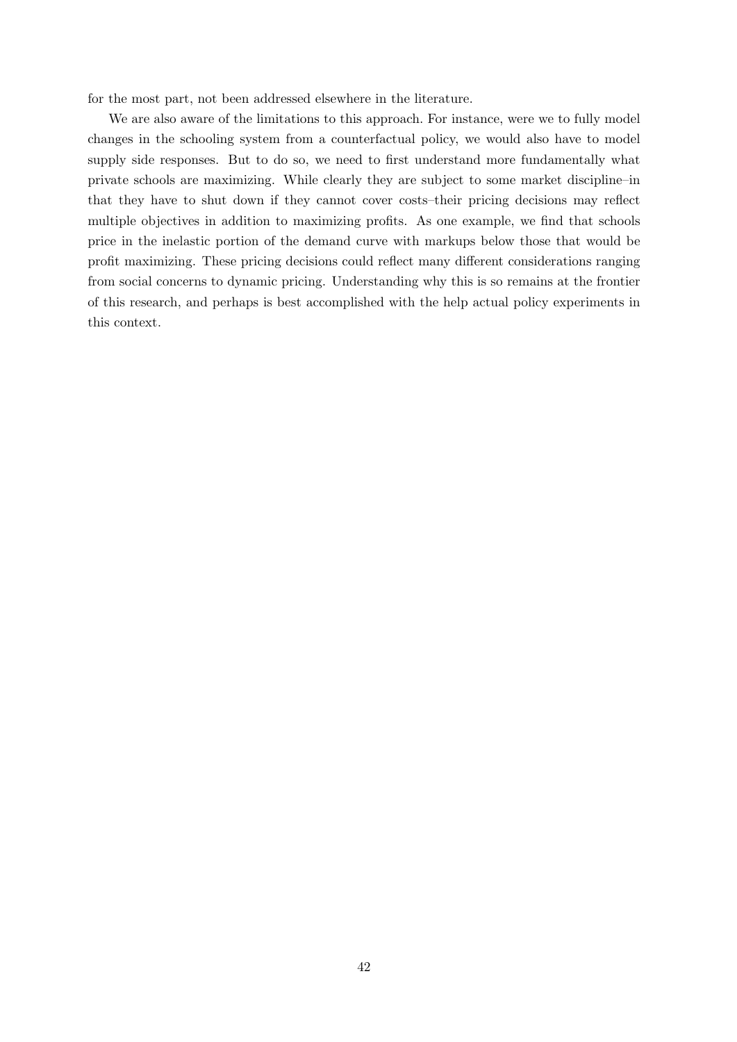for the most part, not been addressed elsewhere in the literature.

We are also aware of the limitations to this approach. For instance, were we to fully model changes in the schooling system from a counterfactual policy, we would also have to model supply side responses. But to do so, we need to first understand more fundamentally what private schools are maximizing. While clearly they are subject to some market discipline–in that they have to shut down if they cannot cover costs–their pricing decisions may reflect multiple objectives in addition to maximizing profits. As one example, we find that schools price in the inelastic portion of the demand curve with markups below those that would be profit maximizing. These pricing decisions could reflect many different considerations ranging from social concerns to dynamic pricing. Understanding why this is so remains at the frontier of this research, and perhaps is best accomplished with the help actual policy experiments in this context.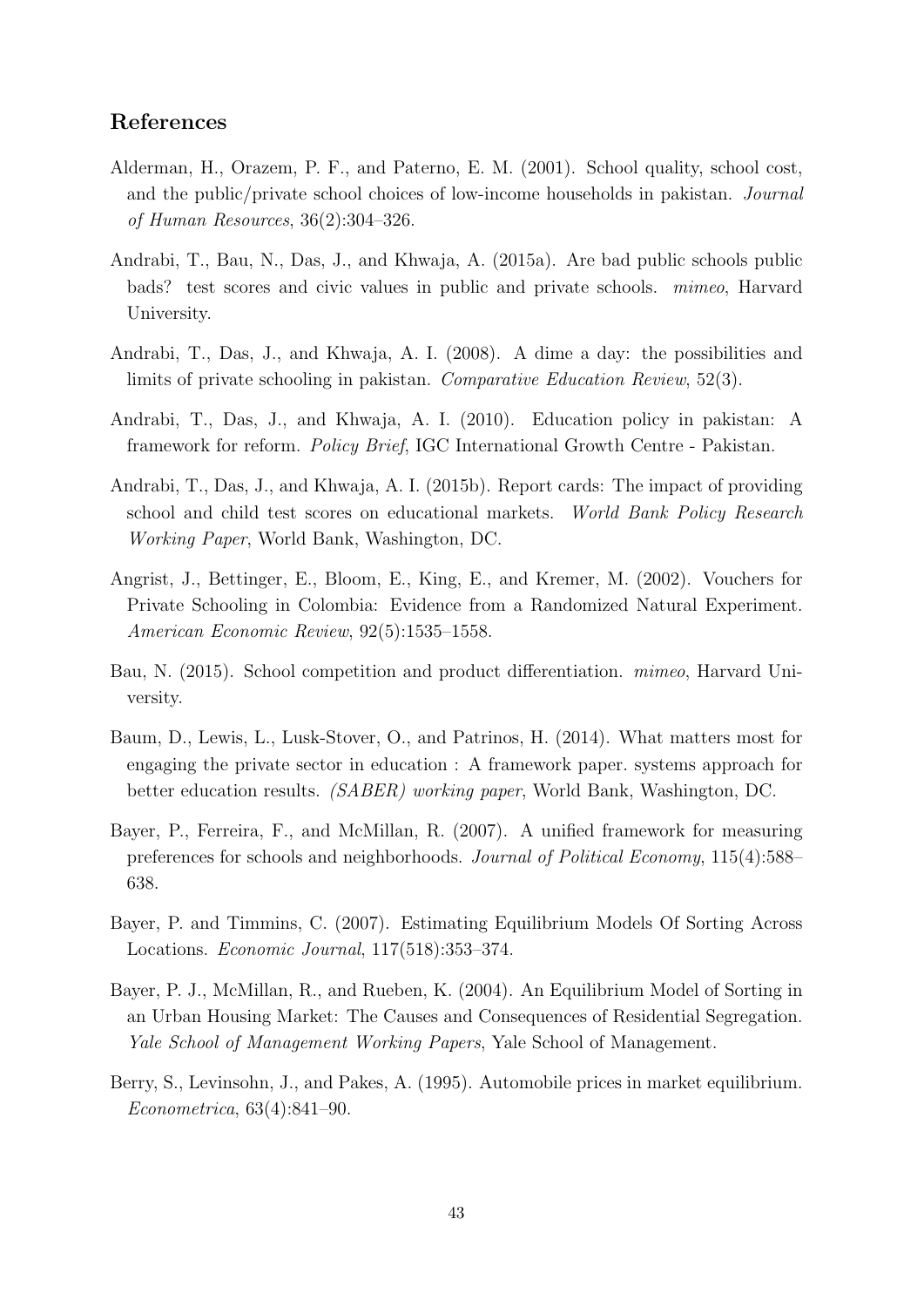## References

Alderman, H., Orazem, P. F., and Paterno, E. M. (2001). School quality, school cost, and the public/private school choices of low-income households in pakistan. *Journal of Human Resources*, 36(2):304–326.

Andrabi, T., Bau, N., Das, J., and Khwaja, A. (2015a). Are bad public schools public bads? test scores and civic values in public and private schools. *mimeo*, Harvard University.

Andrabi, T., Das, J., and Khwaja, A. I. (2008). A dime a day: the possibilities and limits of private schooling in pakistan. *Comparative Education Review*, 52(3).

Andrabi, T., Das, J., and Khwaja, A. I. (2010). Education policy in pakistan: A framework for reform. *Policy Brief*, IGC International Growth Centre - Pakistan.

Andrabi, T., Das, J., and Khwaja, A. I. (2015b). Report cards: The impact of providing school and child test scores on educational markets. *World Bank Policy Research Working Paper*, World Bank, Washington, DC.

Angrist, J., Bettinger, E., Bloom, E., King, E., and Kremer, M. (2002). Vouchers for Private Schooling in Colombia: Evidence from a Randomized Natural Experiment. *American Economic Review*, 92(5):1535–1558.

Bau, N. (2015). School competition and product differentiation. *mimeo*, Harvard University.

Baum, D., Lewis, L., Lusk-Stover, O., and Patrinos, H. (2014). What matters most for engaging the private sector in education : A framework paper. systems approach for better education results. *(SABER) working paper*, World Bank, Washington, DC.

Bayer, P., Ferreira, F., and McMillan, R. (2007). A unified framework for measuring preferences for schools and neighborhoods. *Journal of Political Economy*, 115(4):588–638.

Bayer, P. and Timmins, C. (2007). Estimating Equilibrium Models Of Sorting Across Locations. *Economic Journal*, 117(518):353–374.

Bayer, P. J., McMillan, R., and Rueben, K. (2004). An Equilibrium Model of Sorting in an Urban Housing Market: The Causes and Consequences of Residential Segregation. *Yale School of Management Working Papers*, Yale School of Management.

Berry, S., Levinsohn, J., and Pakes, A. (1995). Automobile prices in market equilibrium. *Econometrica*, 63(4):841–90.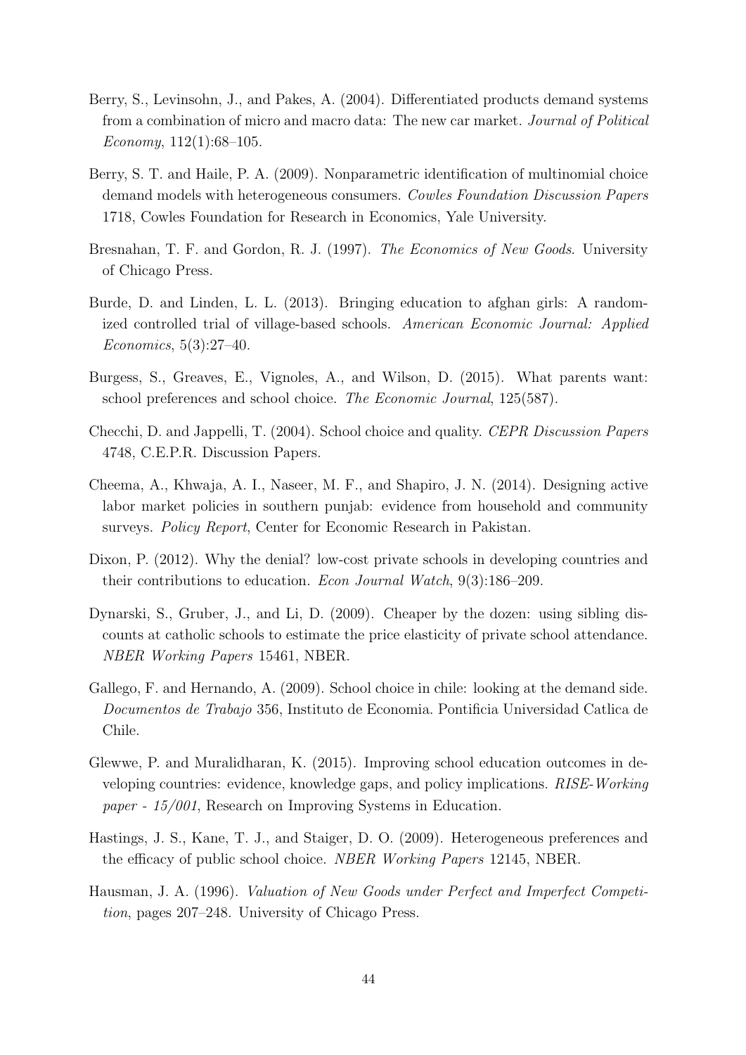Berry, S., Levinsohn, J., and Pakes, A. (2004). Differentiated products demand systems from a combination of micro and macro data: The new car market. *Journal of Political Economy*, 112(1):68–105.

Berry, S. T. and Haile, P. A. (2009). Nonparametric identification of multinomial choice demand models with heterogeneous consumers. *Cowles Foundation Discussion Papers* 1718, Cowles Foundation for Research in Economics, Yale University.

Bresnahan, T. F. and Gordon, R. J. (1997). *The Economics of New Goods*. University of Chicago Press.

Burde, D. and Linden, L. L. (2013). Bringing education to afghan girls: A randomized controlled trial of village-based schools. *American Economic Journal: Applied Economics*, 5(3):27–40.

Burgess, S., Greaves, E., Vignoles, A., and Wilson, D. (2015). What parents want: school preferences and school choice. *The Economic Journal*, 125(587).

Checchi, D. and Jappelli, T. (2004). School choice and quality. *CEPR Discussion Papers* 4748, C.E.P.R. Discussion Papers.

Cheema, A., Khwaja, A. I., Naseer, M. F., and Shapiro, J. N. (2014). Designing active labor market policies in southern punjab: evidence from household and community surveys. *Policy Report*, Center for Economic Research in Pakistan.

Dixon, P. (2012). Why the denial? low-cost private schools in developing countries and their contributions to education. *Econ Journal Watch*, 9(3):186–209.

Dynarski, S., Gruber, J., and Li, D. (2009). Cheaper by the dozen: using sibling discounts at catholic schools to estimate the price elasticity of private school attendance. *NBER Working Papers* 15461, NBER.

Gallego, F. and Hernando, A. (2009). School choice in chile: looking at the demand side. *Documentos de Trabajo* 356, Instituto de Economia. Pontificia Universidad Catlica de Chile.

Glewwe, P. and Muralidharan, K. (2015). Improving school education outcomes in developing countries: evidence, knowledge gaps, and policy implications. *RISE-Working paper - 15/001*, Research on Improving Systems in Education.

Hastings, J. S., Kane, T. J., and Staiger, D. O. (2009). Heterogeneous preferences and the efficacy of public school choice. *NBER Working Papers* 12145, NBER.

Hausman, J. A. (1996). *Valuation of New Goods under Perfect and Imperfect Competition*, pages 207–248. University of Chicago Press.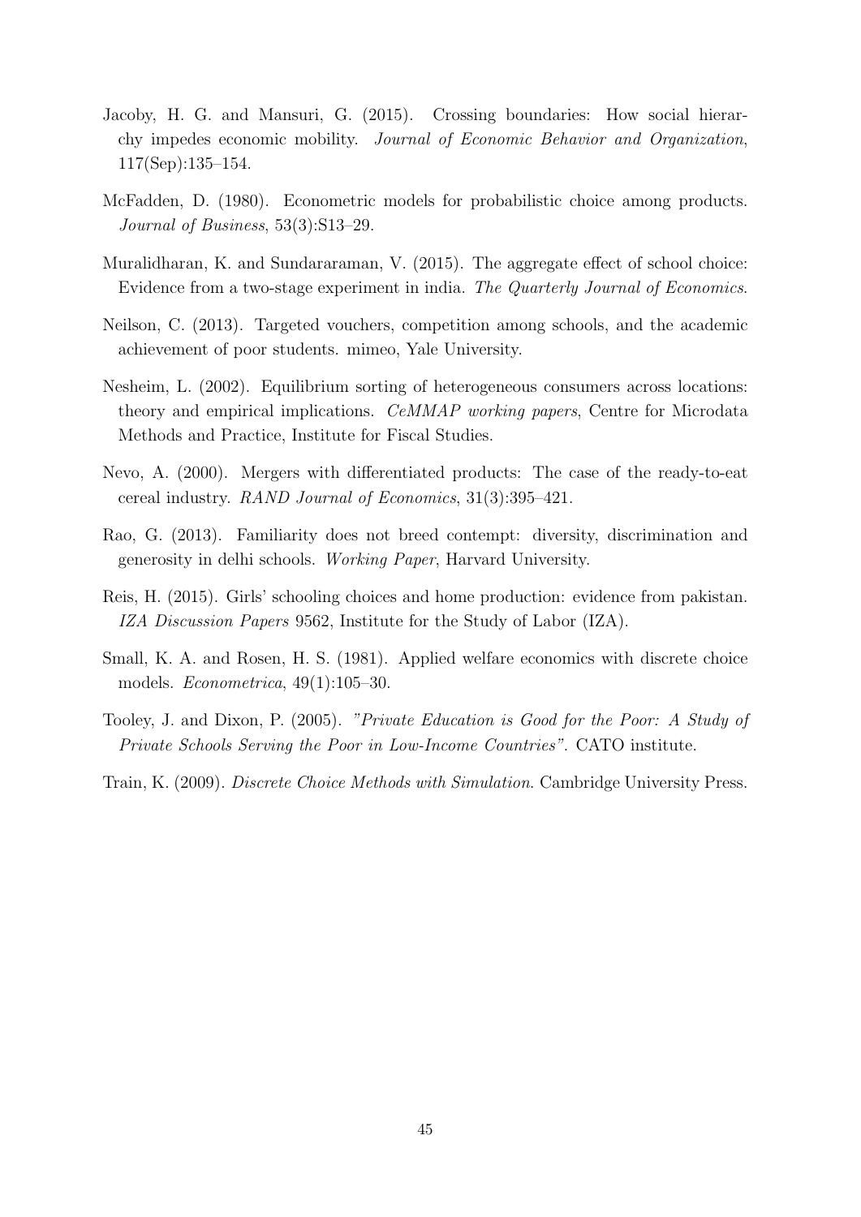Jacoby, H. G. and Mansuri, G. (2015). Crossing boundaries: How social hierarchy impedes economic mobility. *Journal of Economic Behavior and Organization*, 117(Sep):135–154.

McFadden, D. (1980). Econometric models for probabilistic choice among products. *Journal of Business*, 53(3):S13–29.

Muralidharan, K. and Sundararaman, V. (2015). The aggregate effect of school choice: Evidence from a two-stage experiment in india. *The Quarterly Journal of Economics*.

Neilson, C. (2013). Targeted vouchers, competition among schools, and the academic achievement of poor students. mimeo, Yale University.

Nesheim, L. (2002). Equilibrium sorting of heterogeneous consumers across locations: theory and empirical implications. *CeMMAP working papers*, Centre for Microdata Methods and Practice, Institute for Fiscal Studies.

Nevo, A. (2000). Mergers with differentiated products: The case of the ready-to-eat cereal industry. *RAND Journal of Economics*, 31(3):395–421.

Rao, G. (2013). Familiarity does not breed contempt: diversity, discrimination and generosity in delhi schools. *Working Paper*, Harvard University.

Reis, H. (2015). Girls' schooling choices and home production: evidence from pakistan. *IZA Discussion Papers* 9562, Institute for the Study of Labor (IZA).

Small, K. A. and Rosen, H. S. (1981). Applied welfare economics with discrete choice models. *Econometrica*, 49(1):105–30.

Tooley, J. and Dixon, P. (2005). *"Private Education is Good for the Poor: A Study of Private Schools Serving the Poor in Low-Income Countries"*. CATO institute.

Train, K. (2009). *Discrete Choice Methods with Simulation*. Cambridge University Press.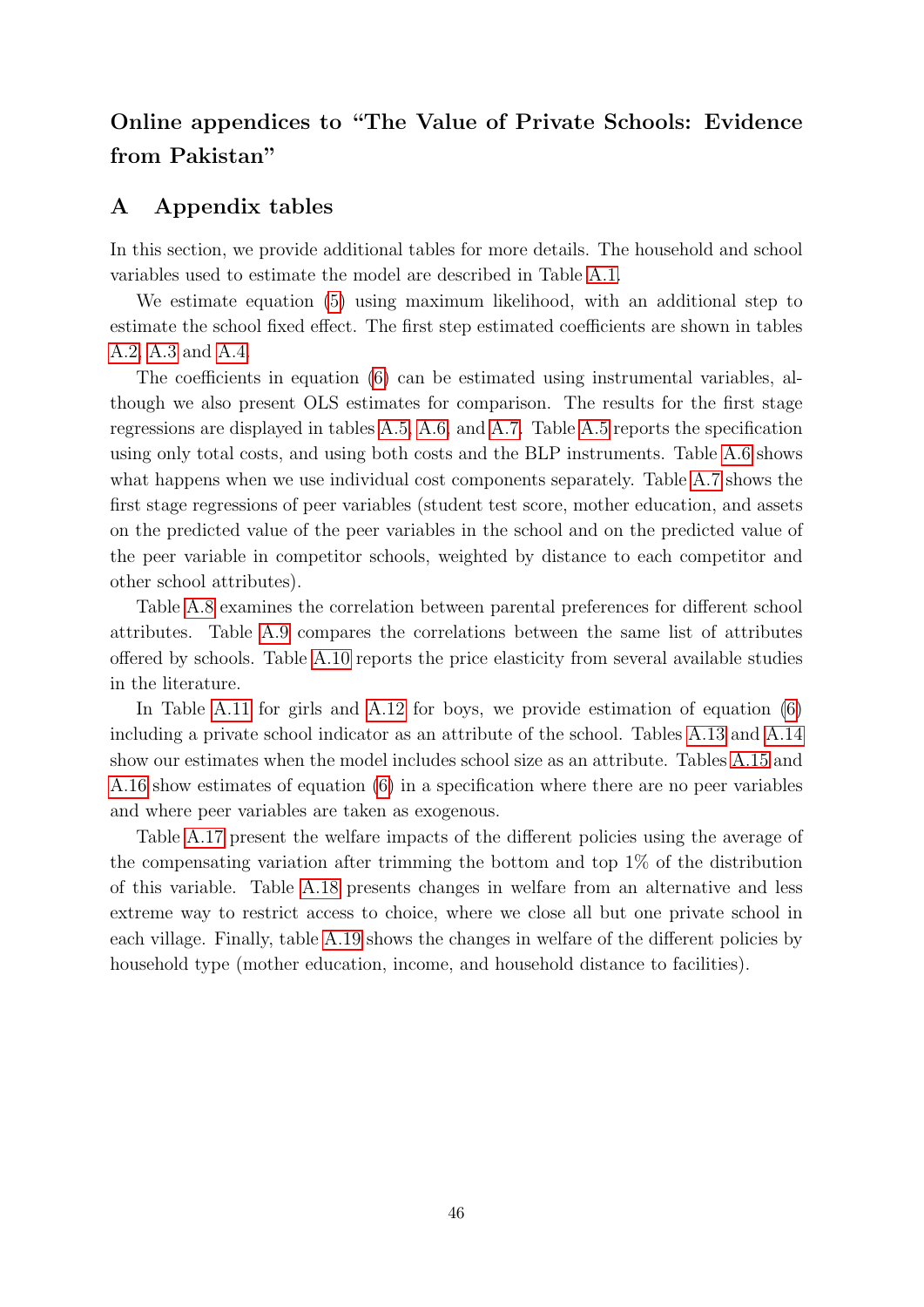# Online appendices to "The Value of Private Schools: Evidence from Pakistan"

## A Appendix tables

In this section, we provide additional tables for more details. The household and school variables used to estimate the model are described in Table A.1.

We estimate equation (5) using maximum likelihood, with an additional step to estimate the school fixed effect. The first step estimated coefficients are shown in tables A.2, A.3 and A.4.

The coefficients in equation (6) can be estimated using instrumental variables, although we also present OLS estimates for comparison. The results for the first stage regressions are displayed in tables A.5, A.6, and A.7. Table A.5 reports the specification using only total costs, and using both costs and the BLP instruments. Table A.6 shows what happens when we use individual cost components separately. Table A.7 shows the first stage regressions of peer variables (student test score, mother education, and assets on the predicted value of the peer variables in the school and on the predicted value of the peer variable in competitor schools, weighted by distance to each competitor and other school attributes).

Table A.8 examines the correlation between parental preferences for different school attributes. Table A.9 compares the correlations between the same list of attributes offered by schools. Table A.10 reports the price elasticity from several available studies in the literature.

In Table A.11 for girls and A.12 for boys, we provide estimation of equation (6) including a private school indicator as an attribute of the school. Tables A.13 and A.14 show our estimates when the model includes school size as an attribute. Tables A.15 and A.16 show estimates of equation (6) in a specification where there are no peer variables and where peer variables are taken as exogenous.

Table A.17 present the welfare impacts of the different policies using the average of the compensating variation after trimming the bottom and top 1% of the distribution of this variable. Table A.18 presents changes in welfare from an alternative and less extreme way to restrict access to choice, where we close all but one private school in each village. Finally, table A.19 shows the changes in welfare of the different policies by household type (mother education, income, and household distance to facilities).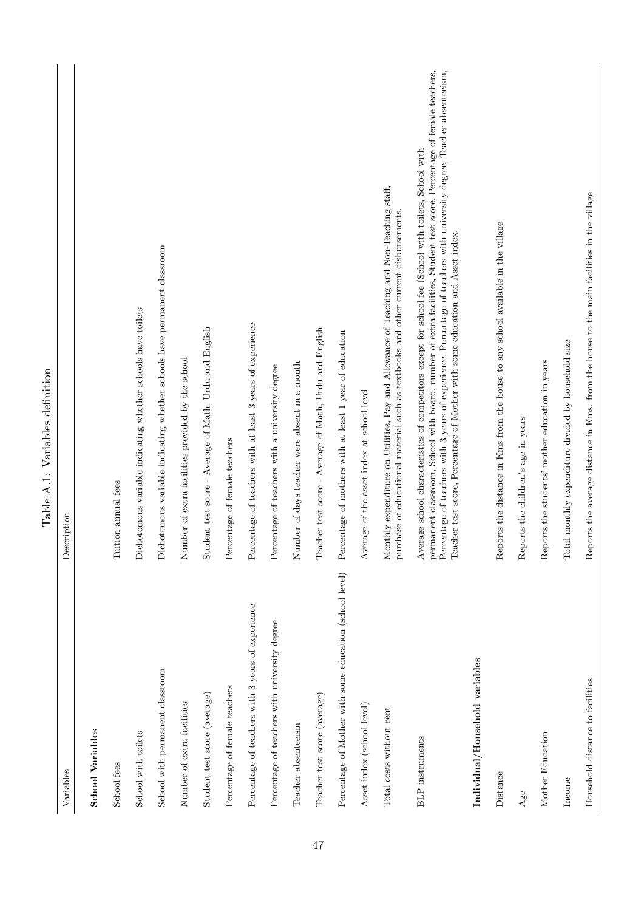Table A.1: Variables definition

| Variables | Description |
|---|---|
| **School Variables** | |
| School fees | Tuition annual fees |
| School with toilets | Dichotomous variable indicating whether schools have toilets |
| School with permanent classroom | Dichotomous variable indicating whether schools have permanent classroom |
| Number of extra facilities | Number of extra facilities provided by the school |
| Student test score (average) | Student test score - Average of Math, Urdu and English |
| Percentage of female teachers | Percentage of female teachers |
| Percentage of teachers with 3 years of experience | Percentage of teachers with at least 3 years of experience |
| Percentage of teachers with university degree | Percentage of teachers with a university degree |
| Teacher absenteeism | Number of days teacher were absent in a month |
| Teacher test score (average) | Teacher test score - Average of Math, Urdu and English |
| Percentage of Mother with some education (school level) | Percentage of mothers with at least 1 year of education |
| Asset index (school level) | Average of the asset index at school level |
| Total costs without rent | Monthly expenditure on Utilities, Pay and Allowance of Teaching and Non-Teaching staff, purchase of educational material such as textbooks and other current disbursements. |
| BLP instruments | Average school characteristics of competitors except for school fee (School with toilets, School with permanent classroom, School with board, number of extra facilities, Student test score, Percentage of female teachers, Percentage of teachers with 3 years of experience, Percentage of teachers with university degree, Teacher absenteeism, Teacher test score, Percentage of Mother with some education and Asset index. |
| **Individual/Household variables** | |
| Distance | Reports the distance in Kms from the house to any school available in the village |
| Age | Reports the children's age in years |
| Mother Education | Reports the students' mother education in years |
| Income | Total monthly expenditure divided by household size |
| Household distance to facilities | Reports the average distance in Kms. from the house to the main facilities in the village |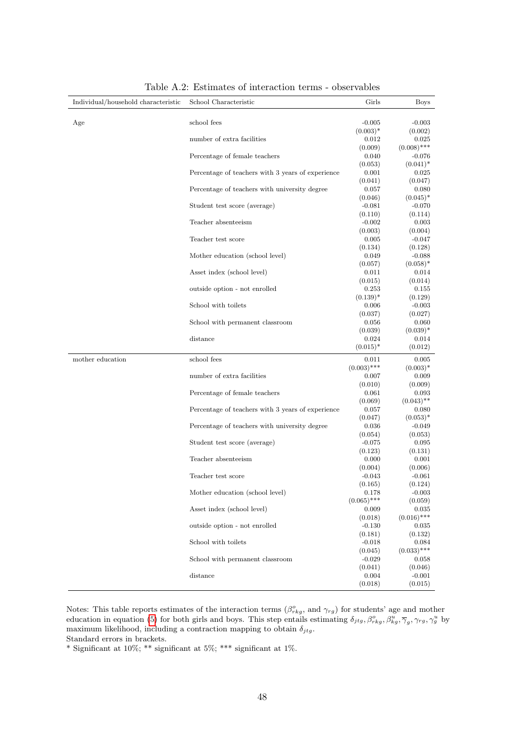Table A.2: Estimates of interaction terms - observables

| Individual/household characteristic | School Characteristic | Girls | Boys |
|---|---|---|---|
| Age | school fees | -0.005 | -0.003 |
| | | (0.003)* | (0.002) |
| | number of extra facilities | 0.012 | 0.025 |
| | | (0.009) | (0.008)*** |
| | Percentage of female teachers | 0.040 | -0.076 |
| | | (0.053) | (0.041)* |
| | Percentage of teachers with 3 years of experience | 0.001 | 0.025 |
| | | (0.041) | (0.047) |
| | Percentage of teachers with university degree | 0.057 | 0.080 |
| | | (0.046) | (0.045)* |
| | Student test score (average) | -0.081 | -0.070 |
| | | (0.110) | (0.114) |
| | Teacher absenteeism | -0.002 | 0.003 |
| | | (0.003) | (0.004) |
| | Teacher test score | 0.005 | -0.047 |
| | | (0.134) | (0.128) |
| | Mother education (school level) | 0.049 | -0.088 |
| | | (0.057) | (0.058)* |
| | Asset index (school level) | 0.011 | 0.014 |
| | | (0.015) | (0.014) |
| | outside option - not enrolled | 0.253 | 0.155 |
| | | (0.139)* | (0.129) |
| | School with toilets | 0.006 | -0.003 |
| | | (0.037) | (0.027) |
| | School with permanent classroom | 0.056 | 0.060 |
| | | (0.039) | (0.039)* |
| | distance | 0.024 | 0.014 |
| | | (0.015)* | (0.012) |
| mother education | school fees | 0.011 | 0.005 |
| | | (0.003)*** | (0.003)* |
| | number of extra facilities | 0.007 | 0.009 |
| | | (0.010) | (0.009) |
| | Percentage of female teachers | 0.061 | 0.093 |
| | | (0.069) | (0.043)** |
| | Percentage of teachers with 3 years of experience | 0.057 | 0.080 |
| | | (0.047) | (0.053)* |
| | Percentage of teachers with university degree | 0.036 | -0.049 |
| | | (0.054) | (0.053) |
| | Student test score (average) | -0.075 | 0.095 |
| | | (0.123) | (0.131) |
| | Teacher absenteeism | 0.000 | 0.001 |
| | | (0.004) | (0.006) |
| | Teacher test score | -0.043 | -0.061 |
| | | (0.165) | (0.124) |
| | Mother education (school level) | 0.178 | -0.003 |
| | | (0.065)*** | (0.059) |
| | Asset index (school level) | 0.009 | 0.035 |
| | | (0.018) | (0.016)*** |
| | outside option - not enrolled | -0.130 | 0.035 |
| | | (0.181) | (0.132) |
| | School with toilets | -0.018 | 0.084 |
| | | (0.045) | (0.033)*** |
| | School with permanent classroom | -0.029 | 0.058 |
| | | (0.041) | (0.046) |
| | distance | 0.004 | -0.001 |
| | | (0.018) | (0.015) |

Notes: This table reports estimates of the interaction terms ($\beta^{o}_{rkg}$, and $\gamma_{rg}$) for students' age and mother education in equation (5) for both girls and boys. This step entails estimating $\delta_{jtg}, \beta^{o}_{rkg}, \beta^{u}_{kg}, \overline{\gamma}_{g}, \gamma_{rg}, \gamma^{u}_{g}$ by maximum likelihood, including a contraction mapping to obtain $\delta_{jtg}$.
Standard errors in brackets.
* Significant at 10%; ** significant at 5%; *** significant at 1%.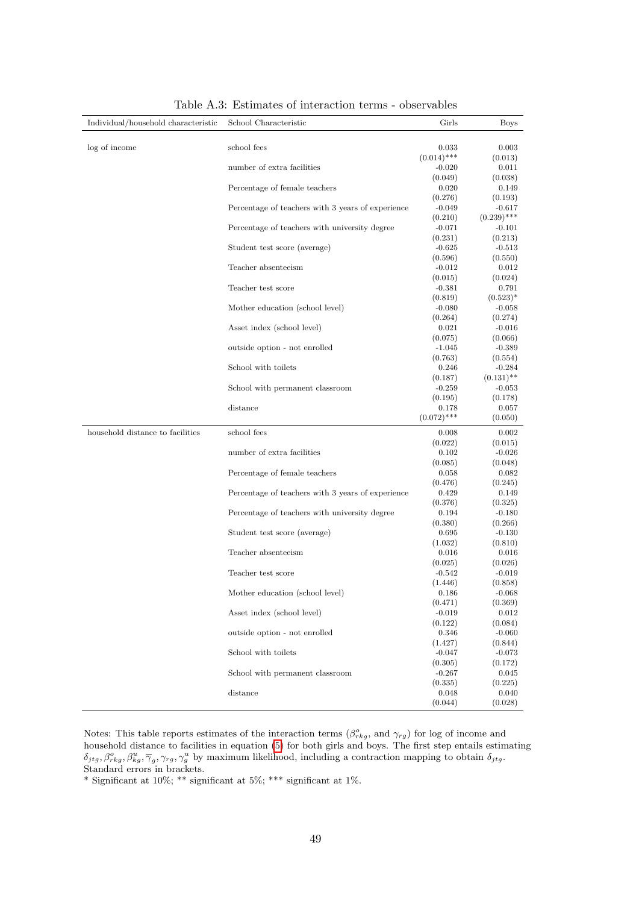Table A.3: Estimates of interaction terms - observables

| Individual/household characteristic | School Characteristic | Girls | Boys |
|---|---|---|---|
| log of income | school fees | 0.033 | 0.003 |
| | | (0.014)*** | (0.013) |
| | number of extra facilities | -0.020 | 0.011 |
| | | (0.049) | (0.038) |
| | Percentage of female teachers | 0.020 | 0.149 |
| | | (0.276) | (0.193) |
| | Percentage of teachers with 3 years of experience | -0.049 | -0.617 |
| | | (0.210) | (0.239)*** |
| | Percentage of teachers with university degree | -0.071 | -0.101 |
| | | (0.231) | (0.213) |
| | Student test score (average) | -0.625 | -0.513 |
| | | (0.596) | (0.550) |
| | Teacher absenteeism | -0.012 | 0.012 |
| | | (0.015) | (0.024) |
| | Teacher test score | -0.381 | 0.791 |
| | | (0.819) | (0.523)* |
| | Mother education (school level) | -0.080 | -0.058 |
| | | (0.264) | (0.274) |
| | Asset index (school level) | 0.021 | -0.016 |
| | | (0.075) | (0.066) |
| | outside option - not enrolled | -1.045 | -0.389 |
| | | (0.763) | (0.554) |
| | School with toilets | 0.246 | -0.284 |
| | | (0.187) | (0.131)** |
| | School with permanent classroom | -0.259 | -0.053 |
| | | (0.195) | (0.178) |
| | distance | 0.178 | 0.057 |
| | | (0.072)*** | (0.050) |
| household distance to facilities | school fees | 0.008 | 0.002 |
| | | (0.022) | (0.015) |
| | number of extra facilities | 0.102 | -0.026 |
| | | (0.085) | (0.048) |
| | Percentage of female teachers | 0.058 | 0.082 |
| | | (0.476) | (0.245) |
| | Percentage of teachers with 3 years of experience | 0.429 | 0.149 |
| | | (0.376) | (0.325) |
| | Percentage of teachers with university degree | 0.194 | -0.180 |
| | | (0.380) | (0.266) |
| | Student test score (average) | 0.695 | -0.130 |
| | | (1.032) | (0.810) |
| | Teacher absenteeism | 0.016 | 0.016 |
| | | (0.025) | (0.026) |
| | Teacher test score | -0.542 | -0.019 |
| | | (1.446) | (0.858) |
| | Mother education (school level) | 0.186 | -0.068 |
| | | (0.471) | (0.369) |
| | Asset index (school level) | -0.019 | 0.012 |
| | | (0.122) | (0.084) |
| | outside option - not enrolled | 0.346 | -0.060 |
| | | (1.427) | (0.844) |
| | School with toilets | -0.047 | -0.073 |
| | | (0.305) | (0.172) |
| | School with permanent classroom | -0.267 | 0.045 |
| | | (0.335) | (0.225) |
| | distance | 0.048 | 0.040 |
| | | (0.044) | (0.028) |

Notes: This table reports estimates of the interaction terms ($\beta^o_{rkg}$, and $\gamma_{rg}$) for log of income and household distance to facilities in equation (5) for both girls and boys. The first step entails estimating $\delta_{jtg}, \beta^o_{rkg}, \beta^u_{kg}, \overline{\gamma}_g, \gamma_{rg}, \gamma^u_g$ by maximum likelihood, including a contraction mapping to obtain $\delta_{jtg}$. Standard errors in brackets.

* Significant at 10%; ** significant at 5%; *** significant at 1%.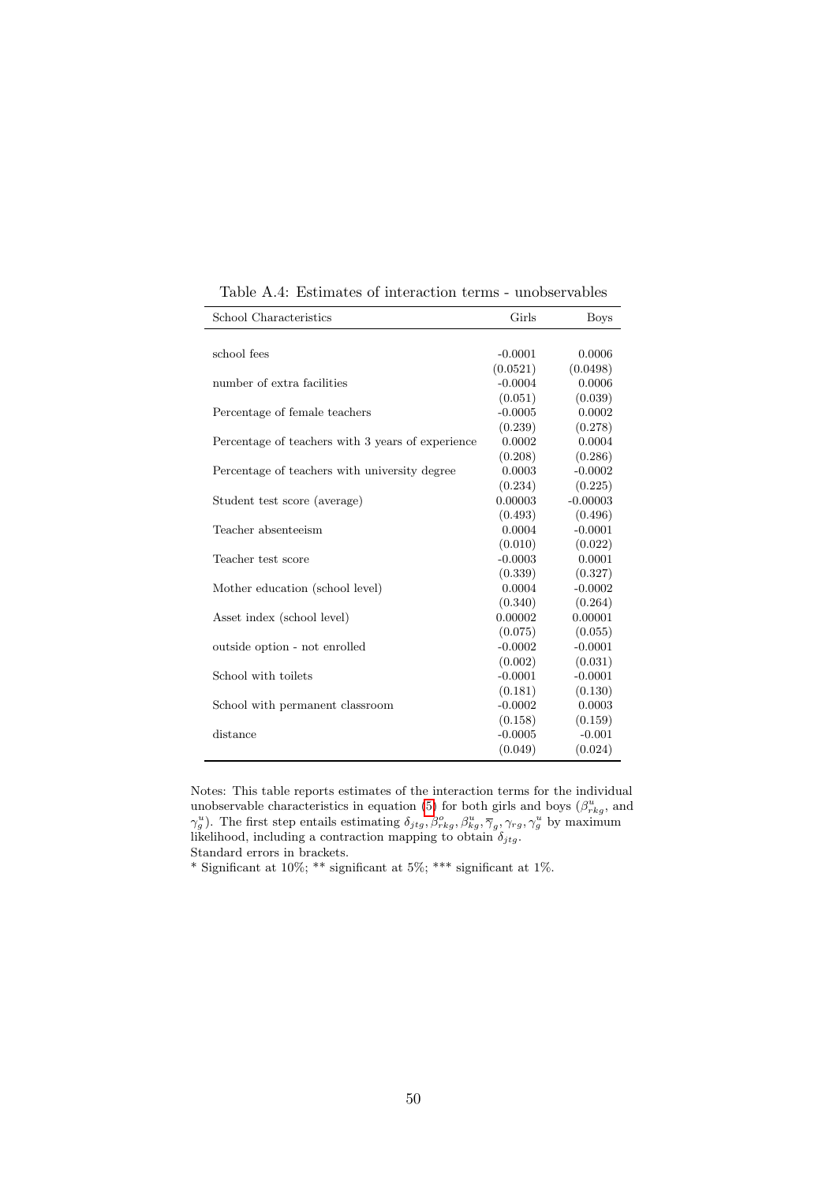Table A.4: Estimates of interaction terms - unobservables

| School Characteristics | Girls | Boys |
|---|---|---|
| school fees | -0.0001 | 0.0006 |
| | (0.0521) | (0.0498) |
| number of extra facilities | -0.0004 | 0.0006 |
| | (0.051) | (0.039) |
| Percentage of female teachers | -0.0005 | 0.0002 |
| | (0.239) | (0.278) |
| Percentage of teachers with 3 years of experience | 0.0002 | 0.0004 |
| | (0.208) | (0.286) |
| Percentage of teachers with university degree | 0.0003 | -0.0002 |
| | (0.234) | (0.225) |
| Student test score (average) | 0.00003 | -0.00003 |
| | (0.493) | (0.496) |
| Teacher absenteeism | 0.0004 | -0.0001 |
| | (0.010) | (0.022) |
| Teacher test score | -0.0003 | 0.0001 |
| | (0.339) | (0.327) |
| Mother education (school level) | 0.0004 | -0.0002 |
| | (0.340) | (0.264) |
| Asset index (school level) | 0.00002 | 0.00001 |
| | (0.075) | (0.055) |
| outside option - not enrolled | -0.0002 | -0.0001 |
| | (0.002) | (0.031) |
| School with toilets | -0.0001 | -0.0001 |
| | (0.181) | (0.130) |
| School with permanent classroom | -0.0002 | 0.0003 |
| | (0.158) | (0.159) |
| distance | -0.0005 | -0.001 |
| | (0.049) | (0.024) |

Notes: This table reports estimates of the interaction terms for the individual unobservable characteristics in equation (5) for both girls and boys ($\beta^u_{rkg}$, and $\gamma^u_g$). The first step entails estimating $\delta_{jtg}, \beta^o_{rkg}, \beta^u_{kg}, \overline{\gamma}_g, \gamma_{rg}, \gamma^u_g$ by maximum likelihood, including a contraction mapping to obtain $\delta_{jtg}$.
Standard errors in brackets.
\* Significant at 10%; \*\* significant at 5%; \*\*\* significant at 1%.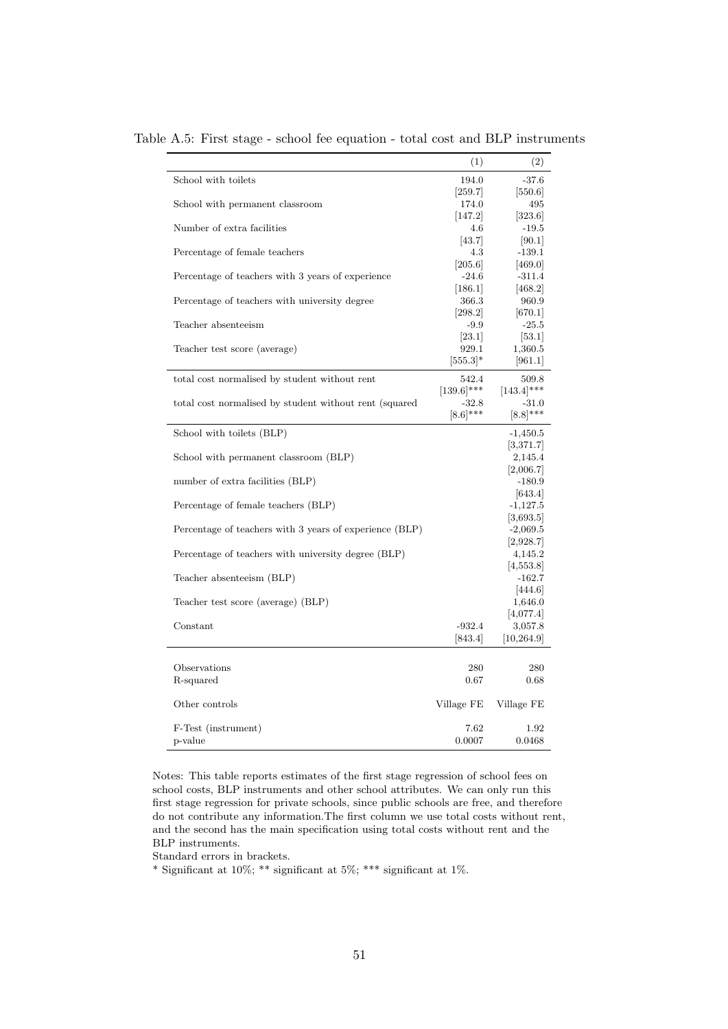Table A.5: First stage - school fee equation - total cost and BLP instruments

| | (1) | (2) |
|---|---|---|
| School with toilets | 194.0 | -37.6 |
| | [259.7] | [550.6] |
| School with permanent classroom | 174.0 | 495 |
| | [147.2] | [323.6] |
| Number of extra facilities | 4.6 | -19.5 |
| | [43.7] | [90.1] |
| Percentage of female teachers | 4.3 | -139.1 |
| | [205.6] | [469.0] |
| Percentage of teachers with 3 years of experience | -24.6 | -311.4 |
| | [186.1] | [468.2] |
| Percentage of teachers with university degree | 366.3 | 960.9 |
| | [298.2] | [670.1] |
| Teacher absenteeism | -9.9 | -25.5 |
| | [23.1] | [53.1] |
| Teacher test score (average) | 929.1 | 1,360.5 |
| | [555.3]* | [961.1] |
| total cost normalised by student without rent | 542.4 | 509.8 |
| | [139.6]*** | [143.4]*** |
| total cost normalised by student without rent (squared | -32.8 | -31.0 |
| | [8.6]*** | [8.8]*** |
| School with toilets (BLP) | | -1,450.5 |
| | | [3,371.7] |
| School with permanent classroom (BLP) | | 2,145.4 |
| | | [2,006.7] |
| number of extra facilities (BLP) | | -180.9 |
| | | [643.4] |
| Percentage of female teachers (BLP) | | -1,127.5 |
| | | [3,693.5] |
| Percentage of teachers with 3 years of experience (BLP) | | -2,069.5 |
| | | [2,928.7] |
| Percentage of teachers with university degree (BLP) | | 4,145.2 |
| | | [4,553.8] |
| Teacher absenteeism (BLP) | | -162.7 |
| | | [444.6] |
| Teacher test score (average) (BLP) | | 1,646.0 |
| | | [4,077.4] |
| Constant | -932.4 | 3,057.8 |
| | [843.4] | [10,264.9] |
| Observations | 280 | 280 |
| R-squared | 0.67 | 0.68 |
| Other controls | Village FE | Village FE |
| F-Test (instrument) | 7.62 | 1.92 |
| p-value | 0.0007 | 0.0468 |

Notes: This table reports estimates of the first stage regression of school fees on school costs, BLP instruments and other school attributes. We can only run this first stage regression for private schools, since public schools are free, and therefore do not contribute any information.The first column we use total costs without rent, and the second has the main specification using total costs without rent and the BLP instruments.

Standard errors in brackets.

* Significant at 10%; ** significant at 5%; *** significant at 1%.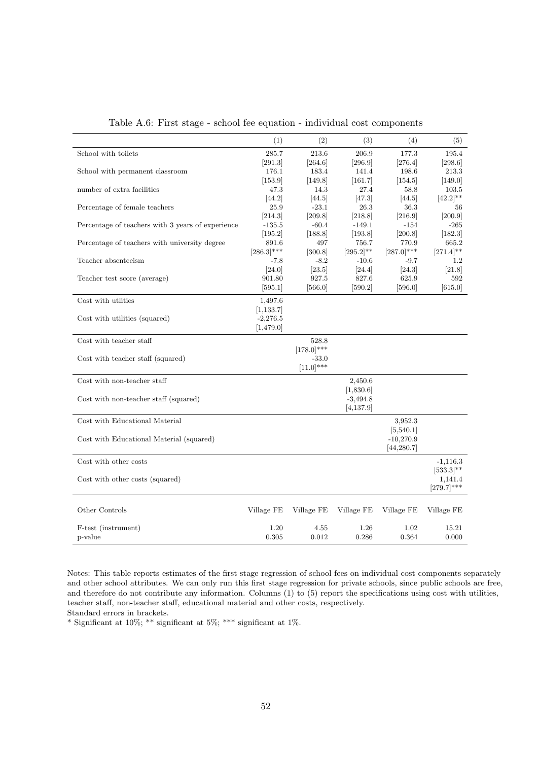Table A.6: First stage - school fee equation - individual cost components

| | (1) | (2) | (3) | (4) | (5) |
|---|---|---|---|---|---|
| School with toilets | 285.7 | 213.6 | 206.9 | 177.3 | 195.4 |
| | [291.3] | [264.6] | [296.9] | [276.4] | [298.6] |
| School with permanent classroom | 176.1 | 183.4 | 141.4 | 198.6 | 213.3 |
| | [153.9] | [149.8] | [161.7] | [154.5] | [149.0] |
| number of extra facilities | 47.3 | 14.3 | 27.4 | 58.8 | 103.5 |
| | [44.2] | [44.5] | [47.3] | [44.5] | [42.2]** |
| Percentage of female teachers | 25.9 | -23.1 | 26.3 | 36.3 | 56 |
| | [214.3] | [209.8] | [218.8] | [216.9] | [200.9] |
| Percentage of teachers with 3 years of experience | -135.5 | -60.4 | -149.1 | -154 | -265 |
| | [195.2] | [188.8] | [193.8] | [200.8] | [182.3] |
| Percentage of teachers with university degree | 891.6 | 497 | 756.7 | 770.9 | 665.2 |
| | [286.3]*** | [300.8] | [295.2]** | [287.0]*** | [271.4]** |
| Teacher absenteeism | -7.8 | -8.2 | -10.6 | -9.7 | 1.2 |
| | [24.0] | [23.5] | [24.4] | [24.3] | [21.8] |
| Teacher test score (average) | 901.80 | 927.5 | 827.6 | 625.9 | 592 |
| | [595.1] | [566.0] | [590.2] | [596.0] | [615.0] |
| Cost with utlities | 1,497.6 | | | | |
| | [1,133.7] | | | | |
| Cost with utilities (squared) | -2,276.5 | | | | |
| | [1,479.0] | | | | |
| Cost with teacher staff | | 528.8 | | | |
| | | [178.0]*** | | | |
| Cost with teacher staff (squared) | | -33.0 | | | |
| | | [11.0]*** | | | |
| Cost with non-teacher staff | | | 2,450.6 | | |
| | | | [1,830.6] | | |
| Cost with non-teacher staff (squared) | | | -3,494.8 | | |
| | | | [4,137.9] | | |
| Cost with Educational Material | | | | 3,952.3 | |
| | | | | [5,540.1] | |
| Cost with Educational Material (squared) | | | | -10,270.9 | |
| | | | | [44,280.7] | |
| Cost with other costs | | | | | -1,116.3 |
| | | | | | [533.3]** |
| Cost with other costs (squared) | | | | | 1,141.4 |
| | | | | | [279.7]*** |
| Other Controls | Village FE | Village FE | Village FE | Village FE | Village FE |
| F-test (instrument) | 1.20 | 4.55 | 1.26 | 1.02 | 15.21 |
| p-value | 0.305 | 0.012 | 0.286 | 0.364 | 0.000 |

Notes: This table reports estimates of the first stage regression of school fees on individual cost components separately and other school attributes. We can only run this first stage regression for private schools, since public schools are free, and therefore do not contribute any information. Columns (1) to (5) report the specifications using cost with utilities, teacher staff, non-teacher staff, educational material and other costs, respectively.
Standard errors in brackets.
* Significant at 10%; ** significant at 5%; *** significant at 1%.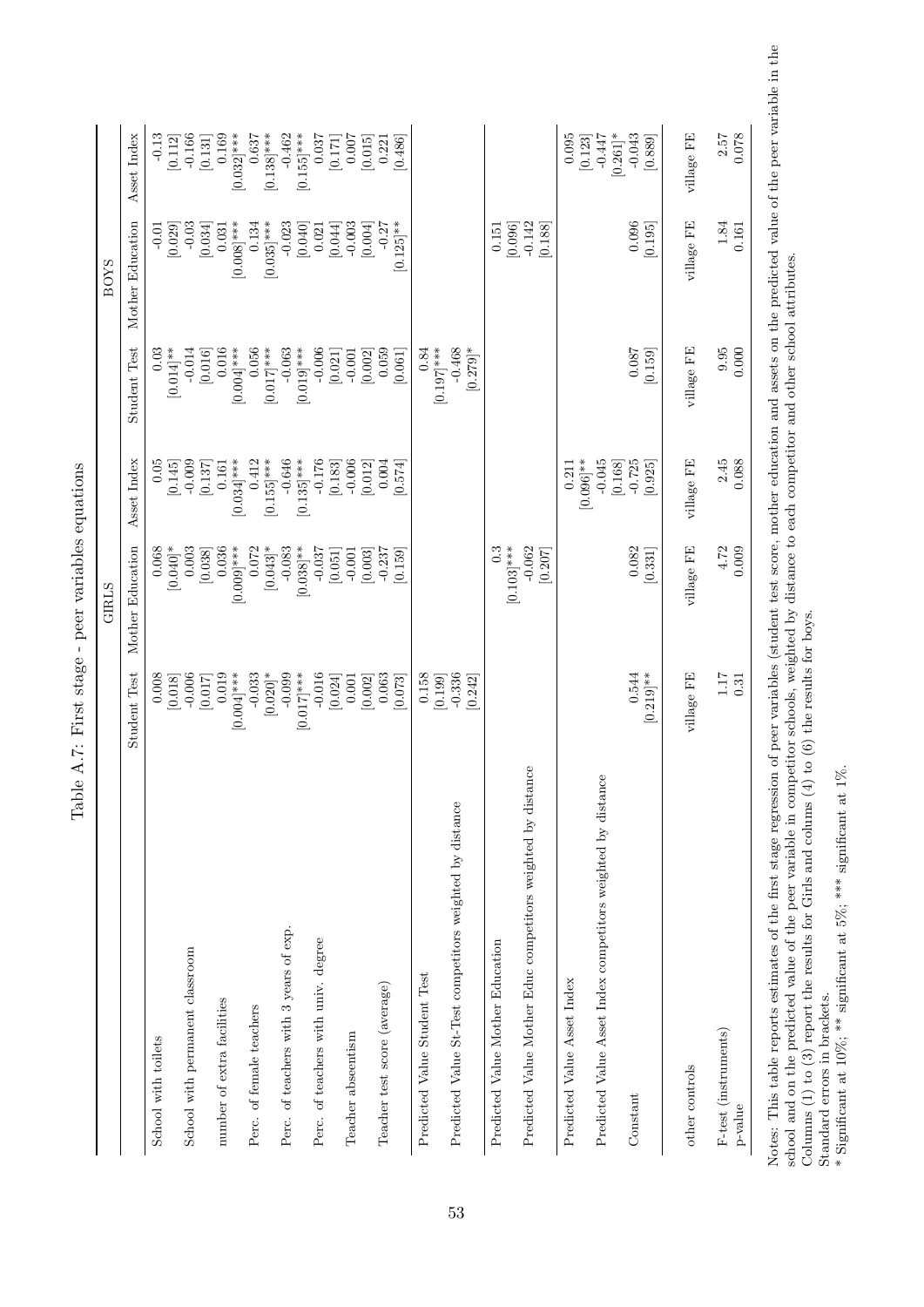# Table A.7: First stage - peer variables equations

| | GIRLS | | | BOYS | | |
|---|---|---|---|---|---|---|
| | Student Test | Mother Education | Asset Index | Student Test | Mother Education | Asset Index |
| School with toilets | 0.008 | 0.068 | 0.05 | 0.03 | -0.01 | -0.13 |
| | [0.018] | [0.040]* | [0.145] | [0.014]** | [0.029] | [0.112] |
| School with permanent classroom | -0.006 | 0.003 | -0.009 | -0.014 | -0.03 | -0.166 |
| | [0.017] | [0.038] | [0.137] | [0.016] | [0.034] | [0.131] |
| number of extra facilities | 0.019 | 0.036 | 0.161 | 0.016 | 0.031 | 0.169 |
| | [0.004]*** | [0.009]*** | [0.034]*** | [0.004]*** | [0.008]*** | [0.032]*** |
| Perc. of female teachers | -0.033 | 0.072 | 0.412 | 0.056 | 0.134 | 0.637 |
| | [0.020]* | [0.043]* | [0.155]*** | [0.017]*** | [0.035]*** | [0.138]*** |
| Perc. of teachers with 3 years of exp. | -0.099 | -0.083 | -0.646 | -0.063 | -0.023 | -0.462 |
| | [0.017]*** | [0.038]** | [0.135]*** | [0.019]*** | [0.040] | [0.155]*** |
| Perc. of teachers with univ. degree | -0.016 | -0.037 | -0.176 | -0.006 | 0.021 | 0.037 |
| | [0.024] | [0.051] | [0.183] | [0.021] | [0.044] | [0.171] |
| Teacher absenteeism | 0.001 | -0.001 | -0.006 | -0.001 | -0.003 | 0.007 |
| | [0.002] | [0.003] | [0.012] | [0.002] | [0.004] | [0.015] |
| Teacher test score (average) | 0.063 | -0.237 | 0.004 | 0.059 | -0.27 | 0.221 |
| | [0.073] | [0.159] | [0.574] | [0.061] | [0.125]** | [0.486] |
| Predicted Value Student Test | 0.158 | | | 0.84 | | |
| | [0.199] | | | [0.197]*** | | |
| Predicted Value St-Test competitors weighted by distance | -0.336 | | | -0.468 | | |
| | [0.242] | | | [0.279]* | | |
| Predicted Value Mother Education | | 0.3 | | | 0.151 | |
| | | [0.103]*** | | | [0.096] | |
| Predicted Value Mother Educ competitors weighted by distance | | -0.062 | | | -0.142 | |
| | | [0.207] | | | [0.188] | |
| Predicted Value Asset Index | | | 0.211 | | | 0.095 |
| | | | [0.096]** | | | [0.123] |
| Predicted Value Asset Index competitors weighted by distance | | | -0.045 | | | -0.447 |
| | | | [0.168] | | | [0.261]* |
| Constant | 0.544 | 0.082 | -0.725 | 0.087 | 0.096 | -0.043 |
| | [0.219]** | [0.331] | [0.925] | [0.159] | [0.195] | [0.889] |
| other controls | village FE | village FE | village FE | village FE | village FE | village FE |
| F-test (instruments) | 1.17 | 4.72 | 2.45 | 9.95 | 1.84 | 2.57 |
| p-value | 0.31 | 0.009 | 0.088 | 0.000 | 0.161 | 0.078 |

Notes: This table reports estimates of the first stage regression of peer variables (student test score, mother education and assets on the predicted value of the peer variable in the school and on the predicted value of the peer variable in competitor schools, weighted by distance to each competitor and other school attributes.
Columns (1) to (3) report the results for Girls and colums (4) to (6) the results for boys.
Standard errors in brackets.
* Significant at 10%; ** significant at 5%; *** significant at 1%.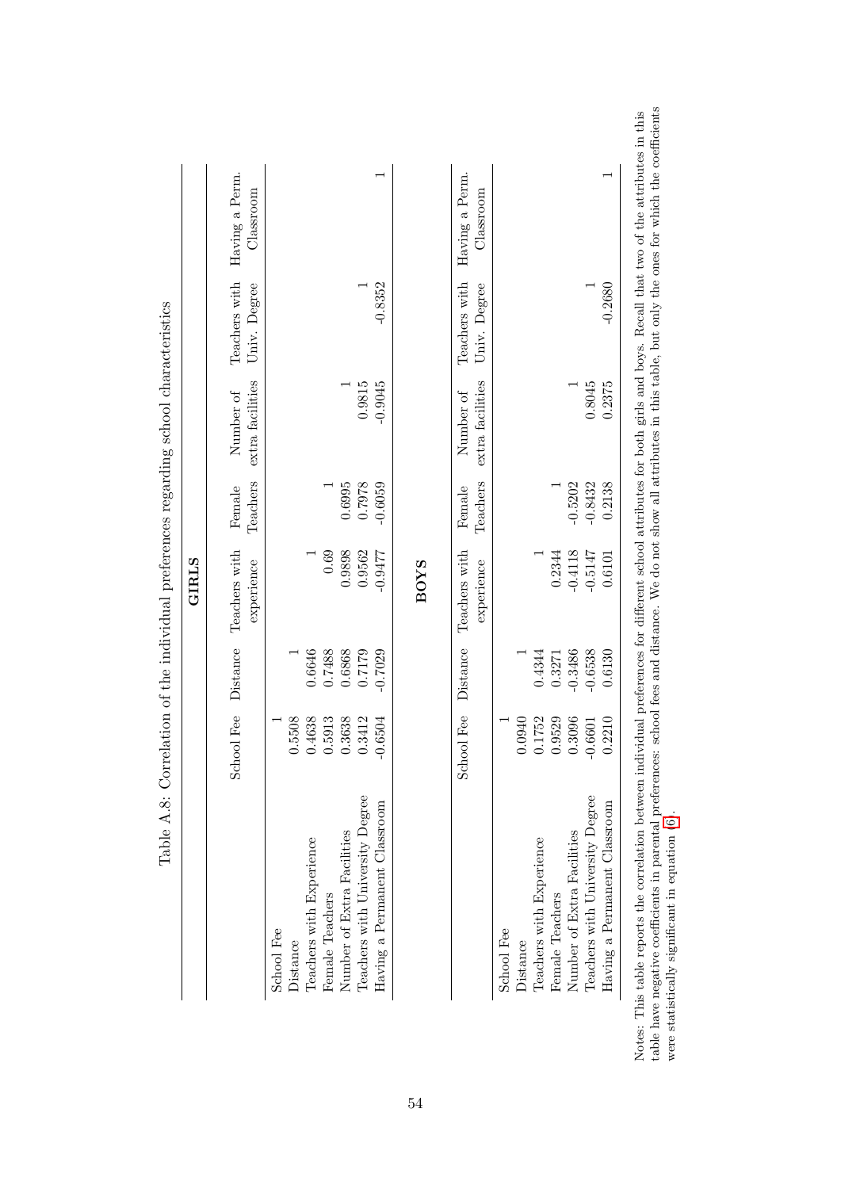Table A.8: Correlation of the individual preferences regarding school characteristics

**GIRLS**

| | School Fee | Distance | Teachers with experience | Female Teachers | Number of extra facilities | Teachers with Univ. Degree | Having a Perm. Classroom |
|---|---|---|---|---|---|---|---|
| School Fee | 1 | | | | | | |
| Distance | 0.5508 | 1 | | | | | |
| Teachers with Experience | 0.4638 | 0.6646 | 1 | | | | |
| Female Teachers | 0.5913 | 0.7488 | 0.69 | 1 | | | |
| Number of Extra Facilities | 0.3638 | 0.6868 | 0.9898 | 0.6995 | 1 | | |
| Teachers with University Degree | 0.3412 | 0.7179 | 0.9562 | 0.7978 | 0.9815 | 1 | |
| Having a Permanent Classroom | -0.6504 | -0.7029 | -0.9477 | -0.6059 | -0.9045 | -0.8352 | 1 |

**BOYS**

| | School Fee | Distance | Teachers with experience | Female Teachers | Number of extra facilities | Teachers with Univ. Degree | Having a Perm. Classroom |
|---|---|---|---|---|---|---|---|
| School Fee | 1 | | | | | | |
| Distance | 0.0940 | 1 | | | | | |
| Teachers with Experience | 0.1752 | 0.4344 | 1 | | | | |
| Female Teachers | 0.9529 | 0.3271 | 0.2344 | 1 | | | |
| Number of Extra Facilities | 0.3096 | -0.3486 | -0.4118 | -0.5202 | 1 | | |
| Teachers with University Degree | -0.6601 | -0.6538 | -0.5147 | -0.8432 | 0.8045 | 1 | |
| Having a Permanent Classroom | 0.2210 | 0.6130 | 0.6101 | 0.2138 | 0.2375 | -0.2680 | 1 |

Notes: This table reports the correlation between individual preferences for different school attributes for both girls and boys. Recall that two of the attributes in this table have negative coefficients in parental preferences: school fees and distance. We do not show all attributes in this table, but only the ones for which the coefficients were statistically significant in equation (6).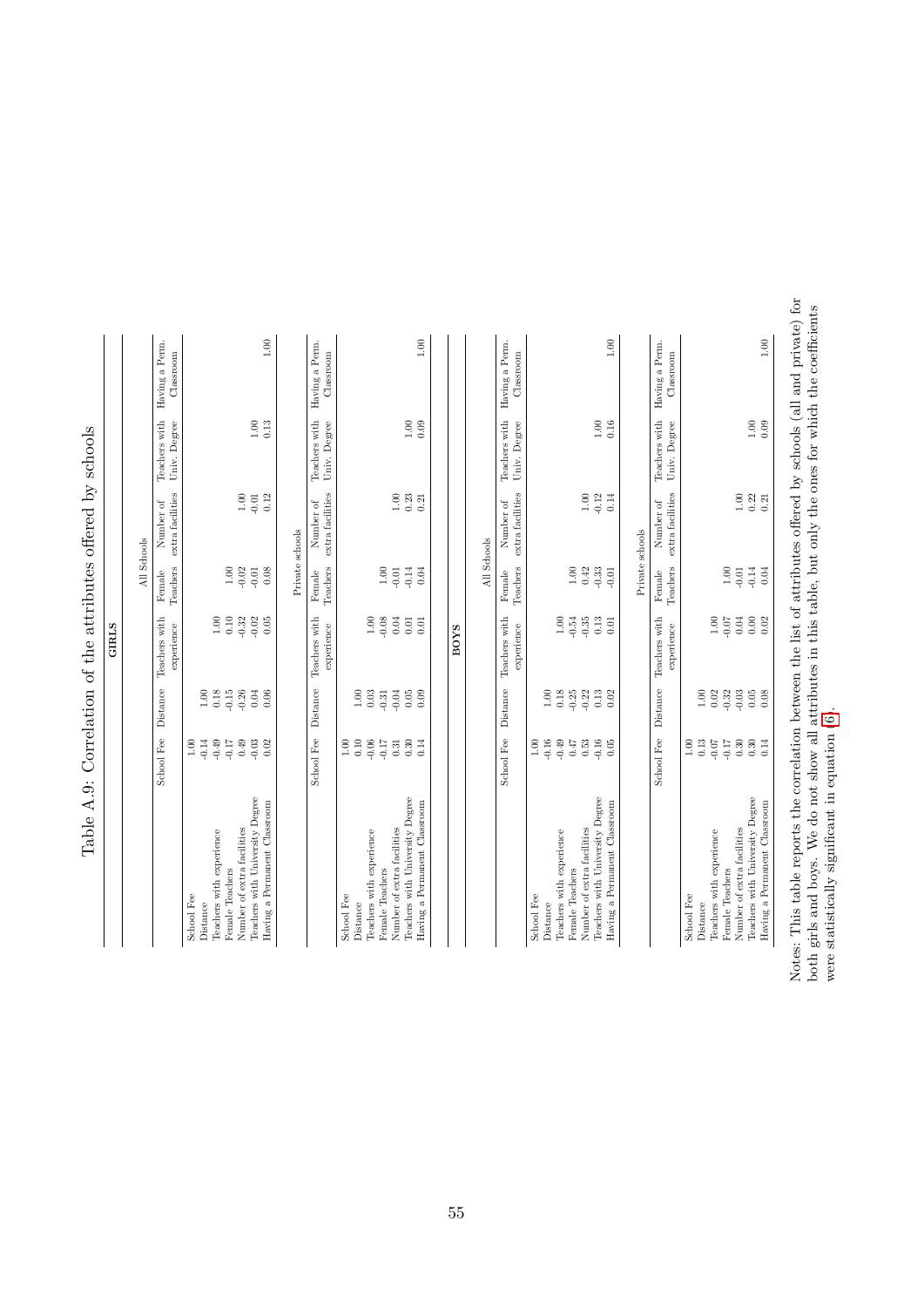# Table A.9: Correlation of the attributes offered by schools

**GIRLS**

All Schools

| | School Fee | Distance | Teachers with experience | Female Teachers | Number of extra facilities | Teachers with Univ. Degree | Having a Perm. Classroom |
|---|---|---|---|---|---|---|---|
| School Fee | 1.00 | | | | | | |
| Distance | -0.14 | 1.00 | | | | | |
| Teachers with experience | -0.49 | 0.18 | 1.00 | | | | |
| Female Teachers | -0.17 | -0.15 | 0.10 | 1.00 | | | |
| Number of extra facilities | 0.49 | -0.26 | -0.32 | -0.02 | 1.00 | | |
| Teachers with University Degree | -0.03 | 0.04 | -0.02 | -0.01 | -0.01 | 1.00 | |
| Having a Permanent Classroom | 0.02 | 0.06 | 0.05 | 0.08 | 0.12 | 0.13 | 1.00 |

Private schools

| | School Fee | Distance | Teachers with experience | Female Teachers | Number of extra facilities | Teachers with Univ. Degree | Having a Perm. Classroom |
|---|---|---|---|---|---|---|---|
| School Fee | 1.00 | | | | | | |
| Distance | 0.10 | 1.00 | | | | | |
| Teachers with experience | -0.06 | 0.03 | 1.00 | | | | |
| Female Teachers | -0.17 | -0.31 | -0.08 | 1.00 | | | |
| Number of extra facilities | 0.31 | -0.04 | 0.04 | -0.01 | 1.00 | | |
| Teachers with University Degree | 0.30 | 0.05 | 0.01 | -0.14 | 0.23 | 1.00 | |
| Having a Permanent Classroom | 0.14 | 0.09 | 0.01 | 0.04 | 0.21 | 0.09 | 1.00 |

**BOYS**

All Schools

| | School Fee | Distance | Teachers with experience | Female Teachers | Number of extra facilities | Teachers with Univ. Degree | Having a Perm. Classroom |
|---|---|---|---|---|---|---|---|
| School Fee | 1.00 | | | | | | |
| Distance | -0.16 | 1.00 | | | | | |
| Teachers with experience | -0.49 | 0.18 | 1.00 | | | | |
| Female Teachers | 0.47 | -0.25 | -0.54 | 1.00 | | | |
| Number of extra facilities | 0.53 | -0.22 | -0.35 | 0.42 | 1.00 | | |
| Teachers with University Degree | -0.16 | 0.13 | 0.13 | -0.33 | -0.12 | 1.00 | |
| Having a Permanent Classroom | 0.05 | 0.02 | 0.01 | -0.01 | 0.14 | 0.16 | 1.00 |

Private schools

| | School Fee | Distance | Teachers with experience | Female Teachers | Number of extra facilities | Teachers with Univ. Degree | Having a Perm. Classroom |
|---|---|---|---|---|---|---|---|
| School Fee | 1.00 | | | | | | |
| Distance | 0.13 | 1.00 | | | | | |
| Teachers with experience | -0.07 | 0.02 | 1.00 | | | | |
| Female Teachers | -0.17 | -0.32 | -0.07 | 1.00 | | | |
| Number of extra facilities | 0.30 | -0.03 | 0.04 | -0.01 | 1.00 | | |
| Teachers with University Degree | 0.30 | 0.05 | 0.00 | -0.14 | 0.22 | 1.00 | |
| Having a Permanent Classroom | 0.14 | 0.08 | 0.02 | 0.04 | 0.21 | 0.09 | 1.00 |

Notes: This table reports the correlation between the list of attributes offered by schools (all and private) for both girls and boys. We do not show all attributes in this table, but only the ones for which the coefficients were statistically significant in equation (6).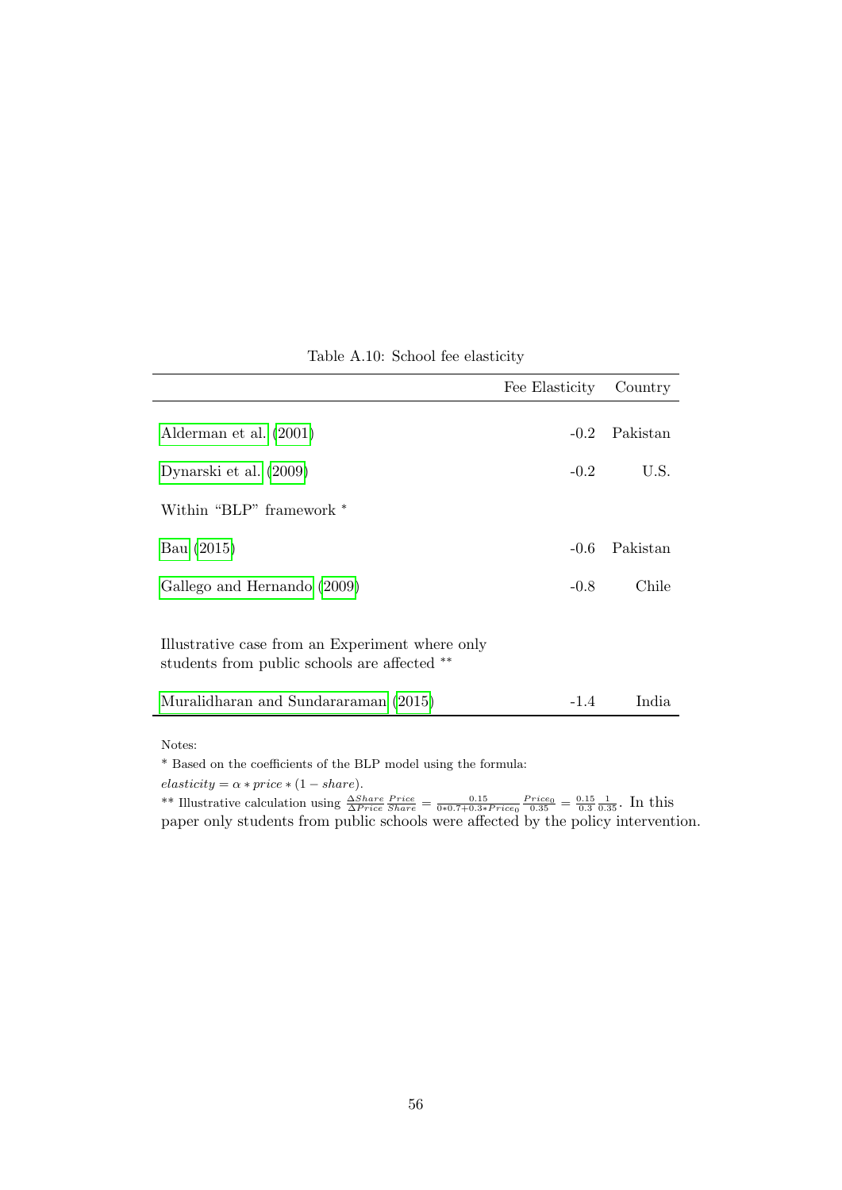Table A.10: School fee elasticity

| | Fee Elasticity | Country |
|---|---|---|
| Alderman et al. (2001) | -0.2 | Pakistan |
| Dynarski et al. (2009) | -0.2 | U.S. |
| Within "BLP" framework * | | |
| Bau (2015) | -0.6 | Pakistan |
| Gallego and Hernando (2009) | -0.8 | Chile |
| Illustrative case from an Experiment where only students from public schools are affected ** | | |
| Muralidharan and Sundararaman (2015) | -1.4 | India |

Notes:

* Based on the coefficients of the BLP model using the formula:

$elasticity = \alpha * price * (1 - share)$.

** Illustrative calculation using $\frac{\Delta Share}{\Delta Price}\frac{Price}{Share} = \frac{0.15}{0*0.7+0.3*Price_0}\frac{Price_0}{0.35} = \frac{0.15}{0.3}\frac{1}{0.35}$. In this paper only students from public schools were affected by the policy intervention.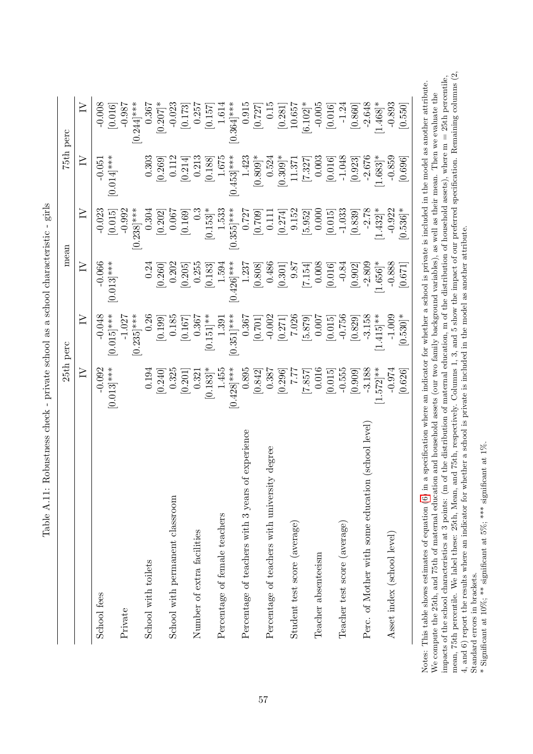Table A.11: Robustness check - private school as a school characteristic - girls

| | 25th perc | | mean | | 75th perc | |
|---|---|---|---|---|---|---|
| | IV | IV | IV | IV | IV | IV |
| School fees | -0.092 | -0.048 | -0.066 | -0.023 | -0.051 | -0.008 |
| | [0.013]*** | [0.015]*** | [0.013]*** | [0.015] | [0.014]*** | [0.016] |
| Private | | -1.027 | | -0.992 | | -0.987 |
| | | [0.235]*** | | [0.238]*** | | [0.244]*** |
| School with toilets | 0.194 | 0.26 | 0.24 | 0.304 | 0.303 | 0.367 |
| | [0.240] | [0.199] | [0.260] | [0.202] | [0.269] | [0.207]* |
| School with permanent classroom | 0.325 | 0.185 | 0.202 | 0.067 | 0.112 | -0.023 |
| | [0.201] | [0.167] | [0.205] | [0.169] | [0.214] | [0.173] |
| Number of extra facilities | 0.321 | 0.367 | 0.255 | 0.3 | 0.213 | 0.257 |
| | [0.183]* | [0.151]** | [0.183] | [0.153]* | [0.188] | [0.157] |
| Percentage of female teachers | 1.455 | 1.391 | 1.594 | 1.533 | 1.675 | 1.614 |
| | [0.428]*** | [0.351]*** | [0.426]*** | [0.355]*** | [0.453]*** | [0.364]*** |
| Percentage of teachers with 3 years of experience | 0.895 | 0.367 | 1.237 | 0.727 | 1.423 | 0.915 |
| | [0.842] | [0.701] | [0.808] | [0.709] | [0.809]* | [0.727] |
| Percentage of teachers with university degree | 0.387 | -0.002 | 0.486 | 0.111 | 0.524 | 0.15 |
| | [0.296] | [0.271] | [0.301] | [0.274] | [0.309]* | [0.281] |
| Student test score (average) | 7.77 | 7.026 | 9.87 | 9.152 | 11.371 | 10.657 |
| | [7.857] | [5.879] | [7.154] | [5.952] | [7.327] | [6.102]* |
| Teacher absenteeism | 0.016 | 0.007 | 0.008 | 0.000 | 0.003 | -0.005 |
| | [0.015] | [0.015] | [0.016] | [0.015] | [0.016] | [0.016] |
| Teacher test score (average) | -0.555 | -0.756 | -0.84 | -1.033 | -1.048 | -1.24 |
| | [0.909] | [0.829] | [0.902] | [0.839] | [0.923] | [0.860] |
| Perc. of Mother with some education (school level) | -3.188 | -3.158 | -2.809 | -2.78 | -2.676 | -2.648 |
| | [1.572]** | [1.415]** | [1.656]* | [1.432]* | [1.683]* | [1.468]* |
| Asset index (school level) | -0.974 | -1.009 | -0.888 | -0.922 | -0.859 | -0.893 |
| | [0.626] | [0.530]* | [0.671] | [0.536]* | [0.696] | [0.550] |

Notes: This table shows estimates of equation (6) in a specification where an indicator for whether a school is private is included in the model as another attribute. We compute the 25th, and 75th of maternal education and household assets (our two family background variables), as well as their mean. Then we evaluate the impacts of the school characteristics at 3 points: (m of the distribution of maternal education, m of the distribution of household assets), where m = 25th percentile, mean, 75th percentile. We label these: 25th, Mean, and 75th, respectively. Columns 1, 3, and 5 show the impact of our preferred specification. Remaining columns (2, 4, and 6) report the results where an indicator for whether a school is private is included in the model as another attribute.
Standard errors in brackets.
* Significant at 10%; ** significant at 5%; *** significant at 1%.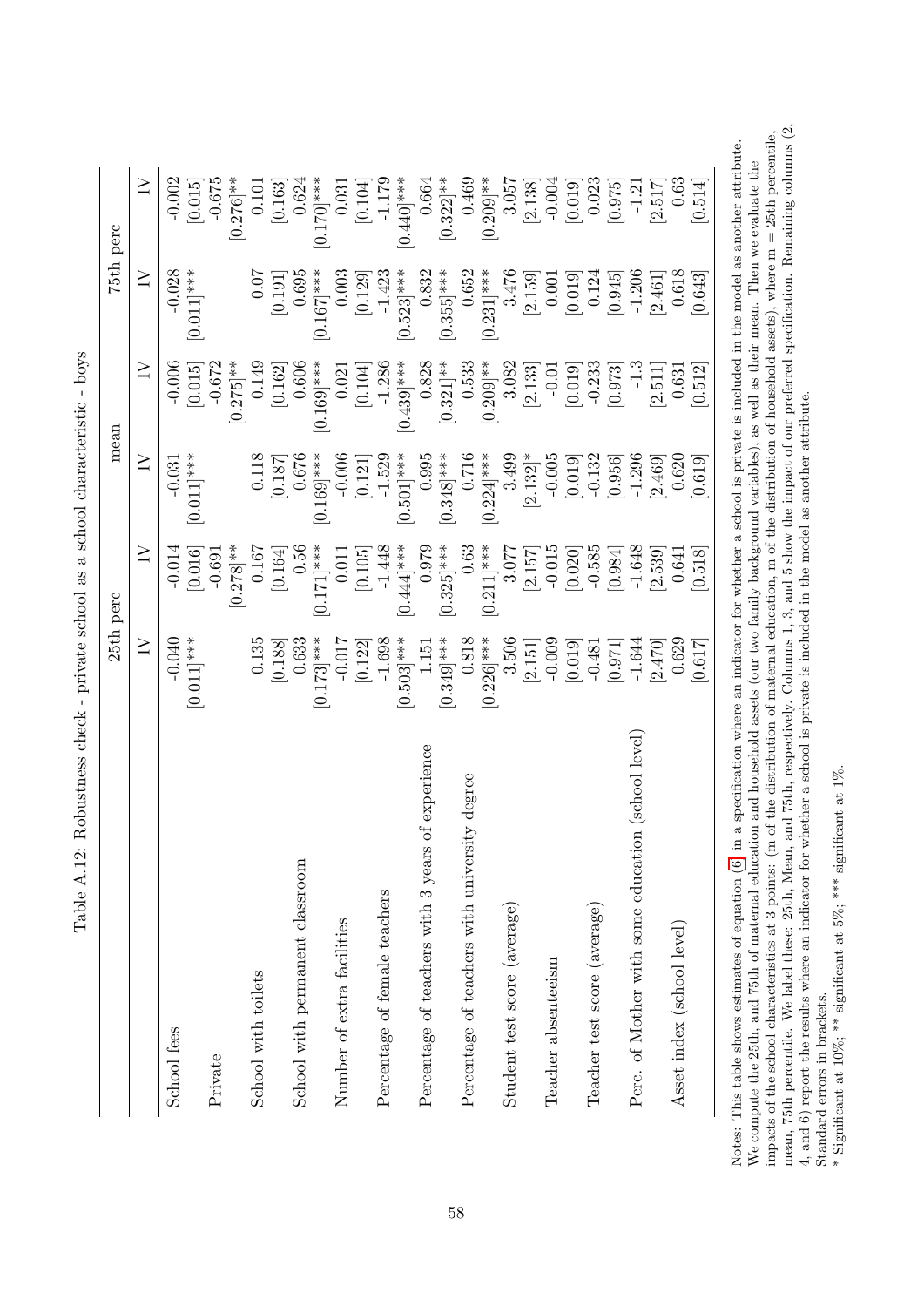Table A.12: Robustness check - private school as a school characteristic - boys

| | 25th perc | | mean | | 75th perc | |
|---|---|---|---|---|---|---|
| | IV | IV | IV | IV | IV | IV |
| School fees | -0.040 | -0.014 | -0.031 | -0.006 | -0.028 | -0.002 |
| | [0.011]*** | [0.016] | [0.011]*** | [0.015] | [0.011]*** | [0.015] |
| Private | | -0.691 | | -0.672 | | -0.675 |
| | | [0.278]** | | [0.275]** | | [0.276]** |
| School with toilets | 0.135 | 0.167 | 0.118 | 0.149 | 0.07 | 0.101 |
| | [0.188] | [0.164] | [0.187] | [0.162] | [0.191] | [0.163] |
| School with permanent classroom | 0.633 | 0.56 | 0.676 | 0.606 | 0.695 | 0.624 |
| | [0.173]*** | [0.171]*** | [0.169]*** | [0.169]*** | [0.167]*** | [0.170]*** |
| Number of extra facilities | -0.017 | 0.011 | -0.006 | 0.021 | 0.003 | 0.031 |
| | [0.122] | [0.105] | [0.121] | [0.104] | [0.129] | [0.104] |
| Percentage of female teachers | -1.698 | -1.448 | -1.529 | -1.286 | -1.423 | -1.179 |
| | [0.503]*** | [0.444]*** | [0.501]*** | [0.439]*** | [0.523]*** | [0.440]*** |
| Percentage of teachers with 3 years of experience | 1.151 | 0.979 | 0.995 | 0.828 | 0.832 | 0.664 |
| | [0.349]*** | [0.325]*** | [0.348]*** | [0.321]** | [0.355]*** | [0.322]** |
| Percentage of teachers with university degree | 0.818 | 0.63 | 0.716 | 0.533 | 0.652 | 0.469 |
| | [0.226]*** | [0.211]*** | [0.224]*** | [0.209]** | [0.231]*** | [0.209]** |
| Student test score (average) | 3.506 | 3.077 | 3.499 | 3.082 | 3.476 | 3.057 |
| | [2.151] | [2.157] | [2.132]* | [2.133] | [2.159] | [2.138] |
| Teacher absenteeism | -0.009 | -0.015 | -0.005 | -0.01 | 0.001 | -0.004 |
| | [0.019] | [0.020] | [0.019] | [0.019] | [0.019] | [0.019] |
| Teacher test score (average) | -0.481 | -0.585 | -0.132 | -0.233 | 0.124 | 0.023 |
| | [0.971] | [0.984] | [0.956] | [0.973] | [0.945] | [0.975] |
| Perc. of Mother with some education (school level) | -1.644 | -1.648 | -1.296 | -1.3 | -1.206 | -1.21 |
| | [2.470] | [2.539] | [2.469] | [2.511] | [2.461] | [2.517] |
| Asset index (school level) | 0.629 | 0.641 | 0.620 | 0.631 | 0.618 | 0.63 |
| | [0.617] | [0.518] | [0.619] | [0.512] | [0.643] | [0.514] |

Notes: This table shows estimates of equation (6) in a specification where an indicator for whether a school is private is included in the model as another attribute. We compute the 25th, and 75th of maternal education and household assets (our two family background variables), as well as their mean. Then we evaluate the impacts of the school characteristics at 3 points: (m of the distribution of maternal education, m of the distribution of household assets), where m = 25th percentile, mean, 75th percentile. We label these: 25th, Mean, and 75th, respectively. Columns 1, 3, and 5 show the impact of our preferred specification. Remaining columns (2, 4, and 6) report the results where an indicator for whether a school is private is included in the model as another attribute.

Standard errors in brackets.

* Significant at 10%; ** significant at 5%; *** significant at 1%.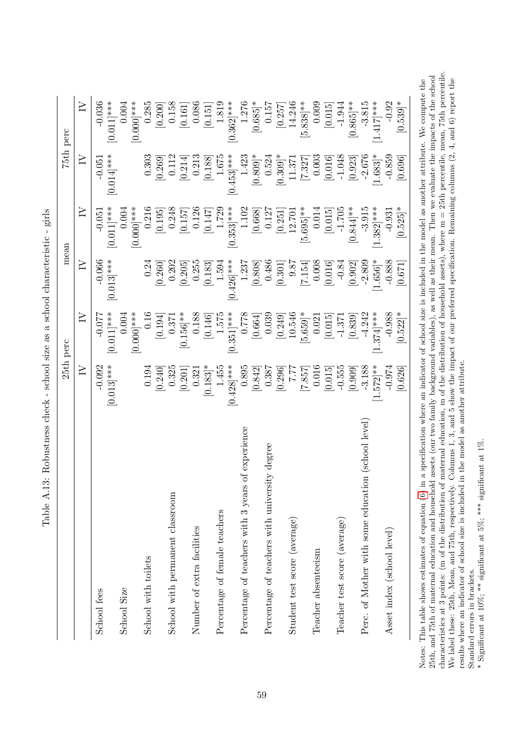Table A.13: Robustness check - school size as a school characteristic - girls

| | 25th perc | | mean | | 75th perc | |
|---|---|---|---|---|---|---|
| | IV | IV | IV | IV | IV | IV |
| School fees | -0.092 | -0.077 | -0.066 | -0.051 | -0.051 | -0.036 |
| | [0.013]*** | [0.011]*** | [0.013]*** | [0.011]*** | [0.014]*** | [0.011]*** |
| School Size | | 0.004 | | 0.004 | | 0.004 |
| | | [0.000]*** | | [0.000]*** | | [0.000]*** |
| School with toilets | 0.194 | 0.16 | 0.24 | 0.216 | 0.303 | 0.285 |
| | [0.240] | [0.194] | [0.260] | [0.195] | [0.269] | [0.200] |
| School with permanent classroom | 0.325 | 0.371 | 0.202 | 0.248 | 0.112 | 0.158 |
| | [0.201] | [0.156]** | [0.205] | [0.157] | [0.214] | [0.161] |
| Number of extra facilities | 0.321 | 0.188 | 0.255 | 0.126 | 0.213 | 0.086 |
| | [0.183]* | [0.146] | [0.183] | [0.147] | [0.188] | [0.151] |
| Percentage of female teachers | 1.455 | 1.575 | 1.594 | 1.729 | 1.675 | 1.819 |
| | [0.428]*** | [0.351]*** | [0.426]*** | [0.353]*** | [0.453]*** | [0.362]*** |
| Percentage of teachers with 3 years of experience | 0.895 | 0.778 | 1.237 | 1.102 | 1.423 | 1.276 |
| | [0.842] | [0.664] | [0.808] | [0.668] | [0.809]* | [0.685]* |
| Percentage of teachers with university degree | 0.387 | 0.039 | 0.486 | 0.127 | 0.524 | 0.157 |
| | [0.296] | [0.249] | [0.301] | [0.251] | [0.309]* | [0.257] |
| Student test score (average) | 7.77 | 10.546 | 9.87 | 12.701 | 11.371 | 14.246 |
| | [7.857] | [5.659]* | [7.154] | [5.695]** | [7.327] | [5.838]** |
| Teacher absenteeism | 0.016 | 0.021 | 0.008 | 0.014 | 0.003 | 0.009 |
| | [0.015] | [0.015] | [0.016] | [0.015] | [0.016] | [0.015] |
| Teacher test score (average) | -0.555 | -1.371 | -0.84 | -1.705 | -1.048 | -1.944 |
| | [0.909] | [0.839] | [0.902] | [0.844]** | [0.923] | [0.865]** |
| Perc. of Mother with some education (school level) | -3.188 | -4.242 | -2.809 | -3.915 | -2.676 | -3.815 |
| | [1.572]** | [1.374]*** | [1.656]* | [1.382]*** | [1.683]* | [1.417]*** |
| Asset index (school level) | -0.974 | -0.988 | -0.888 | -0.931 | -0.859 | -0.92 |
| | [0.626] | [0.522]* | [0.671] | [0.525]* | [0.696] | [0.539]* |

Notes: This table shows estimates of equation (6) in a specification where an indicator of school size is included in the model as another attribute. We compute the 25th, and 75th of maternal education and household assets (our two family background variables), as well as their mean. Then we evaluate the impacts of the school characteristics at 3 points: (m of the distribution of maternal education, m of the distribution of household assets), where m = 25th percentile, mean, 75th percentile. We label these: 25th, Mean, and 75th, respectively. Columns 1, 3, and 5 show the impact of our preferred specification. Remaining columns (2, 4, and 6) report the results where an indicator of school size is included in the model as another attribute.

Standard errors in brackets.

* Significant at 10%; ** significant at 5%; *** significant at 1%.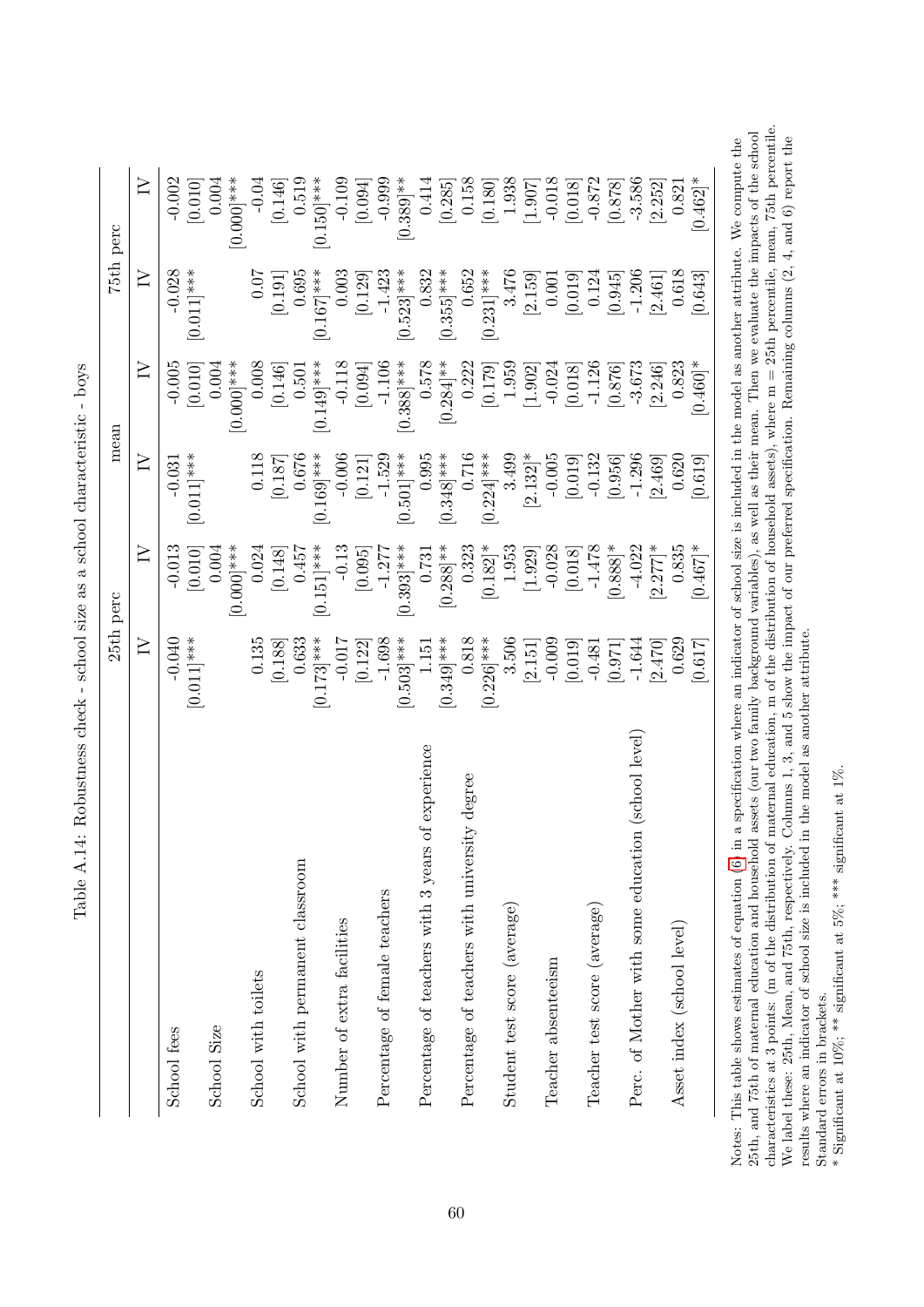Table A.14: Robustness check - school size as a school characteristic - boys

| | 25th perc | | mean | | 75th perc | |
|---|---|---|---|---|---|---|
| | IV | IV | IV | IV | IV | IV |
| School fees | -0.040 | -0.013 | -0.031 | -0.005 | -0.028 | -0.002 |
| | [0.011]*** | [0.010] | [0.011]*** | [0.010] | [0.011]*** | [0.010] |
| School Size | | 0.004 | | 0.004 | | 0.004 |
| | | [0.000]*** | | [0.000]*** | | [0.000]*** |
| School with toilets | 0.135 | 0.024 | 0.118 | 0.008 | 0.07 | -0.04 |
| | [0.188] | [0.148] | [0.187] | [0.146] | [0.191] | [0.146] |
| School with permanent classroom | 0.633 | 0.457 | 0.676 | 0.501 | 0.695 | 0.519 |
| | [0.173]*** | [0.151]*** | [0.169]*** | [0.149]*** | [0.167]*** | [0.150]*** |
| Number of extra facilities | -0.017 | -0.13 | -0.006 | -0.118 | 0.003 | -0.109 |
| | [0.122] | [0.095] | [0.121] | [0.094] | [0.129] | [0.094] |
| Percentage of female teachers | -1.698 | -1.277 | -1.529 | -1.106 | -1.423 | -0.999 |
| | [0.503]*** | [0.393]*** | [0.501]*** | [0.388]*** | [0.523]*** | [0.389]** |
| Percentage of teachers with 3 years of experience | 1.151 | 0.731 | 0.995 | 0.578 | 0.832 | 0.414 |
| | [0.349]*** | [0.288]** | [0.348]*** | [0.284]** | [0.355]*** | [0.285] |
| Percentage of teachers with university degree | 0.818 | 0.323 | 0.716 | 0.222 | 0.652 | 0.158 |
| | [0.226]*** | [0.182]* | [0.224]*** | [0.179] | [0.231]*** | [0.180] |
| Student test score (average) | 3.506 | 1.953 | 3.499 | 1.959 | 3.476 | 1.938 |
| | [2.151] | [1.929] | [2.132]* | [1.902] | [2.159] | [1.907] |
| Teacher absenteeism | -0.009 | -0.028 | -0.005 | -0.024 | 0.001 | -0.018 |
| | [0.019] | [0.018] | [0.019] | [0.018] | [0.019] | [0.018] |
| Teacher test score (average) | -0.481 | -1.478 | -0.132 | -1.126 | 0.124 | -0.872 |
| | [0.971] | [0.888]* | [0.956] | [0.876] | [0.945] | [0.878] |
| Perc. of Mother with some education (school level) | -1.644 | -4.022 | -1.296 | -3.673 | -1.206 | -3.586 |
| | [2.470] | [2.277]* | [2.469] | [2.246] | [2.461] | [2.252] |
| Asset index (school level) | 0.629 | 0.835 | 0.620 | 0.823 | 0.618 | 0.821 |
| | [0.617] | [0.467]* | [0.619] | [0.460]* | [0.643] | [0.462]* |

Notes: This table shows estimates of equation (6) in a specification where an indicator of school size is included in the model as another attribute. We compute the 25th, and 75th of maternal education and household assets (our two family background variables), as well as their mean. Then we evaluate the impacts of the school characteristics at 3 points: (m of the distribution of maternal education, m of the distribution of household assets), where m = 25th percentile, mean, 75th percentile. We label these: 25th, Mean, and 75th, respectively. Columns 1, 3, and 5 show the impact of our preferred specification. Remaining columns (2, 4, and 6) report the results where an indicator of school size is included in the model as another attribute.

Standard errors in brackets.

* Significant at 10%; ** significant at 5%; *** significant at 1%.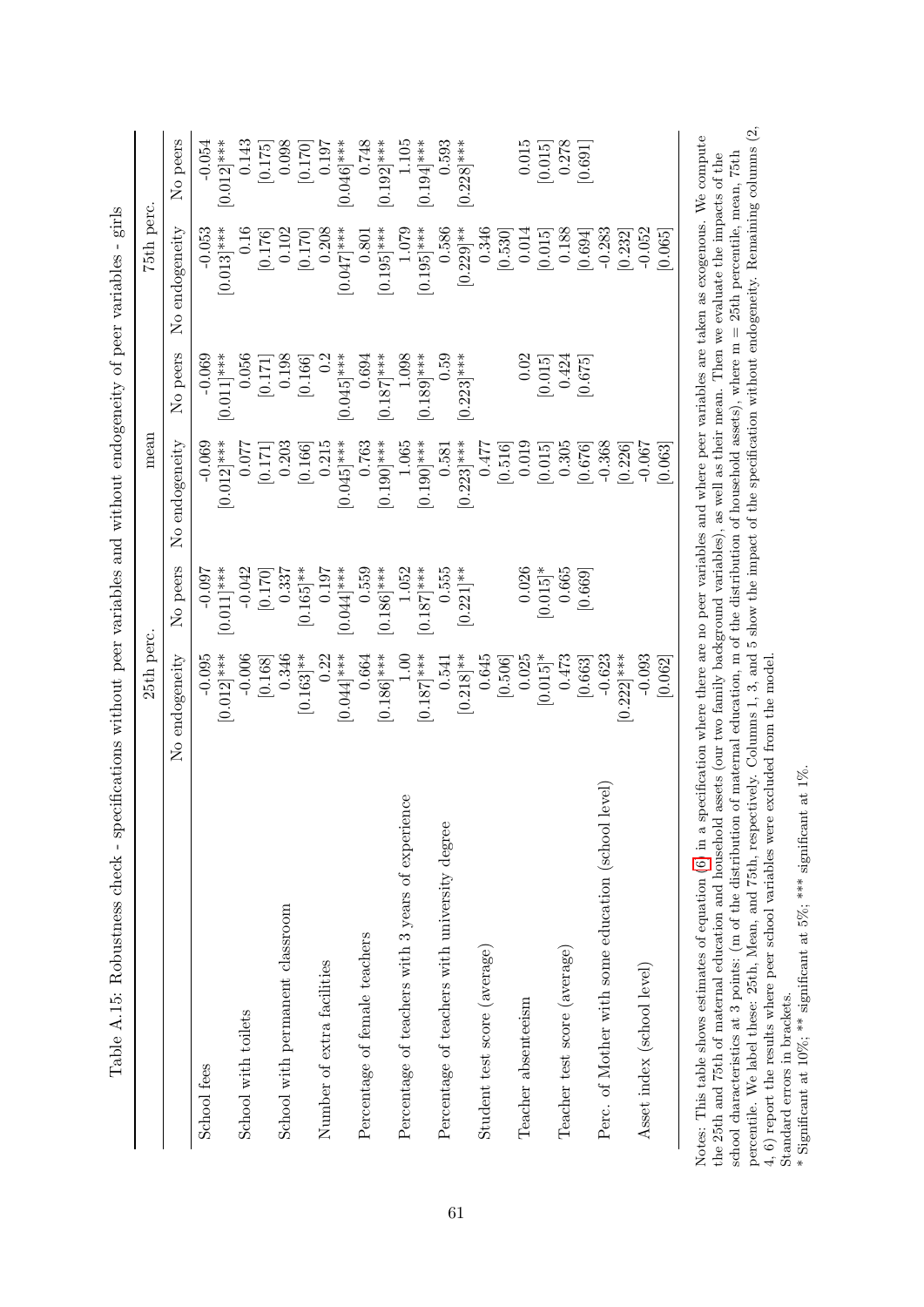Table A.15: Robustness check - specifications without peer variables and without endogeneity of peer variables - girls

| | 25th perc. | | mean | | 75th perc. | |
|---|---|---|---|---|---|---|
| | No endogeneity | No peers | No endogeneity | No peers | No endogeneity | No peers |
| School fees | -0.095 | -0.097 | -0.069 | -0.069 | -0.053 | -0.054 |
| | [0.012]*** | [0.011]*** | [0.012]*** | [0.011]*** | [0.013]*** | [0.012]*** |
| School with toilets | -0.006 | -0.042 | 0.077 | 0.056 | 0.16 | 0.143 |
| | [0.168] | [0.170] | [0.171] | [0.171] | [0.176] | [0.175] |
| School with permanent classroom | 0.346 | 0.337 | 0.203 | 0.198 | 0.102 | 0.098 |
| | [0.163]** | [0.165]** | [0.166] | [0.166] | [0.170] | [0.170] |
| Number of extra facilities | 0.22 | 0.197 | 0.215 | 0.2 | 0.208 | 0.197 |
| | [0.044]*** | [0.044]*** | [0.045]*** | [0.045]*** | [0.047]*** | [0.046]*** |
| Percentage of female teachers | 0.664 | 0.559 | 0.763 | 0.694 | 0.801 | 0.748 |
| | [0.186]*** | [0.186]*** | [0.190]*** | [0.187]*** | [0.195]*** | [0.192]*** |
| Percentage of teachers with 3 years of experience | 1.00 | 1.052 | 1.065 | 1.098 | 1.079 | 1.105 |
| | [0.187]*** | [0.187]*** | [0.190]*** | [0.189]*** | [0.195]*** | [0.194]*** |
| Percentage of teachers with university degree | 0.541 | 0.555 | 0.581 | 0.59 | 0.586 | 0.593 |
| | [0.218]** | [0.221]** | [0.223]*** | [0.223]*** | [0.229]** | [0.228]*** |
| Student test score (average) | 0.645 | | 0.477 | | 0.346 | |
| | [0.506] | | [0.516] | | [0.530] | |
| Teacher absenteeism | 0.025 | 0.026 | 0.019 | 0.02 | 0.014 | 0.015 |
| | [0.015]* | [0.015]* | [0.015] | [0.015] | [0.015] | [0.015] |
| Teacher test score (average) | 0.473 | 0.665 | 0.305 | 0.424 | 0.188 | 0.278 |
| | [0.663] | [0.669] | [0.676] | [0.675] | [0.694] | [0.691] |
| Perc. of Mother with some education (school level) | -0.623 | | -0.368 | | -0.283 | |
| | [0.222]*** | | [0.226] | | [0.232] | |
| Asset index (school level) | -0.093 | | -0.067 | | -0.052 | |
| | [0.062] | | [0.063] | | [0.065] | |

Notes: This table shows estimates of equation (6) in a specification where there are no peer variables and where peer variables are taken as exogenous. We compute the 25th and 75th of maternal education and household assets (our two family background variables), as well as their mean. Then we evaluate the impacts of the school characteristics at 3 points: (m of the distribution of maternal education, m of the distribution of household assets), where m = 25th percentile, mean, 75th percentile. We label these: 25th, Mean, and 75th, respectively. Columns 1, 3, and 5 show the impact of the specification without endogeneity. Remaining columns (2, 4, 6) report the results where peer school variables were excluded from the model.
Standard errors in brackets.
* Significant at 10%; ** significant at 5%; *** significant at 1%.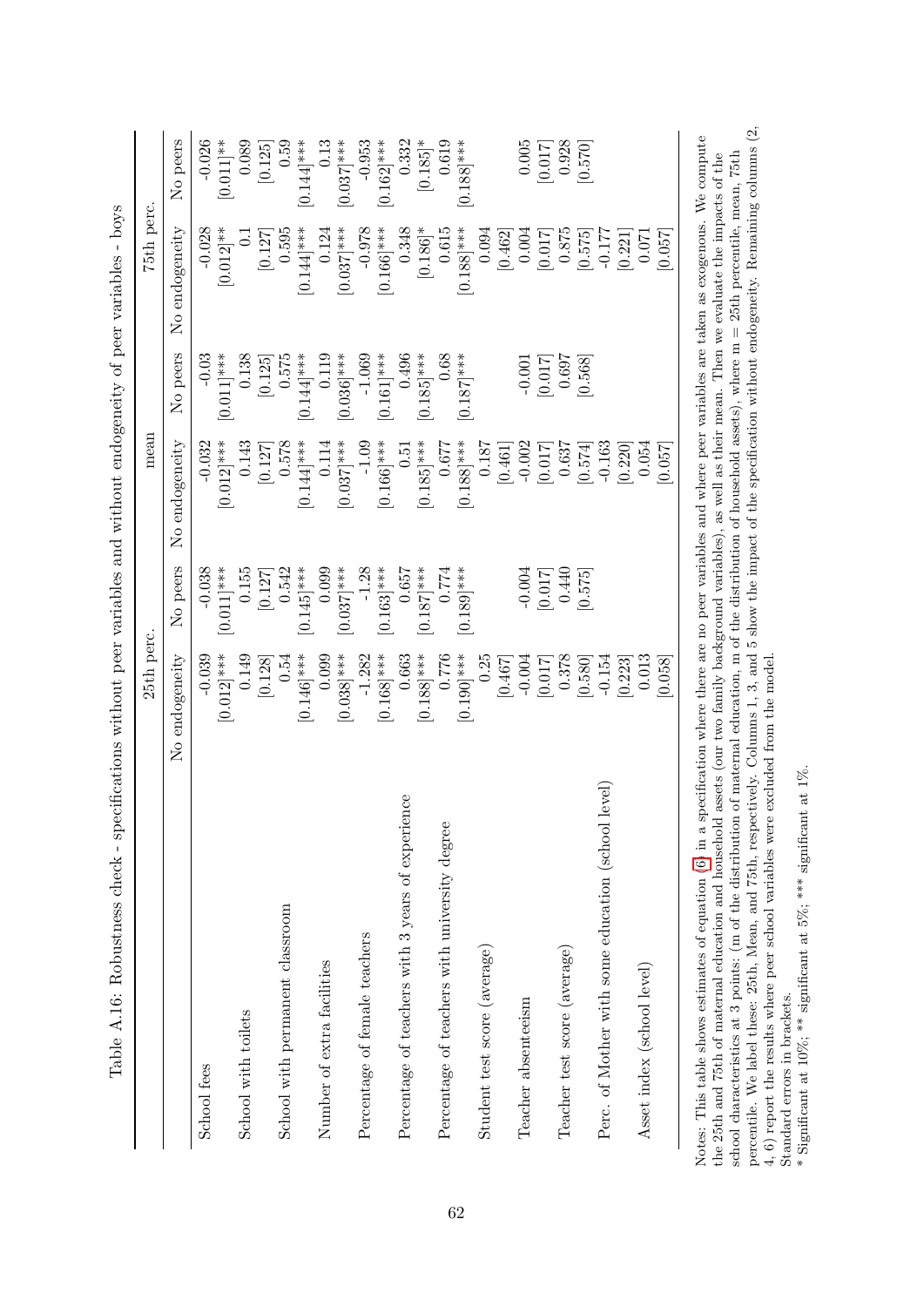Table A.16: Robustness check - specifications without peer variables and without endogeneity of peer variables - boys

| | 25th perc. | | mean | | 75th perc. | |
|---|---|---|---|---|---|---|
| | No endogeneity | No peers | No endogeneity | No peers | No endogeneity | No peers |
| School fees | -0.039 | -0.038 | -0.032 | -0.03 | -0.028 | -0.026 |
| | [0.012]*** | [0.011]*** | [0.012]*** | [0.011]*** | [0.012]** | [0.011]** |
| School with toilets | 0.149 | 0.155 | 0.143 | 0.138 | 0.1 | 0.089 |
| | [0.128] | [0.127] | [0.127] | [0.125] | [0.127] | [0.125] |
| School with permanent classroom | 0.54 | 0.542 | 0.578 | 0.575 | 0.595 | 0.59 |
| | [0.146]*** | [0.145]*** | [0.144]*** | [0.144]*** | [0.144]*** | [0.144]*** |
| Number of extra facilities | 0.099 | 0.099 | 0.114 | 0.119 | 0.124 | 0.13 |
| | [0.038]*** | [0.037]*** | [0.037]*** | [0.036]*** | [0.037]*** | [0.037]*** |
| Percentage of female teachers | -1.282 | -1.28 | -1.09 | -1.069 | -0.978 | -0.953 |
| | [0.168]*** | [0.163]*** | [0.166]*** | [0.161]*** | [0.166]*** | [0.162]*** |
| Percentage of teachers with 3 years of experience | 0.663 | 0.657 | 0.51 | 0.496 | 0.348 | 0.332 |
| | [0.188]*** | [0.187]*** | [0.185]*** | [0.185]*** | [0.186]* | [0.185]* |
| Percentage of teachers with university degree | 0.776 | 0.774 | 0.677 | 0.68 | 0.615 | 0.619 |
| | [0.190]*** | [0.189]*** | [0.188]*** | [0.187]*** | [0.188]*** | [0.188]*** |
| Student test score (average) | 0.25 | | 0.187 | | 0.094 | |
| | [0.467] | | [0.461] | | [0.462] | |
| Teacher absenteeism | -0.004 | -0.004 | -0.002 | -0.001 | 0.004 | 0.005 |
| | [0.017] | [0.017] | [0.017] | [0.017] | [0.017] | [0.017] |
| Teacher test score (average) | 0.378 | 0.440 | 0.637 | 0.697 | 0.875 | 0.928 |
| | [0.580] | [0.575] | [0.574] | [0.568] | [0.575] | [0.570] |
| Perc. of Mother with some education (school level) | -0.154 | | -0.163 | | -0.177 | |
| | [0.223] | | [0.220] | | [0.221] | |
| Asset index (school level) | 0.013 | | 0.054 | | 0.071 | |
| | [0.058] | | [0.057] | | [0.057] | |

Notes: This table shows estimates of equation (6) in a specification where there are no peer variables and where peer variables are taken as exogenous. We compute the 25th and 75th of maternal education and household assets (our two family background variables), as well as their mean. Then we evaluate the impacts of the school characteristics at 3 points: (m of the distribution of maternal education, m of the distribution of household assets), where m = 25th percentile, mean, 75th percentile. We label these: 25th, Mean, and 75th, respectively. Columns 1, 3, and 5 show the impact of the specification without endogeneity. Remaining columns (2, 4, 6) report the results where peer school variables were excluded from the model.
Standard errors in brackets.
* Significant at 10%; ** significant at 5%; *** significant at 1%.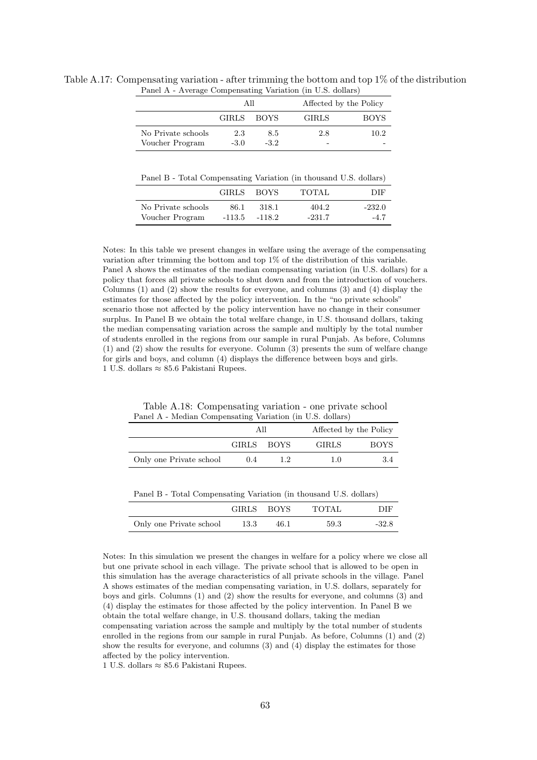Table A.17: Compensating variation - after trimming the bottom and top 1% of the distribution

Panel A - Average Compensating Variation (in U.S. dollars)

| | All | | Affected by the Policy | |
|---|---|---|---|---|
| | GIRLS | BOYS | GIRLS | BOYS |
| No Private schools | 2.3 | 8.5 | 2.8 | 10.2 |
| Voucher Program | -3.0 | -3.2 | - | - |

Panel B - Total Compensating Variation (in thousand U.S. dollars)

| | GIRLS | BOYS | TOTAL | DIF |
|---|---|---|---|---|
| No Private schools | 86.1 | 318.1 | 404.2 | -232.0 |
| Voucher Program | -113.5 | -118.2 | -231.7 | -4.7 |

Notes: In this table we present changes in welfare using the average of the compensating variation after trimming the bottom and top 1% of the distribution of this variable. Panel A shows the estimates of the median compensating variation (in U.S. dollars) for a policy that forces all private schools to shut down and from the introduction of vouchers. Columns (1) and (2) show the results for everyone, and columns (3) and (4) display the estimates for those affected by the policy intervention. In the "no private schools" scenario those not affected by the policy intervention have no change in their consumer surplus. In Panel B we obtain the total welfare change, in U.S. thousand dollars, taking the median compensating variation across the sample and multiply by the total number of students enrolled in the regions from our sample in rural Punjab. As before, Columns (1) and (2) show the results for everyone. Column (3) presents the sum of welfare change for girls and boys, and column (4) displays the difference between boys and girls.
1 U.S. dollars ≈ 85.6 Pakistani Rupees.

Table A.18: Compensating variation - one private school

Panel A - Median Compensating Variation (in U.S. dollars)

| | All | | Affected by the Policy | |
|---|---|---|---|---|
| | GIRLS | BOYS | GIRLS | BOYS |
| Only one Private school | 0.4 | 1.2 | 1.0 | 3.4 |

Panel B - Total Compensating Variation (in thousand U.S. dollars)

| | GIRLS | BOYS | TOTAL | DIF |
|---|---|---|---|---|
| Only one Private school | 13.3 | 46.1 | 59.3 | -32.8 |

Notes: In this simulation we present the changes in welfare for a policy where we close all but one private school in each village. The private school that is allowed to be open in this simulation has the average characteristics of all private schools in the village. Panel A shows estimates of the median compensating variation, in U.S. dollars, separately for boys and girls. Columns (1) and (2) show the results for everyone, and columns (3) and (4) display the estimates for those affected by the policy intervention. In Panel B we obtain the total welfare change, in U.S. thousand dollars, taking the median compensating variation across the sample and multiply by the total number of students enrolled in the regions from our sample in rural Punjab. As before, Columns (1) and (2) show the results for everyone, and columns (3) and (4) display the estimates for those affected by the policy intervention.
1 U.S. dollars ≈ 85.6 Pakistani Rupees.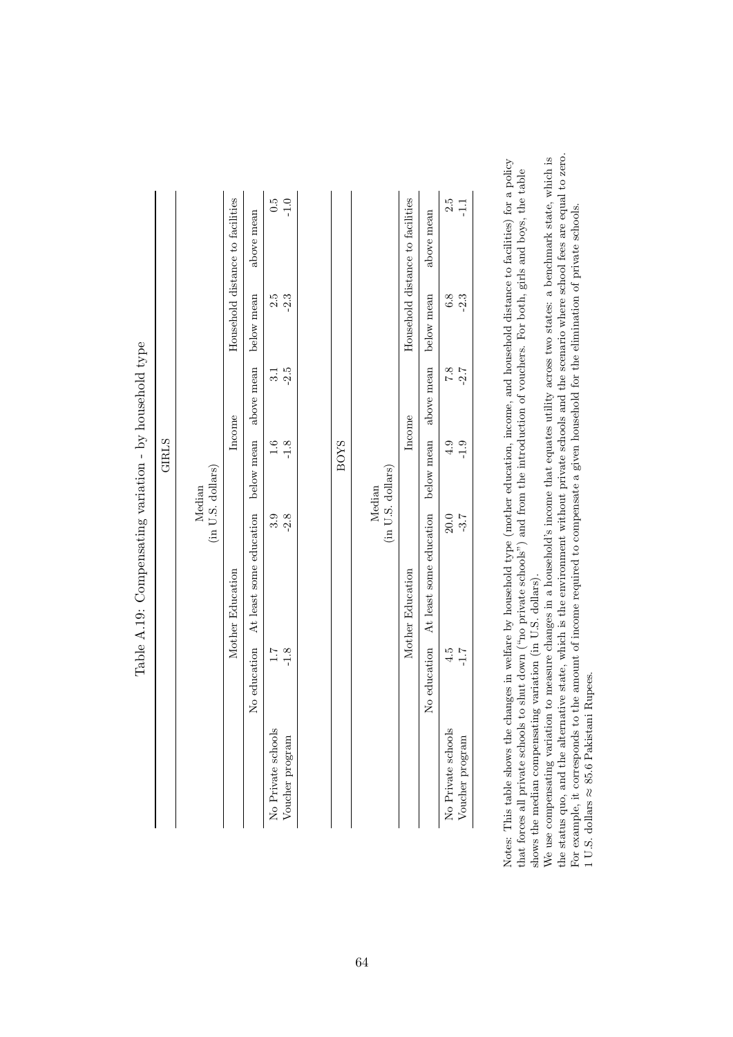Table A.19: Compensating variation - by household type

**GIRLS**

Median (in U.S. dollars)

| | Mother Education | | Income | | Household distance to facilities | |
|---|---|---|---|---|---|---|
| | No education | At least some education | below mean | above mean | below mean | above mean |
| No Private schools | 1.7 | 3.9 | 1.6 | 3.1 | 2.5 | 0.5 |
| Voucher program | -1.8 | -2.8 | -1.8 | -2.5 | -2.3 | -1.0 |

**BOYS**

Median (in U.S. dollars)

| | Mother Education | | Income | | Household distance to facilities | |
|---|---|---|---|---|---|---|
| | No education | At least some education | below mean | above mean | below mean | above mean |
| No Private schools | 4.5 | 20.0 | 4.9 | 7.8 | 6.8 | 2.5 |
| Voucher program | -1.7 | -3.7 | -1.9 | -2.7 | -2.3 | -1.1 |

Notes: This table shows the changes in welfare by household type (mother education, income, and household distance to facilities) for a policy that forces all private schools to shut down ("no private schools") and from the introduction of vouchers. For both, girls and boys, the table shows the median compensating variation (in U.S. dollars).
We use compensating variation to measure changes in a household's income that equates utility across two states: a benchmark state, which is the status quo, and the alternative state, which is the environment without private schools and the scenario where school fees are equal to zero. For example, it corresponds to the amount of income required to compensate a given household for the elimination of private schools.
1 U.S. dollars ≈ 85.6 Pakistani Rupees.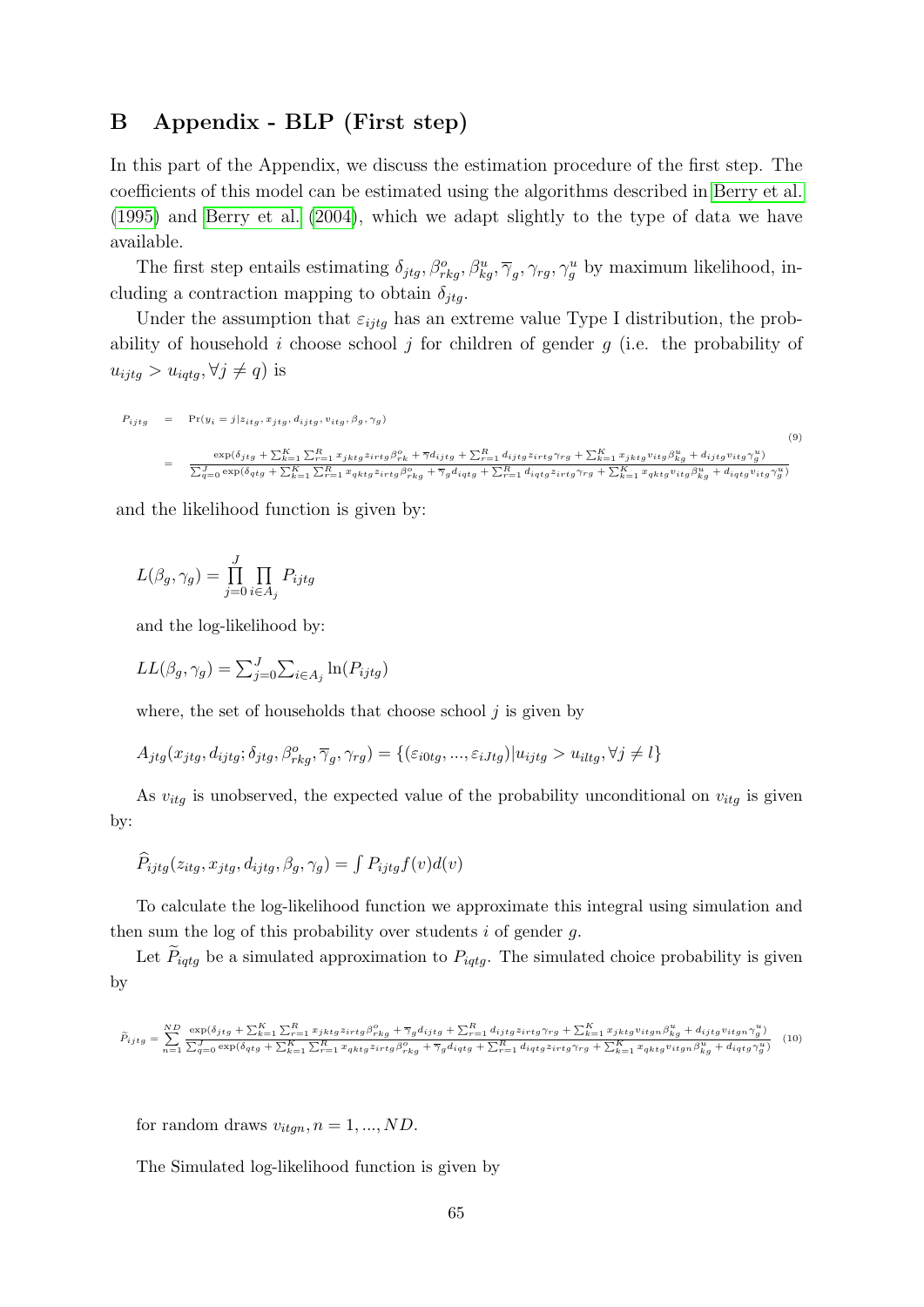## B Appendix - BLP (First step)

In this part of the Appendix, we discuss the estimation procedure of the first step. The coefficients of this model can be estimated using the algorithms described in Berry et al. (1995) and Berry et al. (2004), which we adapt slightly to the type of data we have available.

The first step entails estimating $\delta_{jtg}, \beta^o_{rkg}, \beta^u_{kg}, \overline{\gamma}_g, \gamma_{rg}, \gamma^u_g$ by maximum likelihood, including a contraction mapping to obtain $\delta_{jtg}$.

Under the assumption that $\varepsilon_{ijtg}$ has an extreme value Type I distribution, the probability of household $i$ choose school $j$ for children of gender $g$ (i.e. the probability of $u_{ijtg} > u_{iqtg}, \forall j \neq q$) is

$$
\begin{aligned}
P_{ijtg} &= \Pr(y_i = j | z_{itg}, x_{jtg}, d_{ijtg}, v_{itg}, \beta_g, \gamma_g) \\
&= \frac{\exp(\delta_{jtg} + \sum_{k=1}^{K}\sum_{r=1}^{R} x_{jktg} z_{irtg} \beta^o_{rk} + \overline{\gamma} d_{ijtg} + \sum_{r=1}^{R} d_{ijtg} z_{irtg} \gamma_{rg} + \sum_{k=1}^{K} x_{jktg} v_{itg} \beta^u_{kg} + d_{ijtg} v_{itg} \gamma^u_g)}{\sum_{q=0}^{J} \exp(\delta_{qtg} + \sum_{k=1}^{K}\sum_{r=1}^{R} x_{qktg} z_{irtg} \beta^o_{rkg} + \overline{\gamma}_g d_{iqtg} + \sum_{r=1}^{R} d_{iqtg} z_{irtg} \gamma_{rg} + \sum_{k=1}^{K} x_{qktg} v_{itg} \beta^u_{kg} + d_{iqtg} v_{itg} \gamma^u_g)}
\end{aligned}
\tag{9}
$$

and the likelihood function is given by:

$$L(\beta_g, \gamma_g) = \prod_{j=0}^{J} \prod_{i \in A_j} P_{ijtg}$$

and the log-likelihood by:

$$LL(\beta_g, \gamma_g) = \sum_{j=0}^{J} \sum_{i \in A_j} \ln(P_{ijtg})$$

where, the set of households that choose school $j$ is given by

$$A_{jtg}(x_{jtg}, d_{ijtg}; \delta_{jtg}, \beta^o_{rkg}, \overline{\gamma}_g, \gamma_{rg}) = \{(\varepsilon_{i0tg}, ..., \varepsilon_{iJtg}) | u_{ijtg} > u_{iltg}, \forall j \neq l\}$$

As $v_{itg}$ is unobserved, the expected value of the probability unconditional on $v_{itg}$ is given by:

$$\widehat{P}_{ijtg}(z_{itg}, x_{jtg}, d_{ijtg}, \beta_g, \gamma_g) = \int P_{ijtg} f(v) d(v)$$

To calculate the log-likelihood function we approximate this integral using simulation and then sum the log of this probability over students $i$ of gender $g$.

Let $\widetilde{P}_{iqtg}$ be a simulated approximation to $P_{iqtg}$. The simulated choice probability is given by

$$
\widetilde{P}_{ijtg} = \sum_{n=1}^{ND} \frac{\exp(\delta_{jtg} + \sum_{k=1}^{K}\sum_{r=1}^{R} x_{jktg} z_{irtg} \beta^o_{rkg} + \overline{\gamma}_g d_{ijtg} + \sum_{r=1}^{R} d_{ijtg} z_{irtg} \gamma_{rg} + \sum_{k=1}^{K} x_{jktg} v_{itgn} \beta^u_{kg} + d_{ijtg} v_{itgn} \gamma^u_g)}{\sum_{q=0}^{J} \exp(\delta_{qtg} + \sum_{k=1}^{K}\sum_{r=1}^{R} x_{qktg} z_{irtg} \beta^o_{rkg} + \overline{\gamma}_g d_{iqtg} + \sum_{r=1}^{R} d_{iqtg} z_{irtg} \gamma_{rg} + \sum_{k=1}^{K} x_{qktg} v_{itgn} \beta^u_{kg} + d_{iqtg} \gamma^u_g)}
\tag{10}
$$

for random draws $v_{itgn}, n = 1, ..., ND$.

The Simulated log-likelihood function is given by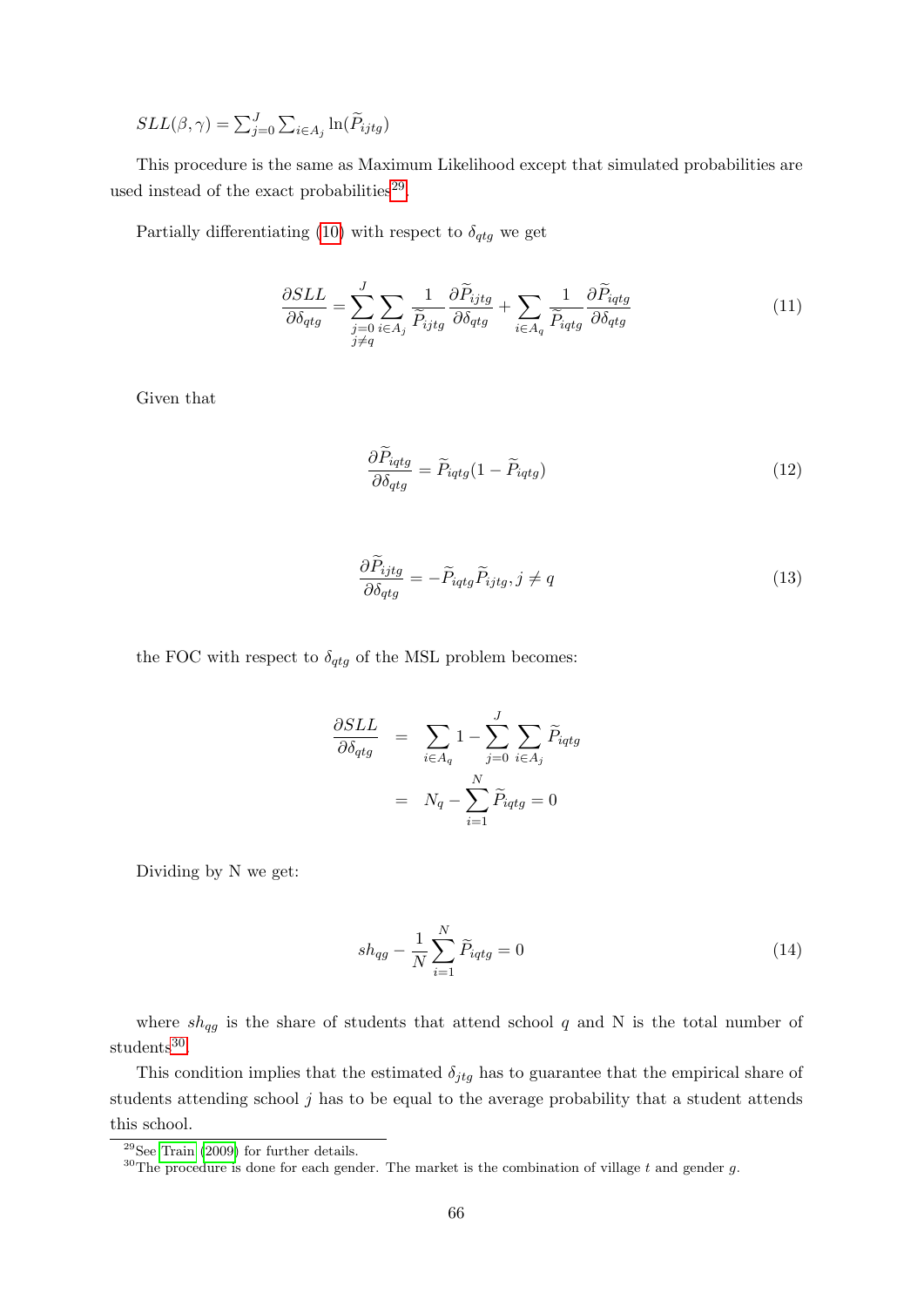$SLL(\beta,\gamma) = \sum_{j=0}^{J} \sum_{i \in A_j} \ln(\widetilde{P}_{ijtg})$

This procedure is the same as Maximum Likelihood except that simulated probabilities are used instead of the exact probabilities[29].

Partially differentiating (10) with respect to $\delta_{qtg}$ we get

$$\frac{\partial SLL}{\partial \delta_{qtg}} = \sum_{\substack{j=0 \\ j \neq q}}^{J} \sum_{i \in A_j} \frac{1}{\widetilde{P}_{ijtg}} \frac{\partial \widetilde{P}_{ijtg}}{\partial \delta_{qtg}} + \sum_{i \in A_q} \frac{1}{\widetilde{P}_{iqtg}} \frac{\partial \widetilde{P}_{iqtg}}{\partial \delta_{qtg}} \tag{11}$$

Given that

$$\frac{\partial \widetilde{P}_{iqtg}}{\partial \delta_{qtg}} = \widetilde{P}_{iqtg}(1 - \widetilde{P}_{iqtg}) \tag{12}$$

$$\frac{\partial \widetilde{P}_{ijtg}}{\partial \delta_{qtg}} = -\widetilde{P}_{iqtg}\widetilde{P}_{ijtg}, j \neq q \tag{13}$$

the FOC with respect to $\delta_{qtg}$ of the MSL problem becomes:

$$\begin{aligned} \frac{\partial SLL}{\partial \delta_{qtg}} &= \sum_{i \in A_q} 1 - \sum_{j=0}^{J} \sum_{i \in A_j} \widetilde{P}_{iqtg} \\ &= N_q - \sum_{i=1}^{N} \widetilde{P}_{iqtg} = 0 \end{aligned}$$

Dividing by N we get:

$$sh_{qg} - \frac{1}{N} \sum_{i=1}^{N} \widetilde{P}_{iqtg} = 0 \tag{14}$$

where $sh_{qg}$ is the share of students that attend school $q$ and N is the total number of students[30].

This condition implies that the estimated $\delta_{jtg}$ has to guarantee that the empirical share of students attending school $j$ has to be equal to the average probability that a student attends this school.

[29] See Train (2009) for further details.

[30] The procedure is done for each gender. The market is the combination of village $t$ and gender $g$.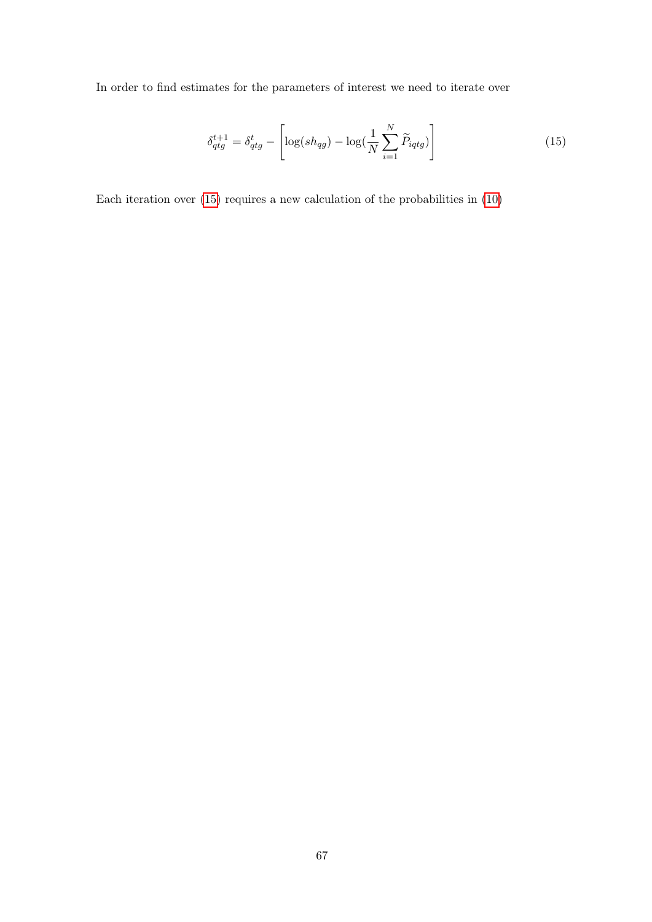In order to find estimates for the parameters of interest we need to iterate over

$$\delta_{qtg}^{t+1} = \delta_{qtg}^{t} - \left[ \log(sh_{qg}) - \log(\frac{1}{N}\sum_{i=1}^{N} \widetilde{P}_{iqtg}) \right] \tag{15}$$

Each iteration over (15) requires a new calculation of the probabilities in (10)